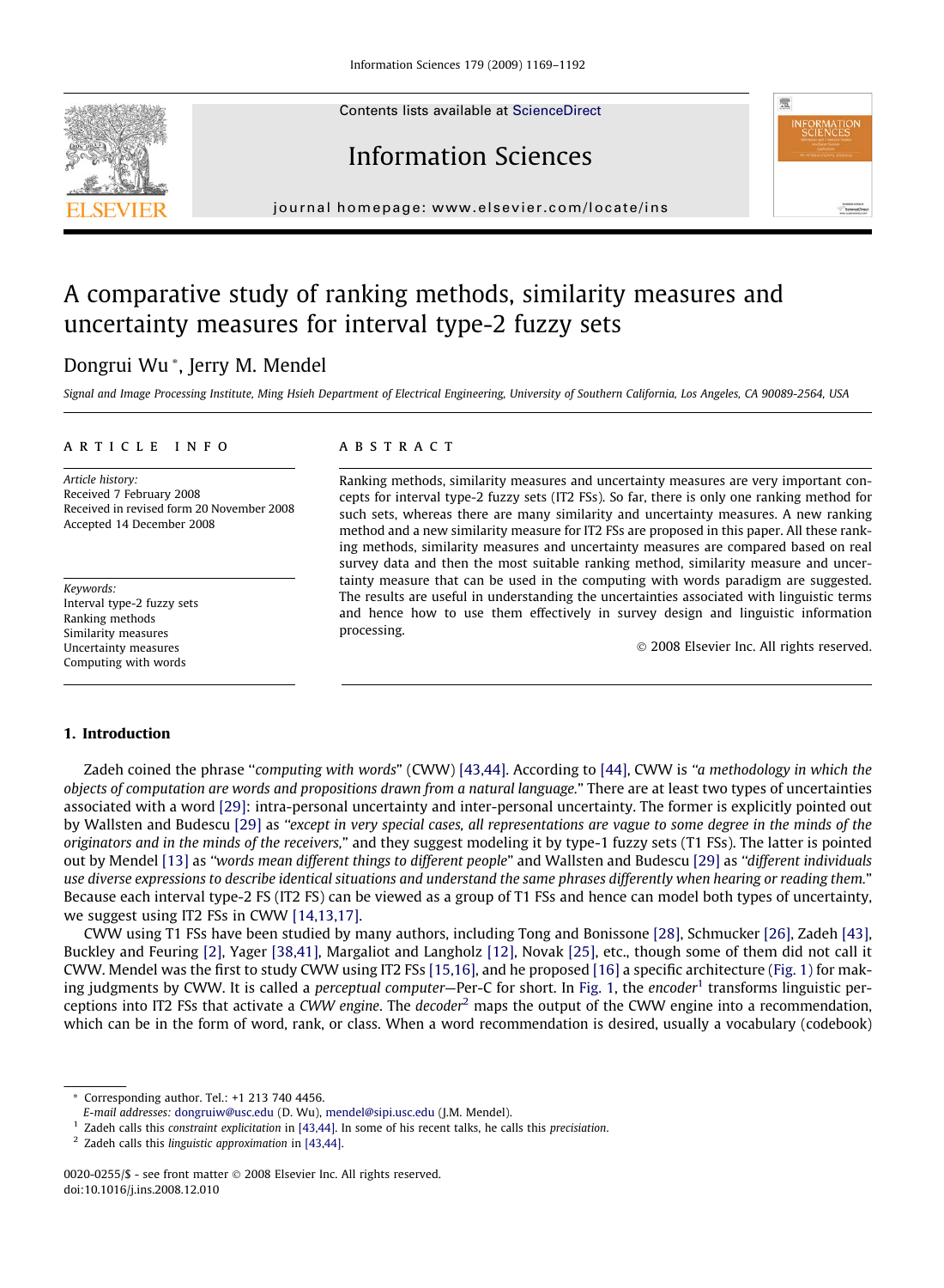# A comparative study of ranking methods, similarity measures and uncertainty measures for interval type-2 fuzzy sets

Dongrui Wu *, Jerry M. Mendel

*Signal and Image Processing Institute, Ming Hsieh Department of Electrical Engineering, University of Southern California, Los Angeles, CA 90089-2564, USA*

## ARTICLE INFO

*Article history:*
Received 7 February 2008
Received in revised form 20 November 2008
Accepted 14 December 2008

*Keywords:*
Interval type-2 fuzzy sets
Ranking methods
Similarity measures
Uncertainty measures
Computing with words

## ABSTRACT

Ranking methods, similarity measures and uncertainty measures are very important concepts for interval type-2 fuzzy sets (IT2 FSs). So far, there is only one ranking method for such sets, whereas there are many similarity and uncertainty measures. A new ranking method and a new similarity measure for IT2 FSs are proposed in this paper. All these ranking methods, similarity measures and uncertainty measures are compared based on real survey data and then the most suitable ranking method, similarity measure and uncertainty measure that can be used in the computing with words paradigm are suggested. The results are useful in understanding the uncertainties associated with linguistic terms and hence how to use them effectively in survey design and linguistic information processing.

© 2008 Elsevier Inc. All rights reserved.

## 1. Introduction

Zadeh coined the phrase "*computing with words*" (CWW) [43,44]. According to [44], CWW is "*a methodology in which the objects of computation are words and propositions drawn from a natural language.*" There are at least two types of uncertainties associated with a word [29]: intra-personal uncertainty and inter-personal uncertainty. The former is explicitly pointed out by Wallsten and Budescu [29] as "*except in very special cases, all representations are vague to some degree in the minds of the originators and in the minds of the receivers,*" and they suggest modeling it by type-1 fuzzy sets (T1 FSs). The latter is pointed out by Mendel [13] as "*words mean different things to different people*" and Wallsten and Budescu [29] as "*different individuals use diverse expressions to describe identical situations and understand the same phrases differently when hearing or reading them.*" Because each interval type-2 FS (IT2 FS) can be viewed as a group of T1 FSs and hence can model both types of uncertainty, we suggest using IT2 FSs in CWW [14,13,17].

CWW using T1 FSs have been studied by many authors, including Tong and Bonissone [28], Schmucker [26], Zadeh [43], Buckley and Feuring [2], Yager [38,41], Margaliot and Langholz [12], Novak [25], etc., though some of them did not call it CWW. Mendel was the first to study CWW using IT2 FSs [15,16], and he proposed [16] a specific architecture (Fig. 1) for making judgments by CWW. It is called a *perceptual computer*—Per-C for short. In Fig. 1, the *encoder*[1] transforms linguistic perceptions into IT2 FSs that activate a *CWW engine*. The *decoder*[2] maps the output of the CWW engine into a recommendation, which can be in the form of word, rank, or class. When a word recommendation is desired, usually a vocabulary (codebook)

---

\* Corresponding author. Tel.: +1 213 740 4456.
*E-mail addresses:* dongruiw@usc.edu (D. Wu), mendel@sipi.usc.edu (J.M. Mendel).

[1] Zadeh calls this *constraint explicitation* in [43,44]. In some of his recent talks, he calls this *precisiation*.

[2] Zadeh calls this *linguistic approximation* in [43,44].

0020-0255/$ - see front matter © 2008 Elsevier Inc. All rights reserved.
doi:10.1016/j.ins.2008.12.010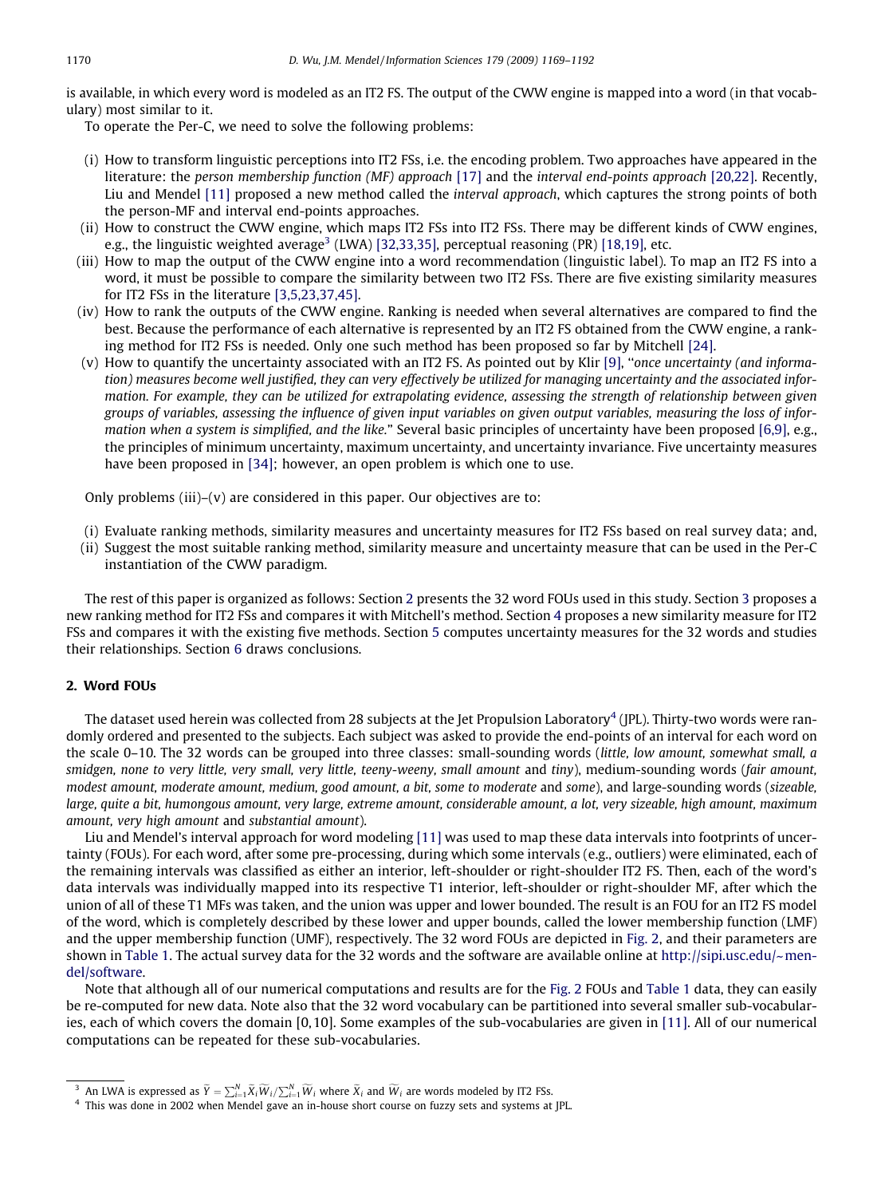is available, in which every word is modeled as an IT2 FS. The output of the CWW engine is mapped into a word (in that vocabulary) most similar to it.

To operate the Per-C, we need to solve the following problems:

(i) How to transform linguistic perceptions into IT2 FSs, i.e. the encoding problem. Two approaches have appeared in the literature: the *person membership function (MF) approach* [17] and the *interval end-points approach* [20,22]. Recently, Liu and Mendel [11] proposed a new method called the *interval approach*, which captures the strong points of both the person-MF and interval end-points approaches.

(ii) How to construct the CWW engine, which maps IT2 FSs into IT2 FSs. There may be different kinds of CWW engines, e.g., the linguistic weighted average[3] (LWA) [32,33,35], perceptual reasoning (PR) [18,19], etc.

(iii) How to map the output of the CWW engine into a word recommendation (linguistic label). To map an IT2 FS into a word, it must be possible to compare the similarity between two IT2 FSs. There are five existing similarity measures for IT2 FSs in the literature [3,5,23,37,45].

(iv) How to rank the outputs of the CWW engine. Ranking is needed when several alternatives are compared to find the best. Because the performance of each alternative is represented by an IT2 FS obtained from the CWW engine, a ranking method for IT2 FSs is needed. Only one such method has been proposed so far by Mitchell [24].

(v) How to quantify the uncertainty associated with an IT2 FS. As pointed out by Klir [9], "*once uncertainty (and information) measures become well justified, they can very effectively be utilized for managing uncertainty and the associated information. For example, they can be utilized for extrapolating evidence, assessing the strength of relationship between given groups of variables, assessing the influence of given input variables on given output variables, measuring the loss of information when a system is simplified, and the like.*" Several basic principles of uncertainty have been proposed [6,9], e.g., the principles of minimum uncertainty, maximum uncertainty, and uncertainty invariance. Five uncertainty measures have been proposed in [34]; however, an open problem is which one to use.

Only problems (iii)–(v) are considered in this paper. Our objectives are to:

(i) Evaluate ranking methods, similarity measures and uncertainty measures for IT2 FSs based on real survey data; and,

(ii) Suggest the most suitable ranking method, similarity measure and uncertainty measure that can be used in the Per-C instantiation of the CWW paradigm.

The rest of this paper is organized as follows: Section 2 presents the 32 word FOUs used in this study. Section 3 proposes a new ranking method for IT2 FSs and compares it with Mitchell's method. Section 4 proposes a new similarity measure for IT2 FSs and compares it with the existing five methods. Section 5 computes uncertainty measures for the 32 words and studies their relationships. Section 6 draws conclusions.

## 2. Word FOUs

The dataset used herein was collected from 28 subjects at the Jet Propulsion Laboratory[4] (JPL). Thirty-two words were randomly ordered and presented to the subjects. Each subject was asked to provide the end-points of an interval for each word on the scale 0–10. The 32 words can be grouped into three classes: small-sounding words (*little, low amount, somewhat small, a smidgen, none to very little, very small, very little, teeny-weeny, small amount* and *tiny*), medium-sounding words (*fair amount, modest amount, moderate amount, medium, good amount, a bit, some to moderate* and *some*), and large-sounding words (*sizeable, large, quite a bit, humongous amount, very large, extreme amount, considerable amount, a lot, very sizeable, high amount, maximum amount, very high amount* and *substantial amount*).

Liu and Mendel's interval approach for word modeling [11] was used to map these data intervals into footprints of uncertainty (FOUs). For each word, after some pre-processing, during which some intervals (e.g., outliers) were eliminated, each of the remaining intervals was classified as either an interior, left-shoulder or right-shoulder IT2 FS. Then, each of the word's data intervals was individually mapped into its respective T1 interior, left-shoulder or right-shoulder MF, after which the union of all of these T1 MFs was taken, and the union was upper and lower bounded. The result is an FOU for an IT2 FS model of the word, which is completely described by these lower and upper bounds, called the lower membership function (LMF) and the upper membership function (UMF), respectively. The 32 word FOUs are depicted in Fig. 2, and their parameters are shown in Table 1. The actual survey data for the 32 words and the software are available online at http://sipi.usc.edu/~mendel/software.

Note that although all of our numerical computations and results are for the Fig. 2 FOUs and Table 1 data, they can easily be re-computed for new data. Note also that the 32 word vocabulary can be partitioned into several smaller sub-vocabularies, each of which covers the domain [0,10]. Some examples of the sub-vocabularies are given in [11]. All of our numerical computations can be repeated for these sub-vocabularies.

[3] An LWA is expressed as $\widetilde{Y} = \sum_{i=1}^{N} \widetilde{X}_i \widetilde{W}_i / \sum_{i=1}^{N} \widetilde{W}_i$ where $\widetilde{X}_i$ and $\widetilde{W}_i$ are words modeled by IT2 FSs.

[4] This was done in 2002 when Mendel gave an in-house short course on fuzzy sets and systems at JPL.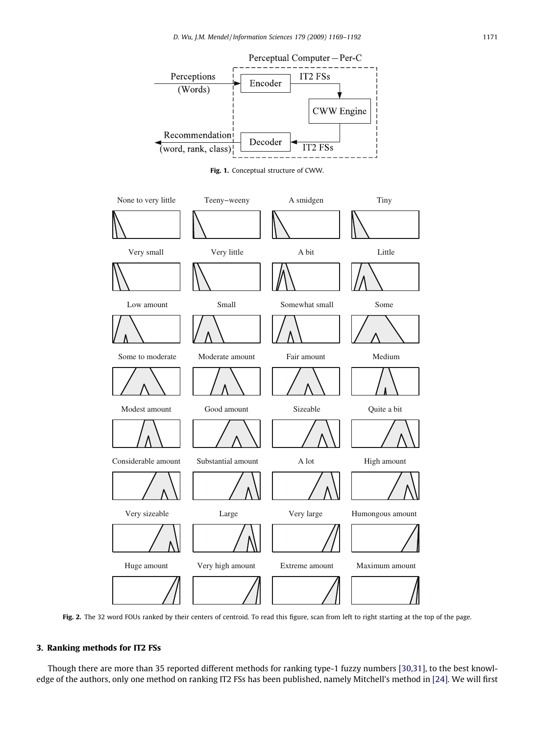Perceptual Computer — Per-C

Perceptions (Words)

Encoder

IT2 FSs

CWW Engine

IT2 FSs

Decoder

Recommendation (word, rank, class)

**Fig. 1.** Conceptual structure of CWW.

None to very little

Teeny–weeny

A smidgen

Tiny

Very small

Very little

A bit

Little

Low amount

Small

Somewhat small

Some

Some to moderate

Moderate amount

Fair amount

Medium

Modest amount

Good amount

Sizeable

Quite a bit

Considerable amount

Substantial amount

A lot

High amount

Very sizeable

Large

Very large

Humongous amount

Huge amount

Very high amount

Extreme amount

Maximum amount

**Fig. 2.** The 32 word FOUs ranked by their centers of centroid. To read this figure, scan from left to right starting at the top of the page.

## 3. Ranking methods for IT2 FSs

Though there are more than 35 reported different methods for ranking type-1 fuzzy numbers [30,31], to the best knowledge of the authors, only one method on ranking IT2 FSs has been published, namely Mitchell's method in [24]. We will first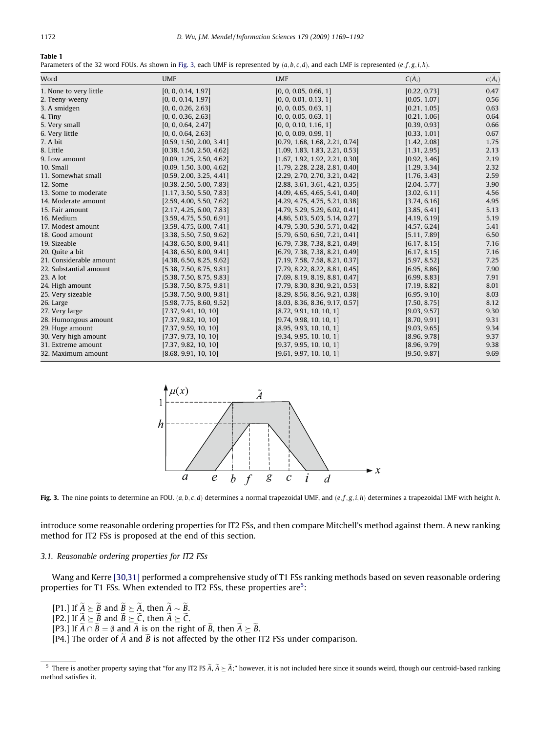**Table 1**

Parameters of the 32 word FOUs. As shown in Fig. 3, each UMF is represented by $(a, b, c, d)$, and each LMF is represented $(e, f, g, i, h)$.

| Word | UMF | LMF | $C(\widetilde{A}_i)$ | $c(\widetilde{A}_i)$ |
|---|---|---|---|---|
| 1. None to very little | [0, 0, 0.14, 1.97] | [0, 0, 0.05, 0.66, 1] | [0.22, 0.73] | 0.47 |
| 2. Teeny-weeny | [0, 0, 0.14, 1.97] | [0, 0, 0.01, 0.13, 1] | [0.05, 1.07] | 0.56 |
| 3. A smidgen | [0, 0, 0.26, 2.63] | [0, 0, 0.05, 0.63, 1] | [0.21, 1.05] | 0.63 |
| 4. Tiny | [0, 0, 0.36, 2.63] | [0, 0, 0.05, 0.63, 1] | [0.21, 1.06] | 0.64 |
| 5. Very small | [0, 0, 0.64, 2.47] | [0, 0, 0.10, 1.16, 1] | [0.39, 0.93] | 0.66 |
| 6. Very little | [0, 0, 0.64, 2.63] | [0, 0, 0.09, 0.99, 1] | [0.33, 1.01] | 0.67 |
| 7. A bit | [0.59, 1.50, 2.00, 3.41] | [0.79, 1.68, 1.68, 2.21, 0.74] | [1.42, 2.08] | 1.75 |
| 8. Little | [0.38, 1.50, 2.50, 4.62] | [1.09, 1.83, 1.83, 2.21, 0.53] | [1.31, 2.95] | 2.13 |
| 9. Low amount | [0.09, 1.25, 2.50, 4.62] | [1.67, 1.92, 1.92, 2.21, 0.30] | [0.92, 3.46] | 2.19 |
| 10. Small | [0.09, 1.50, 3.00, 4.62] | [1.79, 2.28, 2.28, 2.81, 0.40] | [1.29, 3.34] | 2.32 |
| 11. Somewhat small | [0.59, 2.00, 3.25, 4.41] | [2.29, 2.70, 2.70, 3.21, 0.42] | [1.76, 3.43] | 2.59 |
| 12. Some | [0.38, 2.50, 5.00, 7.83] | [2.88, 3.61, 3.61, 4.21, 0.35] | [2.04, 5.77] | 3.90 |
| 13. Some to moderate | [1.17, 3.50, 5.50, 7.83] | [4.09, 4.65, 4.65, 5.41, 0.40] | [3.02, 6.11] | 4.56 |
| 14. Moderate amount | [2.59, 4.00, 5.50, 7.62] | [4.29, 4.75, 4.75, 5.21, 0.38] | [3.74, 6.16] | 4.95 |
| 15. Fair amount | [2.17, 4.25, 6.00, 7.83] | [4.79, 5.29, 5.29, 6.02, 0.41] | [3.85, 6.41] | 5.13 |
| 16. Medium | [3.59, 4.75, 5.50, 6.91] | [4.86, 5.03, 5.03, 5.14, 0.27] | [4.19, 6.19] | 5.19 |
| 17. Modest amount | [3.59, 4.75, 6.00, 7.41] | [4.79, 5.30, 5.30, 5.71, 0.42] | [4.57, 6.24] | 5.41 |
| 18. Good amount | [3.38, 5.50, 7.50, 9.62] | [5.79, 6.50, 6.50, 7.21, 0.41] | [5.11, 7.89] | 6.50 |
| 19. Sizeable | [4.38, 6.50, 8.00, 9.41] | [6.79, 7.38, 7.38, 8.21, 0.49] | [6.17, 8.15] | 7.16 |
| 20. Quite a bit | [4.38, 6.50, 8.00, 9.41] | [6.79, 7.38, 7.38, 8.21, 0.49] | [6.17, 8.15] | 7.16 |
| 21. Considerable amount | [4.38, 6.50, 8.25, 9.62] | [7.19, 7.58, 7.58, 8.21, 0.37] | [5.97, 8.52] | 7.25 |
| 22. Substantial amount | [5.38, 7.50, 8.75, 9.81] | [7.79, 8.22, 8.22, 8.81, 0.45] | [6.95, 8.86] | 7.90 |
| 23. A lot | [5.38, 7.50, 8.75, 9.83] | [7.69, 8.19, 8.19, 8.81, 0.47] | [6.99, 8.83] | 7.91 |
| 24. High amount | [5.38, 7.50, 8.75, 9.81] | [7.79, 8.30, 8.30, 9.21, 0.53] | [7.19, 8.82] | 8.01 |
| 25. Very sizeable | [5.38, 7.50, 9.00, 9.81] | [8.29, 8.56, 8.56, 9.21, 0.38] | [6.95, 9.10] | 8.03 |
| 26. Large | [5.98, 7.75, 8.60, 9.52] | [8.03, 8.36, 8.36, 9.17, 0.57] | [7.50, 8.75] | 8.12 |
| 27. Very large | [7.37, 9.41, 10, 10] | [8.72, 9.91, 10, 10, 1] | [9.03, 9.57] | 9.30 |
| 28. Humongous amount | [7.37, 9.82, 10, 10] | [9.74, 9.98, 10, 10, 1] | [8.70, 9.91] | 9.31 |
| 29. Huge amount | [7.37, 9.59, 10, 10] | [8.95, 9.93, 10, 10, 1] | [9.03, 9.65] | 9.34 |
| 30. Very high amount | [7.37, 9.73, 10, 10] | [9.34, 9.95, 10, 10, 1] | [8.96, 9.78] | 9.37 |
| 31. Extreme amount | [7.37, 9.82, 10, 10] | [9.37, 9.95, 10, 10, 1] | [8.96, 9.79] | 9.38 |
| 32. Maximum amount | [8.68, 9.91, 10, 10] | [9.61, 9.97, 10, 10, 1] | [9.50, 9.87] | 9.69 |

$\mu(x)$
$\widetilde{A}$
1
$h$
$a$ $e$ $b$ $f$ $g$ $c$ $i$ $d$
$x$

**Fig. 3.** The nine points to determine an FOU. $(a, b, c, d)$ determines a normal trapezoidal UMF, and $(e, f, g, i, h)$ determines a trapezoidal LMF with height $h$.

introduce some reasonable ordering properties for IT2 FSs, and then compare Mitchell's method against them. A new ranking method for IT2 FSs is proposed at the end of this section.

### 3.1. Reasonable ordering properties for IT2 FSs

Wang and Kerre [30,31] performed a comprehensive study of T1 FSs ranking methods based on seven reasonable ordering properties for T1 FSs. When extended to IT2 FSs, these properties are[5]:

[P1.] If $\widetilde{A} \succeq \widetilde{B}$ and $\widetilde{B} \succeq \widetilde{A}$, then $\widetilde{A} \sim \widetilde{B}$.
[P2.] If $\widetilde{A} \succeq \widetilde{B}$ and $\widetilde{B} \succeq \widetilde{C}$, then $\widetilde{A} \succeq \widetilde{C}$.
[P3.] If $\widetilde{A} \cap \widetilde{B} = \emptyset$ and $\widetilde{A}$ is on the right of $\widetilde{B}$, then $\widetilde{A} \succeq \widetilde{B}$.
[P4.] The order of $\widetilde{A}$ and $\widetilde{B}$ is not affected by the other IT2 FSs under comparison.

[5] There is another property saying that "for any IT2 FS $\widetilde{A}$, $\widetilde{A} \succeq \widetilde{A}$;" however, it is not included here since it sounds weird, though our centroid-based ranking method satisfies it.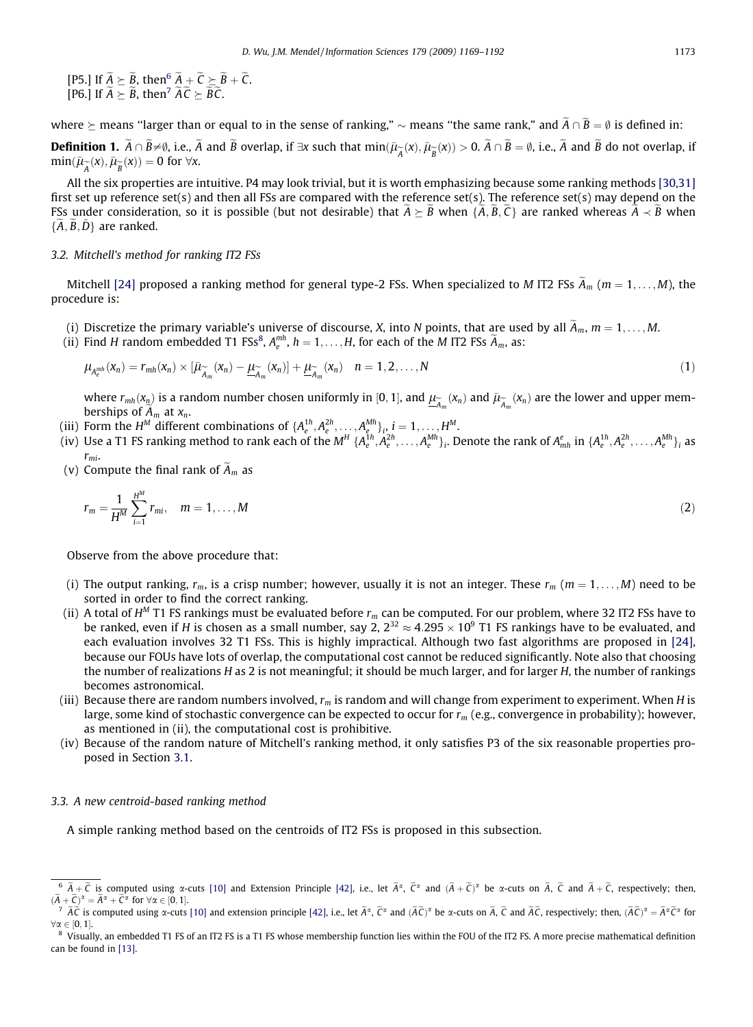[P5.] If $\tilde{A} \succeq \tilde{B}$, then[6] $\tilde{A} + \tilde{C} \succeq \tilde{B} + \tilde{C}$.
[P6.] If $\tilde{A} \succeq \tilde{B}$, then[7] $\tilde{A}\tilde{C} \succeq \tilde{B}\tilde{C}$.

where $\succeq$ means "larger than or equal to in the sense of ranking," $\sim$ means "the same rank," and $\tilde{A} \cap \tilde{B} = \emptyset$ is defined in:

**Definition 1.** $\tilde{A} \cap \tilde{B} \neq \emptyset$, i.e., $\tilde{A}$ and $\tilde{B}$ overlap, if $\exists x$ such that $\min(\bar{\mu}_{\tilde{A}}(x), \bar{\mu}_{\tilde{B}}(x)) > 0$. $\tilde{A} \cap \tilde{B} = \emptyset$, i.e., $\tilde{A}$ and $\tilde{B}$ do not overlap, if $\min(\bar{\mu}_{\tilde{A}}(x), \bar{\mu}_{\tilde{B}}(x)) = 0$ for $\forall x$.

All the six properties are intuitive. P4 may look trivial, but it is worth emphasizing because some ranking methods [30,31] first set up reference set(s) and then all FSs are compared with the reference set(s). The reference set(s) may depend on the FSs under consideration, so it is possible (but not desirable) that $\tilde{A} \succeq \tilde{B}$ when $\{\tilde{A}, \tilde{B}, \tilde{C}\}$ are ranked whereas $\tilde{A} \prec \tilde{B}$ when $\{\tilde{A}, \tilde{B}, \tilde{D}\}$ are ranked.

### 3.2. Mitchell's method for ranking IT2 FSs

Mitchell [24] proposed a ranking method for general type-2 FSs. When specialized to $M$ IT2 FSs $\tilde{A}_m$ $(m = 1, \ldots, M)$, the procedure is:

(i) Discretize the primary variable's universe of discourse, $X$, into $N$ points, that are used by all $\tilde{A}_m$, $m = 1, \ldots, M$.
(ii) Find $H$ random embedded T1 FSs[8], $A_e^{mh}$, $h = 1, \ldots, H$, for each of the $M$ IT2 FSs $\tilde{A}_m$, as:

$$\mu_{A_e^{mh}}(x_n) = r_{mh}(x_n) \times [\bar{\mu}_{\tilde{A}_m}(x_n) - \underline{\mu}_{\tilde{A}_m}(x_n)] + \underline{\mu}_{\tilde{A}_m}(x_n) \quad n = 1, 2, \ldots, N \tag{1}$$

where $r_{mh}(x_n)$ is a random number chosen uniformly in $[0, 1]$, and $\underline{\mu}_{\tilde{A}_m}(x_n)$ and $\bar{\mu}_{\tilde{A}_m}(x_n)$ are the lower and upper memberships of $\tilde{A}_m$ at $x_n$.
(iii) Form the $H^M$ different combinations of $\{A_e^{1h}, A_e^{2h}, \ldots, A_e^{Mh}\}_i$, $i = 1, \ldots, H^M$.
(iv) Use a T1 FS ranking method to rank each of the $M^H$ $\{A_e^{1h}, A_e^{2h}, \ldots, A_e^{Mh}\}_i$. Denote the rank of $A_{mh}^{e}$ in $\{A_e^{1h}, A_e^{2h}, \ldots, A_e^{Mh}\}_i$ as $r_{mi}$.
(v) Compute the final rank of $\tilde{A}_m$ as

$$r_m = \frac{1}{H^M} \sum_{i=1}^{H^M} r_{mi}, \quad m = 1, \ldots, M \tag{2}$$

Observe from the above procedure that:

(i) The output ranking, $r_m$, is a crisp number; however, usually it is not an integer. These $r_m$ $(m = 1, \ldots, M)$ need to be sorted in order to find the correct ranking.
(ii) A total of $H^M$ T1 FS rankings must be evaluated before $r_m$ can be computed. For our problem, where 32 IT2 FSs have to be ranked, even if $H$ is chosen as a small number, say 2, $2^{32} \approx 4.295 \times 10^9$ T1 FS rankings have to be evaluated, and each evaluation involves 32 T1 FSs. This is highly impractical. Although two fast algorithms are proposed in [24], because our FOUs have lots of overlap, the computational cost cannot be reduced significantly. Note also that choosing the number of realizations $H$ as 2 is not meaningful; it should be much larger, and for larger $H$, the number of rankings becomes astronomical.
(iii) Because there are random numbers involved, $r_m$ is random and will change from experiment to experiment. When $H$ is large, some kind of stochastic convergence can be expected to occur for $r_m$ (e.g., convergence in probability); however, as mentioned in (ii), the computational cost is prohibitive.
(iv) Because of the random nature of Mitchell's ranking method, it only satisfies P3 of the six reasonable properties proposed in Section 3.1.

### 3.3. A new centroid-based ranking method

A simple ranking method based on the centroids of IT2 FSs is proposed in this subsection.

---

[6] $\tilde{A} + \tilde{C}$ is computed using $\alpha$-cuts [10] and Extension Principle [42], i.e., let $\tilde{A}^\alpha$, $\tilde{C}^\alpha$ and $(\tilde{A} + \tilde{C})^\alpha$ be $\alpha$-cuts on $\tilde{A}$, $\tilde{C}$ and $\tilde{A} + \tilde{C}$, respectively; then, $(\tilde{A} + \tilde{C})^\alpha = \tilde{A}^\alpha + \tilde{C}^\alpha$ for $\forall \alpha \in [0, 1]$.

[7] $\tilde{A}\tilde{C}$ is computed using $\alpha$-cuts [10] and extension principle [42], i.e., let $\tilde{A}^\alpha$, $\tilde{C}^\alpha$ and $(\tilde{A}\tilde{C})^\alpha$ be $\alpha$-cuts on $\tilde{A}$, $\tilde{C}$ and $\tilde{A}\tilde{C}$, respectively; then, $(\tilde{A}\tilde{C})^\alpha = \tilde{A}^\alpha \tilde{C}^\alpha$ for $\forall \alpha \in [0, 1]$.

[8] Visually, an embedded T1 FS of an IT2 FS is a T1 FS whose membership function lies within the FOU of the IT2 FS. A more precise mathematical definition can be found in [13].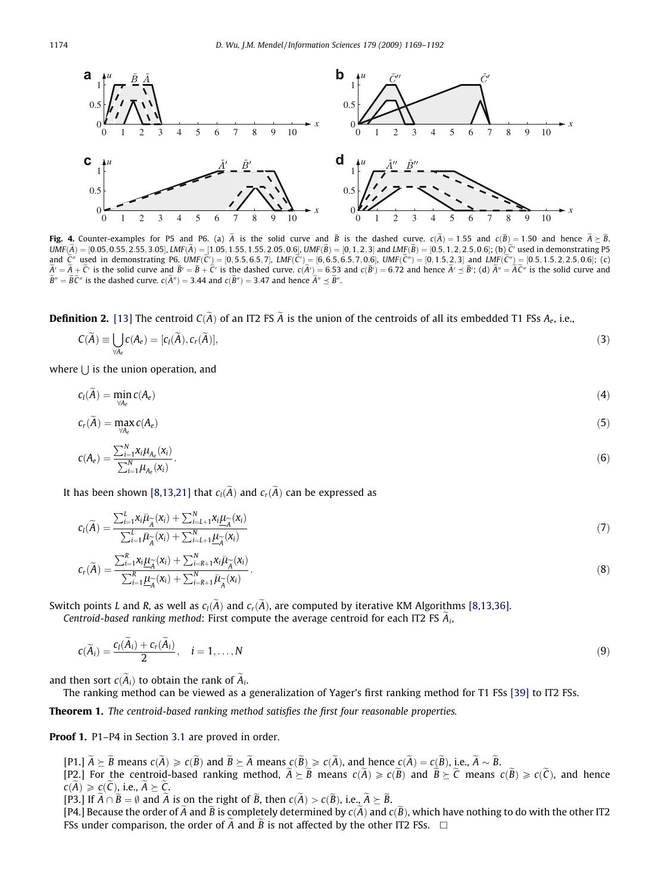a
u
1
0.5
0
0 1 2 3 4 5 6 7 8 9 10 x
$\tilde{B}$ $\tilde{A}$

b
u
1
0.5
0
0 1 2 3 4 5 6 7 8 9 10 x
$\tilde{C}''$ $\tilde{C}'$

c
u
1
0.5
0
0 1 2 3 4 5 6 7 8 9 10 x
$\tilde{A}'$ $\tilde{B}'$

d
u
1
0.5
0
0 1 2 3 4 5 6 7 8 9 10 x
$\tilde{A}''$ $\tilde{B}''$

**Fig. 4.** Counter-examples for P5 and P6. (a) $\widetilde{A}$ is the solid curve and $\widetilde{B}$ is the dashed curve. $c(\widetilde{A}) = 1.55$ and $c(\widetilde{B}) = 1.50$ and hence $\widetilde{A} \succeq \widetilde{B}$. $UMF(\widetilde{A}) = [0.05, 0.55, 2.55, 3.05]$, $LMF(\widetilde{A}) = [1.05, 1.55, 1.55, 2.05, 0.6]$, $UMF(\widetilde{B}) = [0, 1, 2, 3]$ and $LMF(\widetilde{B}) = [0.5, 1, 2, 2.5, 0.6]$; (b) $\widetilde{C}'$ used in demonstrating P5 and $\widetilde{C}''$ used in demonstrating P6. $UMF(\widetilde{C}') = [0, 5.5, 6.5, 7]$, $LMF(\widetilde{C}') = [6, 6.5, 6.5, 7, 0.6]$, $UMF(\widetilde{C}'') = [0, 1.5, 2, 3]$ and $LMF(\widetilde{C}'') = [0.5, 1.5, 2, 2.5, 0.6]$; (c) $\widetilde{A}' = \widetilde{A} + \widetilde{C}'$ is the solid curve and $\widetilde{B}' = \widetilde{B} + \widetilde{C}'$ is the dashed curve. $c(\widetilde{A}') = 6.53$ and $c(\widetilde{B}') = 6.72$ and hence $\widetilde{A}' \preceq \widetilde{B}'$; (d) $\widetilde{A}'' = \widetilde{A}\widetilde{C}''$ is the solid curve and $\widetilde{B}'' = \widetilde{B}\widetilde{C}''$ is the dashed curve. $c(\widetilde{A}'') = 3.44$ and $c(\widetilde{B}'') = 3.47$ and hence $\widetilde{A}'' \preceq \widetilde{B}''$.

**Definition 2.** [13] The centroid $C(\widetilde{A})$ of an IT2 FS $\widetilde{A}$ is the union of the centroids of all its embedded T1 FSs $A_e$, i.e.,

$$C(\widetilde{A}) \equiv \bigcup_{\forall A_e} c(A_e) = [c_l(\widetilde{A}), c_r(\widetilde{A})], \tag{3}$$

where $\bigcup$ is the union operation, and

$$c_l(\widetilde{A}) = \min_{\forall A_e} c(A_e) \tag{4}$$

$$c_r(\widetilde{A}) = \max_{\forall A_e} c(A_e) \tag{5}$$

$$c(A_e) = \frac{\sum_{i=1}^{N} x_i \mu_{A_e}(x_i)}{\sum_{i=1}^{N} \mu_{A_e}(x_i)}. \tag{6}$$

It has been shown [8,13,21] that $c_l(\widetilde{A})$ and $c_r(\widetilde{A})$ can be expressed as

$$c_l(\widetilde{A}) = \frac{\sum_{i=1}^{L} x_i \bar{\mu}_{\widetilde{A}}(x_i) + \sum_{i=L+1}^{N} x_i \underline{\mu}_{\widetilde{A}}(x_i)}{\sum_{i=1}^{L} \bar{\mu}_{\widetilde{A}}(x_i) + \sum_{i=L+1}^{N} \underline{\mu}_{\widetilde{A}}(x_i)} \tag{7}$$

$$c_r(\widetilde{A}) = \frac{\sum_{i=1}^{R} x_i \underline{\mu}_{\widetilde{A}}(x_i) + \sum_{i=R+1}^{N} x_i \bar{\mu}_{\widetilde{A}}(x_i)}{\sum_{i=1}^{R} \underline{\mu}_{\widetilde{A}}(x_i) + \sum_{i=R+1}^{N} \bar{\mu}_{\widetilde{A}}(x_i)}. \tag{8}$$

Switch points $L$ and $R$, as well as $c_l(\widetilde{A})$ and $c_r(\widetilde{A})$, are computed by iterative KM Algorithms [8,13,36].

*Centroid-based ranking method*: First compute the average centroid for each IT2 FS $\widetilde{A}_i$,

$$c(\widetilde{A}_i) = \frac{c_l(\widetilde{A}_i) + c_r(\widetilde{A}_i)}{2}, \quad i = 1, \ldots, N \tag{9}$$

and then sort $c(\widetilde{A}_i)$ to obtain the rank of $\widetilde{A}_i$.

The ranking method can be viewed as a generalization of Yager's first ranking method for T1 FSs [39] to IT2 FSs.

**Theorem 1.** *The centroid-based ranking method satisfies the first four reasonable properties.*

**Proof 1.** P1–P4 in Section 3.1 are proved in order.

[P1.] $\widetilde{A} \succeq \widetilde{B}$ means $c(\widetilde{A}) \geqslant c(\widetilde{B})$ and $\widetilde{B} \succeq \widetilde{A}$ means $c(\widetilde{B}) \geqslant c(\widetilde{A})$, and hence $c(\widetilde{A}) = c(\widetilde{B})$, i.e., $\widetilde{A} \sim \widetilde{B}$.
[P2.] For the centroid-based ranking method, $\widetilde{A} \succeq \widetilde{B}$ means $c(\widetilde{A}) \geqslant c(\widetilde{B})$ and $\widetilde{B} \succeq \widetilde{C}$ means $c(\widetilde{B}) \geqslant c(\widetilde{C})$, and hence $c(\widetilde{A}) \geqslant c(\widetilde{C})$, i.e., $\widetilde{A} \succeq \widetilde{C}$.
[P3.] If $\widetilde{A} \cap \widetilde{B} = \emptyset$ and $\widetilde{A}$ is on the right of $\widetilde{B}$, then $c(\widetilde{A}) > c(\widetilde{B})$, i.e., $\widetilde{A} \succeq \widetilde{B}$.
[P4.] Because the order of $\widetilde{A}$ and $\widetilde{B}$ is completely determined by $c(\widetilde{A})$ and $c(\widetilde{B})$, which have nothing to do with the other IT2 FSs under comparison, the order of $\widetilde{A}$ and $\widetilde{B}$ is not affected by the other IT2 FSs. $\square$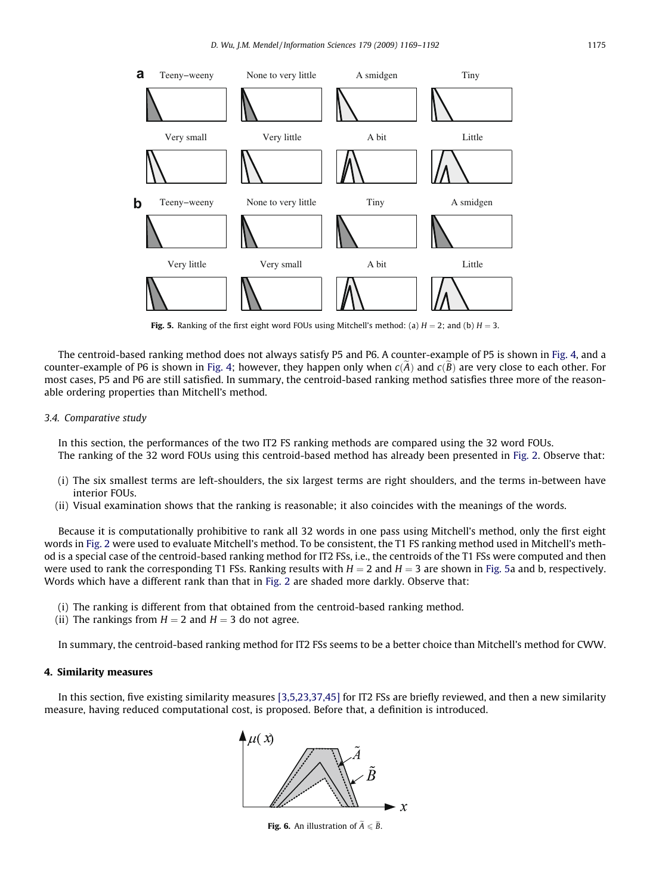a

Teeny–weeny None to very little A smidgen Tiny

Very small Very little A bit Little

b

Teeny–weeny None to very little Tiny A smidgen

Very little Very small A bit Little

**Fig. 5.** Ranking of the first eight word FOUs using Mitchell's method: (a) $H = 2$; and (b) $H = 3$.

The centroid-based ranking method does not always satisfy P5 and P6. A counter-example of P5 is shown in Fig. 4, and a counter-example of P6 is shown in Fig. 4; however, they happen only when $c(\widetilde{A})$ and $c(\widetilde{B})$ are very close to each other. For most cases, P5 and P6 are still satisfied. In summary, the centroid-based ranking method satisfies three more of the reasonable ordering properties than Mitchell's method.

### 3.4. Comparative study

In this section, the performances of the two IT2 FS ranking methods are compared using the 32 word FOUs.

The ranking of the 32 word FOUs using this centroid-based method has already been presented in Fig. 2. Observe that:

(i) The six smallest terms are left-shoulders, the six largest terms are right shoulders, and the terms in-between have interior FOUs.
(ii) Visual examination shows that the ranking is reasonable; it also coincides with the meanings of the words.

Because it is computationally prohibitive to rank all 32 words in one pass using Mitchell's method, only the first eight words in Fig. 2 were used to evaluate Mitchell's method. To be consistent, the T1 FS ranking method used in Mitchell's method is a special case of the centroid-based ranking method for IT2 FSs, i.e., the centroids of the T1 FSs were computed and then were used to rank the corresponding T1 FSs. Ranking results with $H = 2$ and $H = 3$ are shown in Fig. 5a and b, respectively. Words which have a different rank than that in Fig. 2 are shaded more darkly. Observe that:

(i) The ranking is different from that obtained from the centroid-based ranking method.
(ii) The rankings from $H = 2$ and $H = 3$ do not agree.

In summary, the centroid-based ranking method for IT2 FSs seems to be a better choice than Mitchell's method for CWW.

## 4. Similarity measures

In this section, five existing similarity measures [3,5,23,37,45] for IT2 FSs are briefly reviewed, and then a new similarity measure, having reduced computational cost, is proposed. Before that, a definition is introduced.

$\mu(x)$

$\tilde{A}$

$\tilde{B}$

$x$

**Fig. 6.** An illustration of $\tilde{A} \leqslant \tilde{B}$.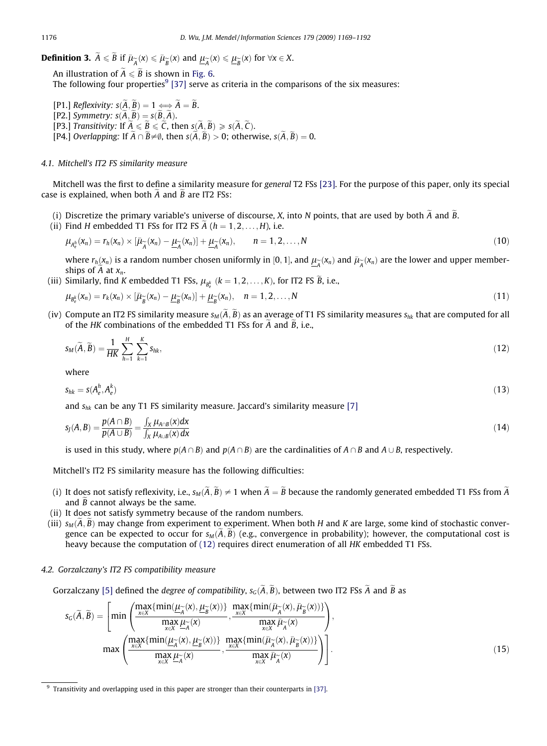**Definition 3.** $\widetilde{A} \leqslant \widetilde{B}$ if $\bar{\mu}_{\widetilde{A}}(x) \leqslant \bar{\mu}_{\widetilde{B}}(x)$ and $\underline{\mu}_{\widetilde{A}}(x) \leqslant \underline{\mu}_{\widetilde{B}}(x)$ for $\forall x \in X$.

An illustration of $\widetilde{A} \leqslant \widetilde{B}$ is shown in Fig. 6.

The following four properties[9] [37] serve as criteria in the comparisons of the six measures:

[P1.] *Reflexivity:* $s(\widetilde{A}, \widetilde{B}) = 1 \iff \widetilde{A} = \widetilde{B}$.
[P2.] *Symmetry:* $s(\widetilde{A}, \widetilde{B}) = s(\widetilde{B}, \widetilde{A})$.
[P3.] *Transitivity:* If $\widetilde{A} \leqslant \widetilde{B} \leqslant \widetilde{C}$, then $s(\widetilde{A}, \widetilde{B}) \geqslant s(\widetilde{A}, \widetilde{C})$.
[P4.] *Overlapping:* If $\widetilde{A} \cap \widetilde{B} \neq \emptyset$, then $s(\widetilde{A}, \widetilde{B}) > 0$; otherwise, $s(\widetilde{A}, \widetilde{B}) = 0$.

### 4.1. Mitchell's IT2 FS similarity measure

Mitchell was the first to define a similarity measure for *general* T2 FSs [23]. For the purpose of this paper, only its special case is explained, when both $\widetilde{A}$ and $\widetilde{B}$ are IT2 FSs:

(i) Discretize the primary variable's universe of discourse, $X$, into $N$ points, that are used by both $\widetilde{A}$ and $\widetilde{B}$.

(ii) Find $H$ embedded T1 FSs for IT2 FS $\widetilde{A}$ $(h = 1, 2, \ldots, H)$, i.e.

$$\mu_{A_e^h}(x_n) = r_h(x_n) \times [\bar{\mu}_{\widetilde{A}}(x_n) - \underline{\mu}_{\widetilde{A}}(x_n)] + \underline{\mu}_{\widetilde{A}}(x_n), \qquad n = 1, 2, \ldots, N \tag{10}$$

where $r_h(x_n)$ is a random number chosen uniformly in $[0, 1]$, and $\underline{\mu}_{\widetilde{A}}(x_n)$ and $\bar{\mu}_{\widetilde{A}}(x_n)$ are the lower and upper memberships of $\widetilde{A}$ at $x_n$.

(iii) Similarly, find $K$ embedded T1 FSs, $\mu_{B_e^k}$ $(k = 1, 2, \ldots, K)$, for IT2 FS $\widetilde{B}$, i.e.,

$$\mu_{B_e^k}(x_n) = r_k(x_n) \times [\bar{\mu}_{\widetilde{B}}(x_n) - \underline{\mu}_{\widetilde{B}}(x_n)] + \underline{\mu}_{\widetilde{B}}(x_n), \quad n = 1, 2, \ldots, N \tag{11}$$

(iv) Compute an IT2 FS similarity measure $s_M(\widetilde{A}, \widetilde{B})$ as an average of T1 FS similarity measures $s_{hk}$ that are computed for all of the $HK$ combinations of the embedded T1 FSs for $\widetilde{A}$ and $\widetilde{B}$, i.e.,

$$s_M(\widetilde{A}, \widetilde{B}) = \frac{1}{HK} \sum_{h=1}^{H} \sum_{k=1}^{K} s_{hk}, \tag{12}$$

where

$$s_{hk} = s(A_e^h, A_e^k) \tag{13}$$

and $s_{hk}$ can be any T1 FS similarity measure. Jaccard's similarity measure [7]

$$s_J(A, B) = \frac{p(A \cap B)}{p(A \cup B)} = \frac{\int_X \mu_{A \cap B}(x) dx}{\int_X \mu_{A \cup B}(x) dx} \tag{14}$$

is used in this study, where $p(A \cap B)$ and $p(A \cap B)$ are the cardinalities of $A \cap B$ and $A \cup B$, respectively.

Mitchell's IT2 FS similarity measure has the following difficulties:

(i) It does not satisfy reflexivity, i.e., $s_M(\widetilde{A}, \widetilde{B}) \neq 1$ when $\widetilde{A} = \widetilde{B}$ because the randomly generated embedded T1 FSs from $\widetilde{A}$ and $\widetilde{B}$ cannot always be the same.

(ii) It does not satisfy symmetry because of the random numbers.

(iii) $s_M(\widetilde{A}, \widetilde{B})$ may change from experiment to experiment. When both $H$ and $K$ are large, some kind of stochastic convergence can be expected to occur for $s_M(\widetilde{A}, \widetilde{B})$ (e.g., convergence in probability); however, the computational cost is heavy because the computation of (12) requires direct enumeration of all $HK$ embedded T1 FSs.

### 4.2. Gorzalczany's IT2 FS compatibility measure

Gorzalczany [5] defined the *degree of compatibility*, $s_G(\widetilde{A}, \widetilde{B})$, between two IT2 FSs $\widetilde{A}$ and $\widetilde{B}$ as

$$s_G(\widetilde{A}, \widetilde{B}) = \left[ \min \left( \frac{\max_{x \in X}\{\min(\underline{\mu}_{\widetilde{A}}(x), \underline{\mu}_{\widetilde{B}}(x))\}}{\max_{x \in X} \underline{\mu}_{\widetilde{A}}(x)}, \frac{\max_{x \in X}\{\min(\bar{\mu}_{\widetilde{A}}(x), \bar{\mu}_{\widetilde{B}}(x))\}}{\max_{x \in X} \bar{\mu}_{\widetilde{A}}(x)} \right), \right.$$
$$\left. \max \left( \frac{\max_{x \in X}\{\min(\underline{\mu}_{\widetilde{A}}(x), \underline{\mu}_{\widetilde{B}}(x))\}}{\max_{x \in X} \underline{\mu}_{\widetilde{A}}(x)}, \frac{\max_{x \in X}\{\min(\bar{\mu}_{\widetilde{A}}(x), \bar{\mu}_{\widetilde{B}}(x))\}}{\max_{x \in X} \bar{\mu}_{\widetilde{A}}(x)} \right) \right]. \tag{15}$$

[9] Transitivity and overlapping used in this paper are stronger than their counterparts in [37].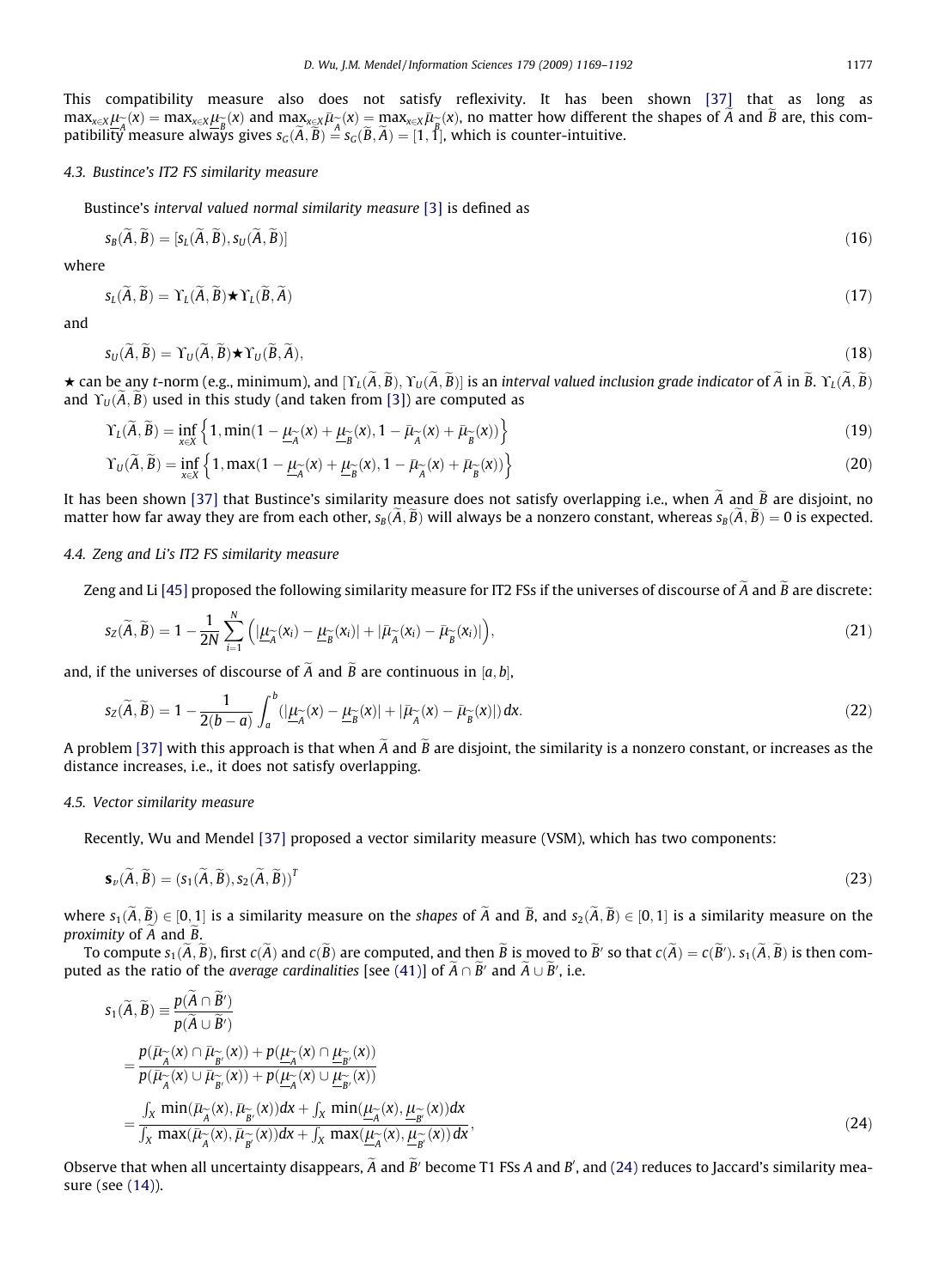This compatibility measure also does not satisfy reflexivity. It has been shown [37] that as long as $\max_{x\in X}\underline{\mu}_{\widetilde{A}}(x) = \max_{x\in X}\underline{\mu}_{\widetilde{B}}(x)$ and $\max_{x\in X}\bar{\mu}_{\widetilde{A}}(x) = \max_{x\in X}\bar{\mu}_{\widetilde{B}}(x)$, no matter how different the shapes of $\widetilde{A}$ and $\widetilde{B}$ are, this compatibility measure always gives $s_G(\widetilde{A},\widetilde{B}) = s_G(\widetilde{B},\widetilde{A}) = [1,1]$, which is counter-intuitive.

### 4.3. Bustince's IT2 FS similarity measure

Bustince's *interval valued normal similarity measure* [3] is defined as

$$s_B(\widetilde{A},\widetilde{B}) = [s_L(\widetilde{A},\widetilde{B}), s_U(\widetilde{A},\widetilde{B})] \tag{16}$$

where

$$s_L(\widetilde{A},\widetilde{B}) = \Upsilon_L(\widetilde{A},\widetilde{B}) \bigstar \Upsilon_L(\widetilde{B},\widetilde{A}) \tag{17}$$

and

$$s_U(\widetilde{A},\widetilde{B}) = \Upsilon_U(\widetilde{A},\widetilde{B}) \bigstar \Upsilon_U(\widetilde{B},\widetilde{A}), \tag{18}$$

$\bigstar$ can be any *t*-norm (e.g., minimum), and $[\Upsilon_L(\widetilde{A},\widetilde{B}), \Upsilon_U(\widetilde{A},\widetilde{B})]$ is an *interval valued inclusion grade indicator* of $\widetilde{A}$ in $\widetilde{B}$. $\Upsilon_L(\widetilde{A},\widetilde{B})$ and $\Upsilon_U(\widetilde{A},\widetilde{B})$ used in this study (and taken from [3]) are computed as

$$\Upsilon_L(\widetilde{A},\widetilde{B}) = \inf_{x\in X}\left\{1, \min(1 - \underline{\mu}_{\widetilde{A}}(x) + \underline{\mu}_{\widetilde{B}}(x), 1 - \bar{\mu}_{\widetilde{A}}(x) + \bar{\mu}_{\widetilde{B}}(x))\right\} \tag{19}$$

$$\Upsilon_U(\widetilde{A},\widetilde{B}) = \inf_{x\in X}\left\{1, \max(1 - \underline{\mu}_{\widetilde{A}}(x) + \underline{\mu}_{\widetilde{B}}(x), 1 - \bar{\mu}_{\widetilde{A}}(x) + \bar{\mu}_{\widetilde{B}}(x))\right\} \tag{20}$$

It has been shown [37] that Bustince's similarity measure does not satisfy overlapping i.e., when $\widetilde{A}$ and $\widetilde{B}$ are disjoint, no matter how far away they are from each other, $s_B(\widetilde{A},\widetilde{B})$ will always be a nonzero constant, whereas $s_B(\widetilde{A},\widetilde{B}) = 0$ is expected.

### 4.4. Zeng and Li's IT2 FS similarity measure

Zeng and Li [45] proposed the following similarity measure for IT2 FSs if the universes of discourse of $\widetilde{A}$ and $\widetilde{B}$ are discrete:

$$s_Z(\widetilde{A},\widetilde{B}) = 1 - \frac{1}{2N}\sum_{i=1}^{N}\left(|\underline{\mu}_{\widetilde{A}}(x_i) - \underline{\mu}_{\widetilde{B}}(x_i)| + |\bar{\mu}_{\widetilde{A}}(x_i) - \bar{\mu}_{\widetilde{B}}(x_i)|\right), \tag{21}$$

and, if the universes of discourse of $\widetilde{A}$ and $\widetilde{B}$ are continuous in $[a,b]$,

$$s_Z(\widetilde{A},\widetilde{B}) = 1 - \frac{1}{2(b-a)}\int_a^b (|\underline{\mu}_{\widetilde{A}}(x) - \underline{\mu}_{\widetilde{B}}(x)| + |\bar{\mu}_{\widetilde{A}}(x) - \bar{\mu}_{\widetilde{B}}(x)|)\,dx. \tag{22}$$

A problem [37] with this approach is that when $\widetilde{A}$ and $\widetilde{B}$ are disjoint, the similarity is a nonzero constant, or increases as the distance increases, i.e., it does not satisfy overlapping.

### 4.5. Vector similarity measure

Recently, Wu and Mendel [37] proposed a vector similarity measure (VSM), which has two components:

$$\mathbf{s}_v(\widetilde{A},\widetilde{B}) = (s_1(\widetilde{A},\widetilde{B}), s_2(\widetilde{A},\widetilde{B}))^T \tag{23}$$

where $s_1(\widetilde{A},\widetilde{B}) \in [0,1]$ is a similarity measure on the *shapes* of $\widetilde{A}$ and $\widetilde{B}$, and $s_2(\widetilde{A},\widetilde{B}) \in [0,1]$ is a similarity measure on the *proximity* of $\widetilde{A}$ and $\widetilde{B}$.

To compute $s_1(\widetilde{A},\widetilde{B})$, first $c(\widetilde{A})$ and $c(\widetilde{B})$ are computed, and then $\widetilde{B}$ is moved to $\widetilde{B}'$ so that $c(\widetilde{A}) = c(\widetilde{B}')$. $s_1(\widetilde{A},\widetilde{B})$ is then computed as the ratio of the *average cardinalities* [see (41)] of $\widetilde{A}\cap\widetilde{B}'$ and $\widetilde{A}\cup\widetilde{B}'$, i.e.

$$\begin{aligned}
s_1(\widetilde{A},\widetilde{B}) &\equiv \frac{p(\widetilde{A}\cap\widetilde{B}')}{p(\widetilde{A}\cup\widetilde{B}')} \\
&= \frac{p(\bar{\mu}_{\widetilde{A}}(x)\cap\bar{\mu}_{\widetilde{B}'}(x)) + p(\underline{\mu}_{\widetilde{A}}(x)\cap\underline{\mu}_{\widetilde{B}'}(x))}{p(\bar{\mu}_{\widetilde{A}}(x)\cup\bar{\mu}_{\widetilde{B}'}(x)) + p(\underline{\mu}_{\widetilde{A}}(x)\cup\underline{\mu}_{\widetilde{B}'}(x))} \\
&= \frac{\int_X \min(\bar{\mu}_{\widetilde{A}}(x), \bar{\mu}_{\widetilde{B}'}(x))dx + \int_X \min(\underline{\mu}_{\widetilde{A}}(x), \underline{\mu}_{\widetilde{B}'}(x))dx}{\int_X \max(\bar{\mu}_{\widetilde{A}}(x), \bar{\mu}_{\widetilde{B}'}(x))dx + \int_X \max(\underline{\mu}_{\widetilde{A}}(x), \underline{\mu}_{\widetilde{B}'}(x))\,dx},
\end{aligned} \tag{24}$$

Observe that when all uncertainty disappears, $\widetilde{A}$ and $\widetilde{B}'$ become T1 FSs $A$ and $B'$, and (24) reduces to Jaccard's similarity measure (see (14)).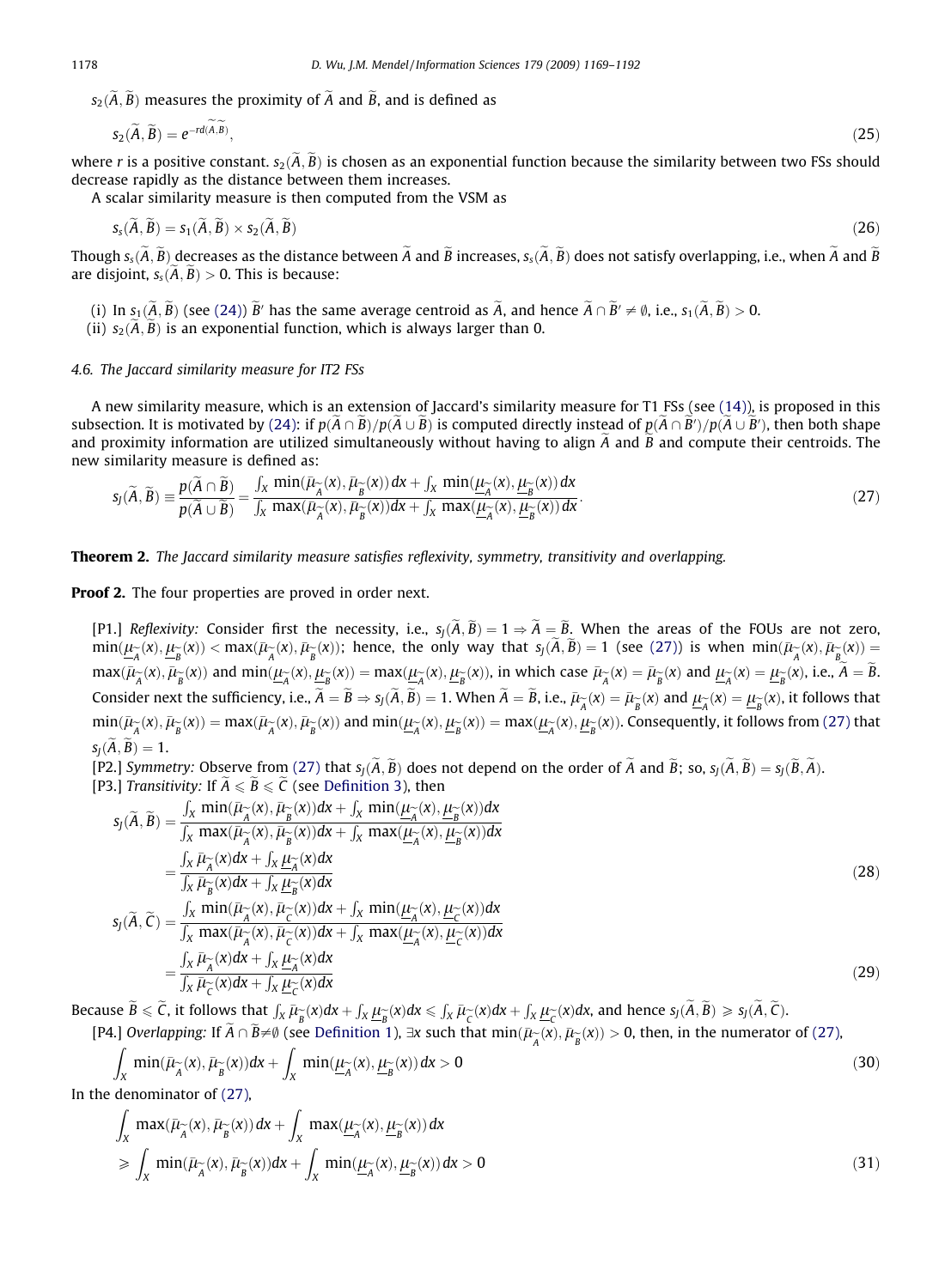$s_2(\widetilde{A},\widetilde{B})$ measures the proximity of $\widetilde{A}$ and $\widetilde{B}$, and is defined as

$$s_2(\widetilde{A},\widetilde{B}) = e^{-r d(\widetilde{A},\widetilde{B})}, \tag{25}$$

where $r$ is a positive constant. $s_2(\widetilde{A},\widetilde{B})$ is chosen as an exponential function because the similarity between two FSs should decrease rapidly as the distance between them increases.

A scalar similarity measure is then computed from the VSM as

$$s_s(\widetilde{A},\widetilde{B}) = s_1(\widetilde{A},\widetilde{B}) \times s_2(\widetilde{A},\widetilde{B}) \tag{26}$$

Though $s_s(\widetilde{A},\widetilde{B})$ decreases as the distance between $\widetilde{A}$ and $\widetilde{B}$ increases, $s_s(\widetilde{A},\widetilde{B})$ does not satisfy overlapping, i.e., when $\widetilde{A}$ and $\widetilde{B}$ are disjoint, $s_s(\widetilde{A},\widetilde{B}) > 0$. This is because:

(i) In $s_1(\widetilde{A},\widetilde{B})$ (see (24)) $\widetilde{B}'$ has the same average centroid as $\widetilde{A}$, and hence $\widetilde{A}\cap\widetilde{B}' \neq \emptyset$, i.e., $s_1(\widetilde{A},\widetilde{B}) > 0$.
(ii) $s_2(\widetilde{A},\widetilde{B})$ is an exponential function, which is always larger than 0.

### 4.6. The Jaccard similarity measure for IT2 FSs

A new similarity measure, which is an extension of Jaccard's similarity measure for T1 FSs (see (14)), is proposed in this subsection. It is motivated by (24): if $p(\widetilde{A}\cap\widetilde{B})/p(\widetilde{A}\cup\widetilde{B})$ is computed directly instead of $p(\widetilde{A}\cap\widetilde{B}')/p(\widetilde{A}\cup\widetilde{B}')$, then both shape and proximity information are utilized simultaneously without having to align $\widetilde{A}$ and $\widetilde{B}$ and compute their centroids. The new similarity measure is defined as:

$$s_J(\widetilde{A},\widetilde{B}) \equiv \frac{p(\widetilde{A}\cap\widetilde{B})}{p(\widetilde{A}\cup\widetilde{B})} = \frac{\int_X \min(\bar{\mu}_{\widetilde{A}}(x),\bar{\mu}_{\widetilde{B}}(x))\,dx + \int_X \min(\underline{\mu}_{\widetilde{A}}(x),\underline{\mu}_{\widetilde{B}}(x))\,dx}{\int_X \max(\bar{\mu}_{\widetilde{A}}(x),\bar{\mu}_{\widetilde{B}}(x))\,dx + \int_X \max(\underline{\mu}_{\widetilde{A}}(x),\underline{\mu}_{\widetilde{B}}(x))\,dx}. \tag{27}$$

**Theorem 2.** *The Jaccard similarity measure satisfies reflexivity, symmetry, transitivity and overlapping.*

**Proof 2.** The four properties are proved in order next.

[P1.] *Reflexivity:* Consider first the necessity, i.e., $s_J(\widetilde{A},\widetilde{B}) = 1 \Rightarrow \widetilde{A} = \widetilde{B}$. When the areas of the FOUs are not zero, $\min(\underline{\mu}_{\widetilde{A}}(x),\underline{\mu}_{\widetilde{B}}(x)) < \max(\bar{\mu}_{\widetilde{A}}(x),\bar{\mu}_{\widetilde{B}}(x))$; hence, the only way that $s_J(\widetilde{A},\widetilde{B}) = 1$ (see (27)) is when $\min(\bar{\mu}_{\widetilde{A}}(x),\bar{\mu}_{\widetilde{B}}(x)) = \max(\bar{\mu}_{\widetilde{A}}(x),\bar{\mu}_{\widetilde{B}}(x))$ and $\min(\underline{\mu}_{\widetilde{A}}(x),\underline{\mu}_{\widetilde{B}}(x)) = \max(\underline{\mu}_{\widetilde{A}}(x),\underline{\mu}_{\widetilde{B}}(x))$, in which case $\bar{\mu}_{\widetilde{A}}(x) = \bar{\mu}_{\widetilde{B}}(x)$ and $\underline{\mu}_{\widetilde{A}}(x) = \underline{\mu}_{\widetilde{B}}(x)$, i.e., $\widetilde{A} = \widetilde{B}$. Consider next the sufficiency, i.e., $\widetilde{A} = \widetilde{B} \Rightarrow s_J(\widetilde{A},\widetilde{B}) = 1$. When $\widetilde{A} = \widetilde{B}$, i.e., $\bar{\mu}_{\widetilde{A}}(x) = \bar{\mu}_{\widetilde{B}}(x)$ and $\underline{\mu}_{\widetilde{A}}(x) = \underline{\mu}_{\widetilde{B}}(x)$, it follows that $\min(\bar{\mu}_{\widetilde{A}}(x),\bar{\mu}_{\widetilde{B}}(x)) = \max(\bar{\mu}_{\widetilde{A}}(x),\bar{\mu}_{\widetilde{B}}(x))$ and $\min(\underline{\mu}_{\widetilde{A}}(x),\underline{\mu}_{\widetilde{B}}(x)) = \max(\underline{\mu}_{\widetilde{A}}(x),\underline{\mu}_{\widetilde{B}}(x))$. Consequently, it follows from (27) that $s_J(\widetilde{A},\widetilde{B}) = 1$.

[P2.] *Symmetry:* Observe from (27) that $s_J(\widetilde{A},\widetilde{B})$ does not depend on the order of $\widetilde{A}$ and $\widetilde{B}$; so, $s_J(\widetilde{A},\widetilde{B}) = s_J(\widetilde{B},\widetilde{A})$.

[P3.] *Transitivity:* If $\widetilde{A} \leqslant \widetilde{B} \leqslant \widetilde{C}$ (see Definition 3), then

$$s_J(\widetilde{A},\widetilde{B}) = \frac{\int_X \min(\bar{\mu}_{\widetilde{A}}(x),\bar{\mu}_{\widetilde{B}}(x))dx + \int_X \min(\underline{\mu}_{\widetilde{A}}(x),\underline{\mu}_{\widetilde{B}}(x))dx}{\int_X \max(\bar{\mu}_{\widetilde{A}}(x),\bar{\mu}_{\widetilde{B}}(x))dx + \int_X \max(\underline{\mu}_{\widetilde{A}}(x),\underline{\mu}_{\widetilde{B}}(x))dx} = \frac{\int_X \bar{\mu}_{\widetilde{A}}(x)dx + \int_X \underline{\mu}_{\widetilde{A}}(x)dx}{\int_X \bar{\mu}_{\widetilde{B}}(x)dx + \int_X \underline{\mu}_{\widetilde{B}}(x)dx} \tag{28}$$

$$s_J(\widetilde{A},\widetilde{C}) = \frac{\int_X \min(\bar{\mu}_{\widetilde{A}}(x),\bar{\mu}_{\widetilde{C}}(x))dx + \int_X \min(\underline{\mu}_{\widetilde{A}}(x),\underline{\mu}_{\widetilde{C}}(x))dx}{\int_X \max(\bar{\mu}_{\widetilde{A}}(x),\bar{\mu}_{\widetilde{C}}(x))dx + \int_X \max(\underline{\mu}_{\widetilde{A}}(x),\underline{\mu}_{\widetilde{C}}(x))dx} = \frac{\int_X \bar{\mu}_{\widetilde{A}}(x)dx + \int_X \underline{\mu}_{\widetilde{A}}(x)dx}{\int_X \bar{\mu}_{\widetilde{C}}(x)dx + \int_X \underline{\mu}_{\widetilde{C}}(x)dx} \tag{29}$$

Because $\widetilde{B} \leqslant \widetilde{C}$, it follows that $\int_X \bar{\mu}_{\widetilde{B}}(x)dx + \int_X \underline{\mu}_{\widetilde{B}}(x)dx \leqslant \int_X \bar{\mu}_{\widetilde{C}}(x)dx + \int_X \underline{\mu}_{\widetilde{C}}(x)dx$, and hence $s_J(\widetilde{A},\widetilde{B}) \geqslant s_J(\widetilde{A},\widetilde{C})$.

[P4.] *Overlapping:* If $\widetilde{A}\cap\widetilde{B}\neq\emptyset$ (see Definition 1), $\exists x$ such that $\min(\bar{\mu}_{\widetilde{A}}(x),\bar{\mu}_{\widetilde{B}}(x)) > 0$, then, in the numerator of (27),

$$\int_X \min(\bar{\mu}_{\widetilde{A}}(x),\bar{\mu}_{\widetilde{B}}(x))dx + \int_X \min(\underline{\mu}_{\widetilde{A}}(x),\underline{\mu}_{\widetilde{B}}(x))\,dx > 0 \tag{30}$$

In the denominator of (27),

$$\int_X \max(\bar{\mu}_{\widetilde{A}}(x),\bar{\mu}_{\widetilde{B}}(x))\,dx + \int_X \max(\underline{\mu}_{\widetilde{A}}(x),\underline{\mu}_{\widetilde{B}}(x))\,dx \geqslant \int_X \min(\bar{\mu}_{\widetilde{A}}(x),\bar{\mu}_{\widetilde{B}}(x))dx + \int_X \min(\underline{\mu}_{\widetilde{A}}(x),\underline{\mu}_{\widetilde{B}}(x))\,dx > 0 \tag{31}$$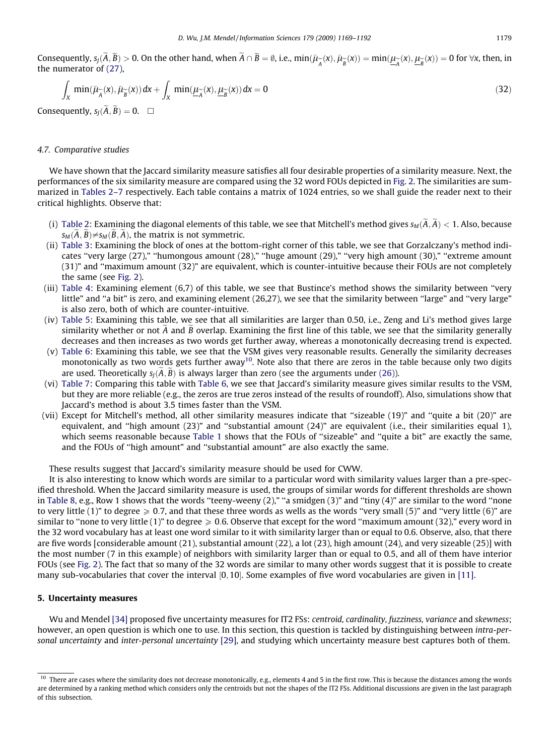Consequently, $s_J(\widetilde{A},\widetilde{B}) > 0$. On the other hand, when $\widetilde{A} \cap \widetilde{B} = \emptyset$, i.e., $\min(\bar{\mu}_{\widetilde{A}}(x), \bar{\mu}_{\widetilde{B}}(x)) = \min(\underline{\mu}_{\widetilde{A}}(x), \underline{\mu}_{\widetilde{B}}(x)) = 0$ for $\forall x$, then, in the numerator of (27),

$$\int_X \min(\bar{\mu}_{\widetilde{A}}(x), \bar{\mu}_{\widetilde{B}}(x))\,dx + \int_X \min(\underline{\mu}_{\widetilde{A}}(x), \underline{\mu}_{\widetilde{B}}(x))\,dx = 0 \tag{32}$$

Consequently, $s_J(\widetilde{A},\widetilde{B}) = 0$. □

### 4.7. Comparative studies

We have shown that the Jaccard similarity measure satisfies all four desirable properties of a similarity measure. Next, the performances of the six similarity measure are compared using the 32 word FOUs depicted in Fig. 2. The similarities are summarized in Tables 2–7 respectively. Each table contains a matrix of 1024 entries, so we shall guide the reader next to their critical highlights. Observe that:

(i) Table 2: Examining the diagonal elements of this table, we see that Mitchell's method gives $s_M(\widetilde{A},\widetilde{A}) < 1$. Also, because $s_M(\widetilde{A},\widetilde{B}) \neq s_M(\widetilde{B},\widetilde{A})$, the matrix is not symmetric.

(ii) Table 3: Examining the block of ones at the bottom-right corner of this table, we see that Gorzalczany's method indicates "very large (27)," "humongous amount (28)," "huge amount (29)," "very high amount (30)," "extreme amount (31)" and "maximum amount (32)" are equivalent, which is counter-intuitive because their FOUs are not completely the same (see Fig. 2).

(iii) Table 4: Examining element (6,7) of this table, we see that Bustince's method shows the similarity between "very little" and "a bit" is zero, and examining element (26,27), we see that the similarity between "large" and "very large" is also zero, both of which are counter-intuitive.

(iv) Table 5: Examining this table, we see that all similarities are larger than 0.50, i.e., Zeng and Li's method gives large similarity whether or not $\widetilde{A}$ and $\widetilde{B}$ overlap. Examining the first line of this table, we see that the similarity generally decreases and then increases as two words get further away, whereas a monotonically decreasing trend is expected.

(v) Table 6: Examining this table, we see that the VSM gives very reasonable results. Generally the similarity decreases monotonically as two words gets further away[10]. Note also that there are zeros in the table because only two digits are used. Theoretically $s_J(\widetilde{A},\widetilde{B})$ is always larger than zero (see the arguments under (26)).

(vi) Table 7: Comparing this table with Table 6, we see that Jaccard's similarity measure gives similar results to the VSM, but they are more reliable (e.g., the zeros are true zeros instead of the results of roundoff). Also, simulations show that Jaccard's method is about 3.5 times faster than the VSM.

(vii) Except for Mitchell's method, all other similarity measures indicate that "sizeable (19)" and "quite a bit (20)" are equivalent, and "high amount (23)" and "substantial amount (24)" are equivalent (i.e., their similarities equal 1), which seems reasonable because Table 1 shows that the FOUs of "sizeable" and "quite a bit" are exactly the same, and the FOUs of "high amount" and "substantial amount" are also exactly the same.

These results suggest that Jaccard's similarity measure should be used for CWW.

It is also interesting to know which words are similar to a particular word with similarity values larger than a pre-specified threshold. When the Jaccard similarity measure is used, the groups of similar words for different thresholds are shown in Table 8, e.g., Row 1 shows that the words "teeny-weeny (2)," "a smidgen (3)" and "tiny (4)" are similar to the word "none to very little (1)" to degree $\geqslant 0.7$, and that these three words as well as the words "very small (5)" and "very little (6)" are similar to "none to very little (1)" to degree $\geqslant 0.6$. Observe that except for the word "maximum amount (32)," every word in the 32 word vocabulary has at least one word similar to it with similarity larger than or equal to 0.6. Observe, also, that there are five words [considerable amount (21), substantial amount (22), a lot (23), high amount (24), and very sizeable (25)] with the most number (7 in this example) of neighbors with similarity larger than or equal to 0.5, and all of them have interior FOUs (see Fig. 2). The fact that so many of the 32 words are similar to many other words suggest that it is possible to create many sub-vocabularies that cover the interval [0, 10]. Some examples of five word vocabularies are given in [11].

## 5. Uncertainty measures

Wu and Mendel [34] proposed five uncertainty measures for IT2 FSs: *centroid*, *cardinality*, *fuzziness*, *variance* and *skewness*; however, an open question is which one to use. In this section, this question is tackled by distinguishing between *intra-personal uncertainty* and *inter-personal uncertainty* [29], and studying which uncertainty measure best captures both of them.

[10] There are cases where the similarity does not decrease monotonically, e.g., elements 4 and 5 in the first row. This is because the distances among the words are determined by a ranking method which considers only the centroids but not the shapes of the IT2 FSs. Additional discussions are given in the last paragraph of this subsection.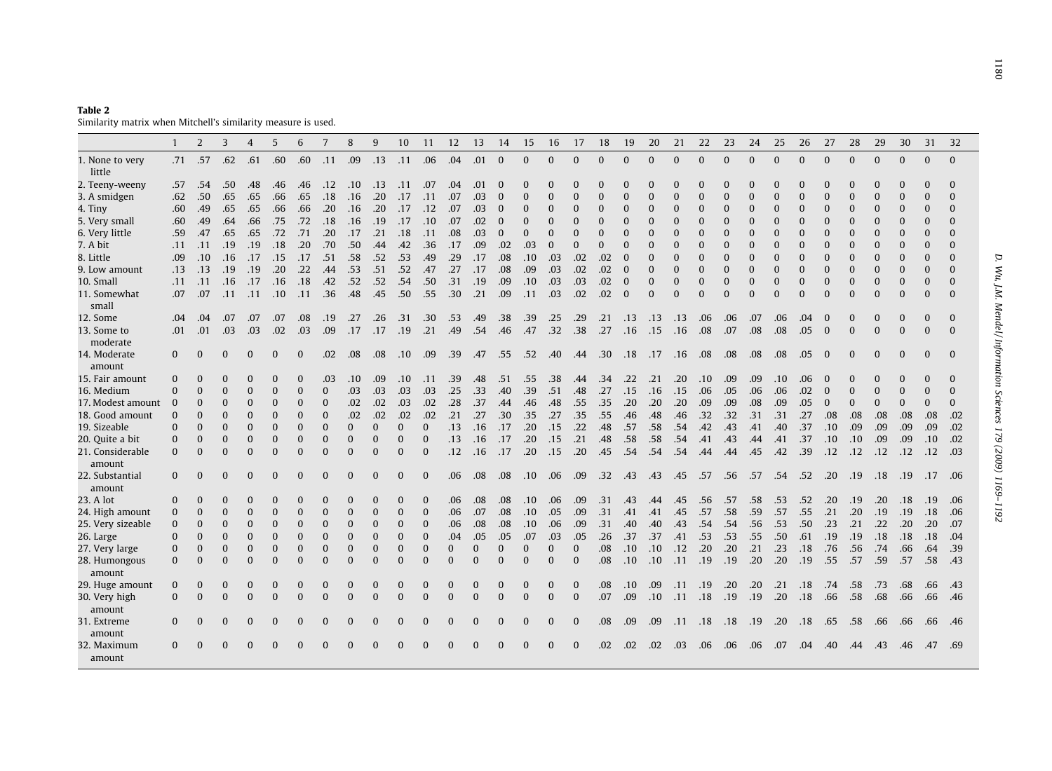**Table 2**
Similarity matrix when Mitchell's similarity measure is used.

| | 1 | 2 | 3 | 4 | 5 | 6 | 7 | 8 | 9 | 10 | 11 | 12 | 13 | 14 | 15 | 16 | 17 | 18 | 19 | 20 | 21 | 22 | 23 | 24 | 25 | 26 | 27 | 28 | 29 | 30 | 31 | 32 |
|---|---|---|---|---|---|---|---|---|---|---|---|---|---|---|---|---|---|---|---|---|---|---|---|---|---|---|---|---|---|---|---|---|
| 1. None to very little | .71 | .57 | .62 | .61 | .60 | .60 | .11 | .09 | .13 | .11 | .06 | .04 | .01 | 0 | 0 | 0 | 0 | 0 | 0 | 0 | 0 | 0 | 0 | 0 | 0 | 0 | 0 | 0 | 0 | 0 | 0 | 0 |
| 2. Teeny-weeny | .57 | .54 | .50 | .48 | .46 | .46 | .12 | .10 | .13 | .11 | .07 | .04 | .01 | 0 | 0 | 0 | 0 | 0 | 0 | 0 | 0 | 0 | 0 | 0 | 0 | 0 | 0 | 0 | 0 | 0 | 0 | 0 |
| 3. A smidgen | .62 | .50 | .65 | .65 | .66 | .65 | .18 | .16 | .20 | .17 | .11 | .07 | .03 | 0 | 0 | 0 | 0 | 0 | 0 | 0 | 0 | 0 | 0 | 0 | 0 | 0 | 0 | 0 | 0 | 0 | 0 | 0 |
| 4. Tiny | .60 | .49 | .65 | .65 | .66 | .66 | .20 | .16 | .20 | .17 | .12 | .07 | .03 | 0 | 0 | 0 | 0 | 0 | 0 | 0 | 0 | 0 | 0 | 0 | 0 | 0 | 0 | 0 | 0 | 0 | 0 | 0 |
| 5. Very small | .60 | .49 | .64 | .66 | .75 | .72 | .18 | .16 | .19 | .17 | .10 | .07 | .02 | 0 | 0 | 0 | 0 | 0 | 0 | 0 | 0 | 0 | 0 | 0 | 0 | 0 | 0 | 0 | 0 | 0 | 0 | 0 |
| 6. Very little | .59 | .47 | .65 | .65 | .72 | .71 | .20 | .17 | .21 | .18 | .11 | .08 | .03 | 0 | 0 | 0 | 0 | 0 | 0 | 0 | 0 | 0 | 0 | 0 | 0 | 0 | 0 | 0 | 0 | 0 | 0 | 0 |
| 7. A bit | .11 | .11 | .19 | .19 | .18 | .20 | .70 | .50 | .44 | .42 | .36 | .17 | .09 | .02 | .03 | 0 | 0 | 0 | 0 | 0 | 0 | 0 | 0 | 0 | 0 | 0 | 0 | 0 | 0 | 0 | 0 | 0 |
| 8. Little | .09 | .10 | .16 | .17 | .15 | .17 | .51 | .58 | .52 | .53 | .49 | .29 | .17 | .08 | .10 | .03 | .02 | .02 | 0 | 0 | 0 | 0 | 0 | 0 | 0 | 0 | 0 | 0 | 0 | 0 | 0 | 0 |
| 9. Low amount | .13 | .13 | .19 | .19 | .20 | .22 | .44 | .53 | .51 | .52 | .47 | .27 | .17 | .08 | .09 | .03 | .02 | .02 | 0 | 0 | 0 | 0 | 0 | 0 | 0 | 0 | 0 | 0 | 0 | 0 | 0 | 0 |
| 10. Small | .11 | .11 | .16 | .17 | .16 | .18 | .42 | .52 | .52 | .54 | .50 | .31 | .19 | .09 | .10 | .03 | .03 | .02 | 0 | 0 | 0 | 0 | 0 | 0 | 0 | 0 | 0 | 0 | 0 | 0 | 0 | 0 |
| 11. Somewhat small | .07 | .07 | .11 | .11 | .10 | .11 | .36 | .48 | .45 | .50 | .55 | .30 | .21 | .09 | .11 | .03 | .02 | .02 | 0 | 0 | 0 | 0 | 0 | 0 | 0 | 0 | 0 | 0 | 0 | 0 | 0 | 0 |
| 12. Some | .04 | .04 | .07 | .07 | .07 | .08 | .19 | .27 | .26 | .31 | .30 | .53 | .49 | .38 | .39 | .25 | .29 | .21 | .13 | .13 | .13 | .06 | .06 | .07 | .06 | .04 | 0 | 0 | 0 | 0 | 0 | 0 |
| 13. Some to moderate | .01 | .01 | .03 | .03 | .02 | .03 | .09 | .17 | .17 | .19 | .21 | .49 | .54 | .46 | .47 | .32 | .38 | .27 | .16 | .15 | .16 | .08 | .07 | .08 | .08 | .05 | 0 | 0 | 0 | 0 | 0 | 0 |
| 14. Moderate amount | 0 | 0 | 0 | 0 | 0 | 0 | .02 | .08 | .08 | .10 | .09 | .39 | .47 | .55 | .52 | .40 | .44 | .30 | .18 | .17 | .16 | .08 | .08 | .08 | .08 | .05 | 0 | 0 | 0 | 0 | 0 | 0 |
| 15. Fair amount | 0 | 0 | 0 | 0 | 0 | 0 | .03 | .10 | .09 | .10 | .11 | .39 | .48 | .51 | .55 | .38 | .44 | .34 | .22 | .21 | .20 | .10 | .09 | .09 | .10 | .06 | 0 | 0 | 0 | 0 | 0 | 0 |
| 16. Medium | 0 | 0 | 0 | 0 | 0 | 0 | 0 | .03 | .03 | .03 | .03 | .25 | .33 | .40 | .39 | .51 | .48 | .27 | .15 | .16 | .15 | .06 | .05 | .06 | .06 | .02 | 0 | 0 | 0 | 0 | 0 | 0 |
| 17. Modest amount | 0 | 0 | 0 | 0 | 0 | 0 | 0 | .02 | .02 | .03 | .02 | .28 | .37 | .44 | .46 | .48 | .55 | .35 | .20 | .20 | .20 | .09 | .09 | .08 | .09 | .05 | 0 | 0 | 0 | 0 | 0 | 0 |
| 18. Good amount | 0 | 0 | 0 | 0 | 0 | 0 | 0 | .02 | .02 | .02 | .02 | .21 | .27 | .30 | .35 | .27 | .35 | .55 | .46 | .48 | .46 | .32 | .32 | .31 | .31 | .27 | .08 | .08 | .08 | .08 | .08 | .02 |
| 19. Sizeable | 0 | 0 | 0 | 0 | 0 | 0 | 0 | 0 | 0 | 0 | 0 | .13 | .16 | .17 | .20 | .15 | .22 | .48 | .57 | .58 | .54 | .42 | .43 | .41 | .40 | .37 | .10 | .09 | .09 | .09 | .09 | .02 |
| 20. Quite a bit | 0 | 0 | 0 | 0 | 0 | 0 | 0 | 0 | 0 | 0 | 0 | .13 | .16 | .17 | .20 | .15 | .21 | .48 | .58 | .58 | .54 | .41 | .43 | .44 | .41 | .37 | .10 | .10 | .09 | .09 | .10 | .02 |
| 21. Considerable amount | 0 | 0 | 0 | 0 | 0 | 0 | 0 | 0 | 0 | 0 | 0 | .12 | .16 | .17 | .20 | .15 | .20 | .45 | .54 | .54 | .54 | .44 | .44 | .45 | .42 | .39 | .12 | .12 | .12 | .12 | .12 | .03 |
| 22. Substantial amount | 0 | 0 | 0 | 0 | 0 | 0 | 0 | 0 | 0 | 0 | 0 | .06 | .08 | .08 | .10 | .06 | .09 | .32 | .43 | .43 | .45 | .57 | .56 | .57 | .54 | .52 | .20 | .19 | .18 | .19 | .17 | .06 |
| 23. A lot | 0 | 0 | 0 | 0 | 0 | 0 | 0 | 0 | 0 | 0 | 0 | .06 | .08 | .08 | .10 | .06 | .09 | .31 | .43 | .44 | .45 | .56 | .57 | .58 | .53 | .52 | .20 | .19 | .20 | .18 | .19 | .06 |
| 24. High amount | 0 | 0 | 0 | 0 | 0 | 0 | 0 | 0 | 0 | 0 | 0 | .06 | .07 | .08 | .10 | .05 | .09 | .31 | .41 | .41 | .45 | .57 | .58 | .59 | .57 | .55 | .21 | .20 | .19 | .19 | .18 | .06 |
| 25. Very sizeable | 0 | 0 | 0 | 0 | 0 | 0 | 0 | 0 | 0 | 0 | 0 | .06 | .08 | .08 | .10 | .06 | .09 | .31 | .40 | .40 | .43 | .54 | .54 | .56 | .53 | .50 | .23 | .21 | .22 | .20 | .20 | .07 |
| 26. Large | 0 | 0 | 0 | 0 | 0 | 0 | 0 | 0 | 0 | 0 | 0 | .04 | .05 | .05 | .07 | .03 | .05 | .26 | .37 | .37 | .41 | .53 | .53 | .55 | .50 | .61 | .19 | .19 | .18 | .18 | .18 | .04 |
| 27. Very large | 0 | 0 | 0 | 0 | 0 | 0 | 0 | 0 | 0 | 0 | 0 | 0 | 0 | 0 | 0 | 0 | 0 | .08 | .10 | .10 | .12 | .20 | .20 | .21 | .23 | .18 | .76 | .56 | .74 | .66 | .64 | .39 |
| 28. Humongous amount | 0 | 0 | 0 | 0 | 0 | 0 | 0 | 0 | 0 | 0 | 0 | 0 | 0 | 0 | 0 | 0 | 0 | .08 | .10 | .10 | .11 | .19 | .19 | .20 | .20 | .19 | .55 | .57 | .59 | .57 | .58 | .43 |
| 29. Huge amount | 0 | 0 | 0 | 0 | 0 | 0 | 0 | 0 | 0 | 0 | 0 | 0 | 0 | 0 | 0 | 0 | 0 | .08 | .10 | .09 | .11 | .19 | .20 | .20 | .21 | .18 | .74 | .58 | .73 | .68 | .66 | .43 |
| 30. Very high amount | 0 | 0 | 0 | 0 | 0 | 0 | 0 | 0 | 0 | 0 | 0 | 0 | 0 | 0 | 0 | 0 | 0 | .07 | .09 | .10 | .11 | .18 | .19 | .19 | .20 | .18 | .66 | .58 | .68 | .66 | .66 | .46 |
| 31. Extreme amount | 0 | 0 | 0 | 0 | 0 | 0 | 0 | 0 | 0 | 0 | 0 | 0 | 0 | 0 | 0 | 0 | 0 | .08 | .09 | .09 | .11 | .18 | .18 | .19 | .20 | .18 | .65 | .58 | .66 | .66 | .66 | .46 |
| 32. Maximum amount | 0 | 0 | 0 | 0 | 0 | 0 | 0 | 0 | 0 | 0 | 0 | 0 | 0 | 0 | 0 | 0 | 0 | .02 | .02 | .02 | .03 | .06 | .06 | .06 | .07 | .04 | .40 | .44 | .43 | .46 | .47 | .69 |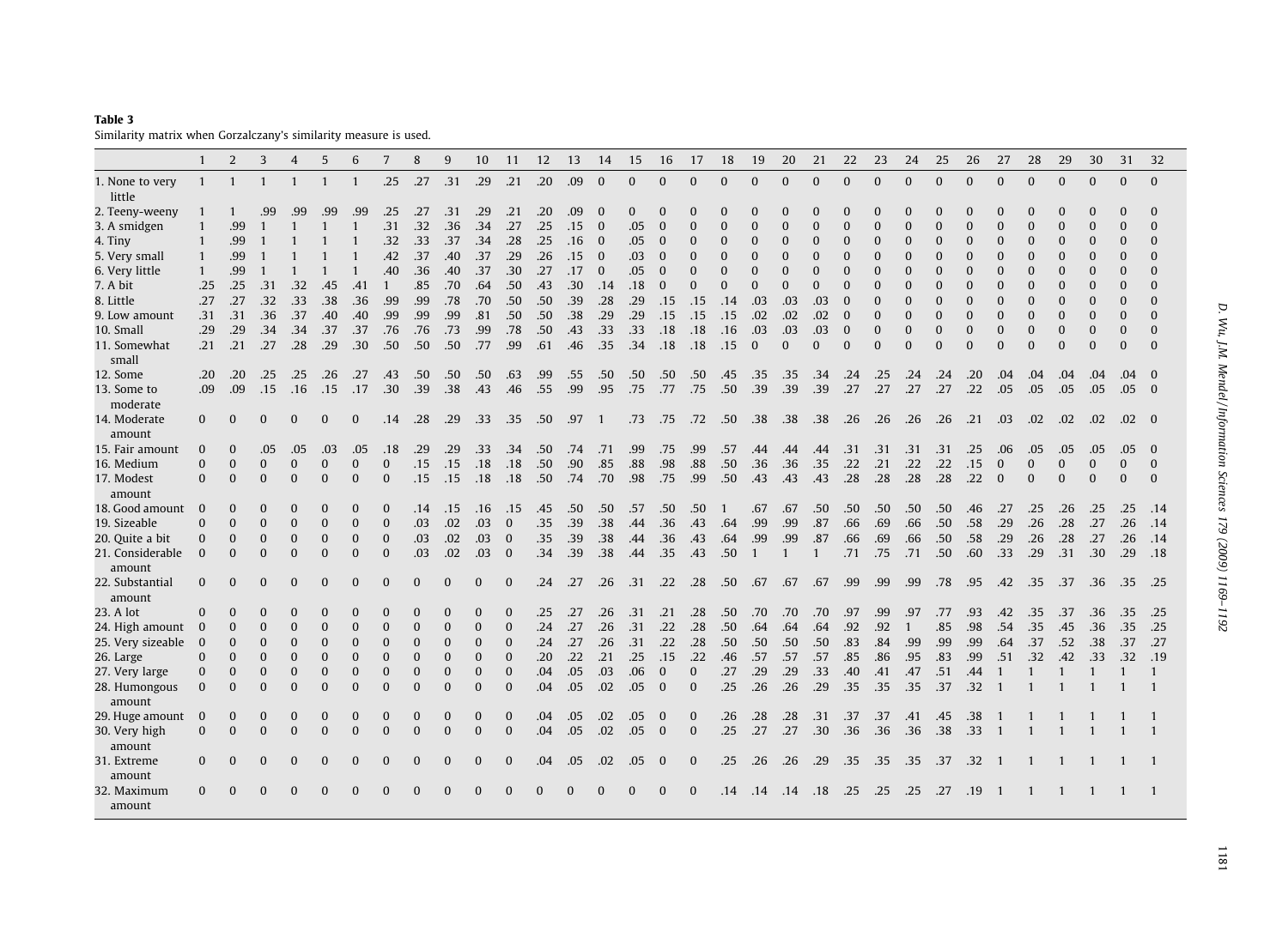**Table 3**
Similarity matrix when Gorzalczany's similarity measure is used.

| | 1 | 2 | 3 | 4 | 5 | 6 | 7 | 8 | 9 | 10 | 11 | 12 | 13 | 14 | 15 | 16 | 17 | 18 | 19 | 20 | 21 | 22 | 23 | 24 | 25 | 26 | 27 | 28 | 29 | 30 | 31 | 32 |
|---|---|---|---|---|---|---|---|---|---|---|---|---|---|---|---|---|---|---|---|---|---|---|---|---|---|---|---|---|---|---|---|---|
| 1. None to very little | 1 | 1 | 1 | 1 | 1 | 1 | .25 | .27 | .31 | .29 | .21 | .20 | .09 | 0 | 0 | 0 | 0 | 0 | 0 | 0 | 0 | 0 | 0 | 0 | 0 | 0 | 0 | 0 | 0 | 0 | 0 | 0 |
| 2. Teeny-weeny | 1 | 1 | .99 | .99 | .99 | .99 | .25 | .27 | .31 | .29 | .21 | .20 | .09 | 0 | 0 | 0 | 0 | 0 | 0 | 0 | 0 | 0 | 0 | 0 | 0 | 0 | 0 | 0 | 0 | 0 | 0 | 0 |
| 3. A smidgen | 1 | .99 | 1 | 1 | 1 | 1 | .31 | .32 | .36 | .34 | .27 | .25 | .15 | 0 | .05 | 0 | 0 | 0 | 0 | 0 | 0 | 0 | 0 | 0 | 0 | 0 | 0 | 0 | 0 | 0 | 0 | 0 |
| 4. Tiny | 1 | .99 | 1 | 1 | 1 | 1 | .32 | .33 | .37 | .34 | .28 | .25 | .16 | 0 | .05 | 0 | 0 | 0 | 0 | 0 | 0 | 0 | 0 | 0 | 0 | 0 | 0 | 0 | 0 | 0 | 0 | 0 |
| 5. Very small | 1 | .99 | 1 | 1 | 1 | 1 | .42 | .37 | .40 | .37 | .29 | .26 | .15 | 0 | .03 | 0 | 0 | 0 | 0 | 0 | 0 | 0 | 0 | 0 | 0 | 0 | 0 | 0 | 0 | 0 | 0 | 0 |
| 6. Very little | 1 | .99 | 1 | 1 | 1 | 1 | .40 | .36 | .40 | .37 | .30 | .27 | .17 | 0 | .05 | 0 | 0 | 0 | 0 | 0 | 0 | 0 | 0 | 0 | 0 | 0 | 0 | 0 | 0 | 0 | 0 | 0 |
| 7. A bit | .25 | .25 | .31 | .32 | .45 | .41 | 1 | .85 | .70 | .64 | .50 | .43 | .30 | .14 | .18 | 0 | 0 | 0 | 0 | 0 | 0 | 0 | 0 | 0 | 0 | 0 | 0 | 0 | 0 | 0 | 0 | 0 |
| 8. Little | .27 | .27 | .32 | .33 | .38 | .36 | .99 | .99 | .78 | .70 | .50 | .50 | .39 | .28 | .29 | .15 | .15 | .14 | .03 | .03 | .03 | 0 | 0 | 0 | 0 | 0 | 0 | 0 | 0 | 0 | 0 | 0 |
| 9. Low amount | .31 | .31 | .36 | .37 | .40 | .40 | .99 | .99 | .99 | .81 | .50 | .50 | .38 | .29 | .29 | .15 | .15 | .15 | .02 | .02 | .02 | 0 | 0 | 0 | 0 | 0 | 0 | 0 | 0 | 0 | 0 | 0 |
| 10. Small | .29 | .29 | .34 | .34 | .37 | .37 | .76 | .76 | .73 | .99 | .78 | .50 | .43 | .33 | .33 | .18 | .18 | .16 | .03 | .03 | .03 | 0 | 0 | 0 | 0 | 0 | 0 | 0 | 0 | 0 | 0 | 0 |
| 11. Somewhat small | .21 | .21 | .27 | .28 | .29 | .30 | .50 | .50 | .50 | .77 | .99 | .61 | .46 | .35 | .34 | .18 | .18 | .15 | 0 | 0 | 0 | 0 | 0 | 0 | 0 | 0 | 0 | 0 | 0 | 0 | 0 | 0 |
| 12. Some | .20 | .20 | .25 | .25 | .26 | .27 | .43 | .50 | .50 | .50 | .63 | .99 | .55 | .50 | .50 | .50 | .50 | .45 | .35 | .35 | .34 | .24 | .25 | .24 | .24 | .20 | .04 | .04 | .04 | .04 | .04 | 0 |
| 13. Some to moderate | .09 | .09 | .15 | .16 | .15 | .17 | .30 | .39 | .38 | .43 | .46 | .55 | .99 | .95 | .75 | .77 | .75 | .50 | .39 | .39 | .39 | .27 | .27 | .27 | .27 | .22 | .05 | .05 | .05 | .05 | .05 | 0 |
| 14. Moderate amount | 0 | 0 | 0 | 0 | 0 | 0 | .14 | .28 | .29 | .33 | .35 | .50 | .97 | 1 | .73 | .75 | .72 | .50 | .38 | .38 | .38 | .26 | .26 | .26 | .26 | .21 | .03 | .02 | .02 | .02 | .02 | 0 |
| 15. Fair amount | 0 | 0 | .05 | .05 | .03 | .05 | .18 | .29 | .29 | .33 | .34 | .50 | .74 | .71 | .99 | .75 | .99 | .57 | .44 | .44 | .44 | .31 | .31 | .31 | .31 | .25 | .06 | .05 | .05 | .05 | .05 | 0 |
| 16. Medium | 0 | 0 | 0 | 0 | 0 | 0 | 0 | .15 | .15 | .18 | .18 | .50 | .90 | .85 | .88 | .98 | .88 | .50 | .36 | .36 | .35 | .22 | .21 | .22 | .22 | .15 | 0 | 0 | 0 | 0 | 0 | 0 |
| 17. Modest amount | 0 | 0 | 0 | 0 | 0 | 0 | 0 | .15 | .15 | .18 | .18 | .50 | .74 | .70 | .98 | .75 | .99 | .50 | .43 | .43 | .43 | .28 | .28 | .28 | .28 | .22 | 0 | 0 | 0 | 0 | 0 | 0 |
| 18. Good amount | 0 | 0 | 0 | 0 | 0 | 0 | 0 | .14 | .15 | .16 | .15 | .45 | .50 | .50 | .57 | .50 | .50 | 1 | .67 | .67 | .50 | .50 | .50 | .50 | .50 | .46 | .27 | .25 | .26 | .25 | .25 | .14 |
| 19. Sizeable | 0 | 0 | 0 | 0 | 0 | 0 | 0 | .03 | .02 | .03 | 0 | .35 | .39 | .38 | .44 | .36 | .43 | .64 | .99 | .99 | .87 | .66 | .69 | .66 | .50 | .58 | .29 | .26 | .28 | .27 | .26 | .14 |
| 20. Quite a bit | 0 | 0 | 0 | 0 | 0 | 0 | 0 | .03 | .02 | .03 | 0 | .35 | .39 | .38 | .44 | .36 | .43 | .64 | .99 | .99 | .87 | .66 | .69 | .66 | .50 | .58 | .29 | .26 | .28 | .27 | .26 | .14 |
| 21. Considerable amount | 0 | 0 | 0 | 0 | 0 | 0 | 0 | .03 | .02 | .03 | 0 | .34 | .39 | .38 | .44 | .35 | .43 | .50 | 1 | 1 | 1 | .71 | .75 | .71 | .50 | .60 | .33 | .29 | .31 | .30 | .29 | .18 |
| 22. Substantial amount | 0 | 0 | 0 | 0 | 0 | 0 | 0 | 0 | 0 | 0 | 0 | .24 | .27 | .26 | .31 | .22 | .28 | .50 | .67 | .67 | .67 | .99 | .99 | .99 | .78 | .95 | .42 | .35 | .37 | .36 | .35 | .25 |
| 23. A lot | 0 | 0 | 0 | 0 | 0 | 0 | 0 | 0 | 0 | 0 | 0 | .25 | .27 | .26 | .31 | .21 | .28 | .50 | .70 | .70 | .70 | .97 | .99 | .97 | .77 | .93 | .42 | .35 | .37 | .36 | .35 | .25 |
| 24. High amount | 0 | 0 | 0 | 0 | 0 | 0 | 0 | 0 | 0 | 0 | 0 | .24 | .27 | .26 | .31 | .22 | .28 | .50 | .64 | .64 | .64 | .92 | .92 | 1 | .85 | .98 | .54 | .35 | .45 | .36 | .35 | .25 |
| 25. Very sizeable | 0 | 0 | 0 | 0 | 0 | 0 | 0 | 0 | 0 | 0 | 0 | .24 | .27 | .26 | .31 | .22 | .28 | .50 | .50 | .50 | .50 | .83 | .84 | .99 | .99 | .99 | .64 | .37 | .52 | .38 | .37 | .27 |
| 26. Large | 0 | 0 | 0 | 0 | 0 | 0 | 0 | 0 | 0 | 0 | 0 | .20 | .22 | .21 | .25 | .15 | .22 | .46 | .57 | .57 | .57 | .85 | .86 | .95 | .83 | .99 | .51 | .32 | .42 | .33 | .32 | .19 |
| 27. Very large | 0 | 0 | 0 | 0 | 0 | 0 | 0 | 0 | 0 | 0 | 0 | .04 | .05 | .03 | .06 | 0 | 0 | .27 | .29 | .29 | .33 | .40 | .41 | .47 | .51 | .44 | 1 | 1 | 1 | 1 | 1 | 1 |
| 28. Humongous amount | 0 | 0 | 0 | 0 | 0 | 0 | 0 | 0 | 0 | 0 | 0 | .04 | .05 | .02 | .05 | 0 | 0 | .25 | .26 | .26 | .29 | .35 | .35 | .35 | .37 | .32 | 1 | 1 | 1 | 1 | 1 | 1 |
| 29. Huge amount | 0 | 0 | 0 | 0 | 0 | 0 | 0 | 0 | 0 | 0 | 0 | .04 | .05 | .02 | .05 | 0 | 0 | .26 | .28 | .28 | .31 | .37 | .37 | .41 | .45 | .38 | 1 | 1 | 1 | 1 | 1 | 1 |
| 30. Very high amount | 0 | 0 | 0 | 0 | 0 | 0 | 0 | 0 | 0 | 0 | 0 | .04 | .05 | .02 | .05 | 0 | 0 | .25 | .27 | .27 | .30 | .36 | .36 | .36 | .38 | .33 | 1 | 1 | 1 | 1 | 1 | 1 |
| 31. Extreme amount | 0 | 0 | 0 | 0 | 0 | 0 | 0 | 0 | 0 | 0 | 0 | .04 | .05 | .02 | .05 | 0 | 0 | .25 | .26 | .26 | .29 | .35 | .35 | .35 | .37 | .32 | 1 | 1 | 1 | 1 | 1 | 1 |
| 32. Maximum amount | 0 | 0 | 0 | 0 | 0 | 0 | 0 | 0 | 0 | 0 | 0 | 0 | 0 | 0 | 0 | 0 | 0 | .14 | .14 | .14 | .18 | .25 | .25 | .25 | .27 | .19 | 1 | 1 | 1 | 1 | 1 | 1 |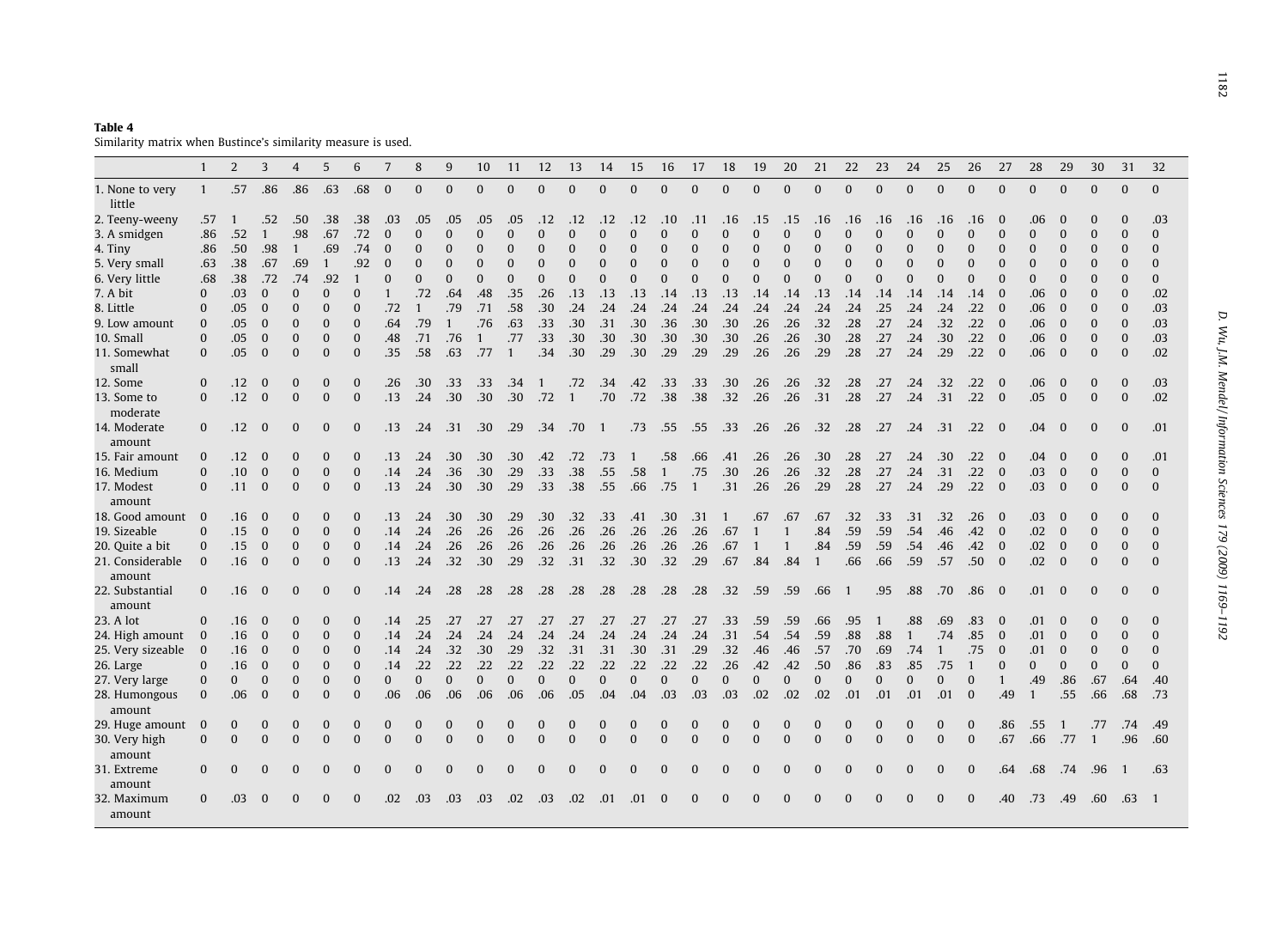**Table 4**
Similarity matrix when Bustince's similarity measure is used.

| | 1 | 2 | 3 | 4 | 5 | 6 | 7 | 8 | 9 | 10 | 11 | 12 | 13 | 14 | 15 | 16 | 17 | 18 | 19 | 20 | 21 | 22 | 23 | 24 | 25 | 26 | 27 | 28 | 29 | 30 | 31 | 32 |
|---|---|---|---|---|---|---|---|---|---|---|---|---|---|---|---|---|---|---|---|---|---|---|---|---|---|---|---|---|---|---|---|---|
| 1. None to very little | 1 | .57 | .86 | .86 | .63 | .68 | 0 | 0 | 0 | 0 | 0 | 0 | 0 | 0 | 0 | 0 | 0 | 0 | 0 | 0 | 0 | 0 | 0 | 0 | 0 | 0 | 0 | 0 | 0 | 0 | 0 | 0 |
| 2. Teeny-weeny | .57 | 1 | .52 | .50 | .38 | .38 | .03 | .05 | .05 | .05 | .05 | .12 | .12 | .12 | .12 | .10 | .11 | .16 | .15 | .15 | .16 | .16 | .16 | .16 | .16 | .16 | 0 | .06 | 0 | 0 | 0 | .03 |
| 3. A smidgen | .86 | .52 | 1 | .98 | .67 | .72 | 0 | 0 | 0 | 0 | 0 | 0 | 0 | 0 | 0 | 0 | 0 | 0 | 0 | 0 | 0 | 0 | 0 | 0 | 0 | 0 | 0 | 0 | 0 | 0 | 0 | 0 |
| 4. Tiny | .86 | .50 | .98 | 1 | .69 | .74 | 0 | 0 | 0 | 0 | 0 | 0 | 0 | 0 | 0 | 0 | 0 | 0 | 0 | 0 | 0 | 0 | 0 | 0 | 0 | 0 | 0 | 0 | 0 | 0 | 0 | 0 |
| 5. Very small | .63 | .38 | .67 | .69 | 1 | .92 | 0 | 0 | 0 | 0 | 0 | 0 | 0 | 0 | 0 | 0 | 0 | 0 | 0 | 0 | 0 | 0 | 0 | 0 | 0 | 0 | 0 | 0 | 0 | 0 | 0 | 0 |
| 6. Very little | .68 | .38 | .72 | .74 | .92 | 1 | 0 | 0 | 0 | 0 | 0 | 0 | 0 | 0 | 0 | 0 | 0 | 0 | 0 | 0 | 0 | 0 | 0 | 0 | 0 | 0 | 0 | 0 | 0 | 0 | 0 | 0 |
| 7. A bit | 0 | .03 | 0 | 0 | 0 | 0 | 1 | .72 | .64 | .48 | .35 | .26 | .13 | .13 | .13 | .14 | .13 | .13 | .14 | .14 | .13 | .14 | .14 | .14 | .14 | .14 | 0 | .06 | 0 | 0 | 0 | .02 |
| 8. Little | 0 | .05 | 0 | 0 | 0 | 0 | .72 | 1 | .79 | .71 | .58 | .30 | .24 | .24 | .24 | .24 | .24 | .24 | .24 | .24 | .24 | .24 | .25 | .24 | .24 | .22 | 0 | .06 | 0 | 0 | 0 | .03 |
| 9. Low amount | 0 | .05 | 0 | 0 | 0 | 0 | .64 | .79 | 1 | .76 | .63 | .33 | .30 | .31 | .30 | .36 | .30 | .30 | .26 | .26 | .32 | .28 | .27 | .24 | .32 | .22 | 0 | .06 | 0 | 0 | 0 | .03 |
| 10. Small | 0 | .05 | 0 | 0 | 0 | 0 | .48 | .71 | .76 | 1 | .77 | .33 | .30 | .30 | .30 | .30 | .30 | .30 | .26 | .26 | .30 | .28 | .27 | .24 | .30 | .22 | 0 | .06 | 0 | 0 | 0 | .03 |
| 11. Somewhat small | 0 | .05 | 0 | 0 | 0 | 0 | .35 | .58 | .63 | .77 | 1 | .34 | .30 | .29 | .30 | .29 | .29 | .29 | .26 | .26 | .29 | .28 | .27 | .24 | .29 | .22 | 0 | .06 | 0 | 0 | 0 | .02 |
| 12. Some | 0 | .12 | 0 | 0 | 0 | 0 | .26 | .30 | .33 | .33 | .34 | 1 | .72 | .34 | .42 | .33 | .33 | .30 | .26 | .26 | .32 | .28 | .27 | .24 | .32 | .22 | 0 | .06 | 0 | 0 | 0 | .03 |
| 13. Some to moderate | 0 | .12 | 0 | 0 | 0 | 0 | .13 | .24 | .30 | .30 | .30 | .72 | 1 | .70 | .72 | .38 | .38 | .32 | .26 | .26 | .31 | .28 | .27 | .24 | .31 | .22 | 0 | .05 | 0 | 0 | 0 | .02 |
| 14. Moderate amount | 0 | .12 | 0 | 0 | 0 | 0 | .13 | .24 | .31 | .30 | .29 | .34 | .70 | 1 | .73 | .55 | .55 | .33 | .26 | .26 | .32 | .28 | .27 | .24 | .31 | .22 | 0 | .04 | 0 | 0 | 0 | .01 |
| 15. Fair amount | 0 | .12 | 0 | 0 | 0 | 0 | .13 | .24 | .30 | .30 | .30 | .42 | .72 | .73 | 1 | .58 | .66 | .41 | .26 | .26 | .30 | .28 | .27 | .24 | .30 | .22 | 0 | .04 | 0 | 0 | 0 | .01 |
| 16. Medium | 0 | .10 | 0 | 0 | 0 | 0 | .14 | .24 | .36 | .30 | .29 | .33 | .38 | .55 | .58 | 1 | .75 | .30 | .26 | .26 | .32 | .28 | .27 | .24 | .31 | .22 | 0 | .03 | 0 | 0 | 0 | 0 |
| 17. Modest amount | 0 | .11 | 0 | 0 | 0 | 0 | .13 | .24 | .30 | .30 | .29 | .33 | .38 | .55 | .66 | .75 | 1 | .31 | .26 | .26 | .29 | .28 | .27 | .24 | .29 | .22 | 0 | .03 | 0 | 0 | 0 | 0 |
| 18. Good amount | 0 | .16 | 0 | 0 | 0 | 0 | .13 | .24 | .30 | .30 | .29 | .30 | .32 | .33 | .41 | .30 | .31 | 1 | .67 | .67 | .67 | .32 | .33 | .31 | .32 | .26 | 0 | .03 | 0 | 0 | 0 | 0 |
| 19. Sizeable | 0 | .15 | 0 | 0 | 0 | 0 | .14 | .24 | .26 | .26 | .26 | .26 | .26 | .26 | .26 | .26 | .26 | .67 | 1 | 1 | .84 | .59 | .59 | .54 | .46 | .42 | 0 | .02 | 0 | 0 | 0 | 0 |
| 20. Quite a bit | 0 | .15 | 0 | 0 | 0 | 0 | .14 | .24 | .26 | .26 | .26 | .26 | .26 | .26 | .26 | .26 | .26 | .67 | 1 | 1 | .84 | .59 | .59 | .54 | .46 | .42 | 0 | .02 | 0 | 0 | 0 | 0 |
| 21. Considerable amount | 0 | .16 | 0 | 0 | 0 | 0 | .13 | .24 | .32 | .30 | .29 | .32 | .31 | .32 | .30 | .32 | .29 | .67 | .84 | .84 | 1 | .66 | .66 | .59 | .57 | .50 | 0 | .02 | 0 | 0 | 0 | 0 |
| 22. Substantial amount | 0 | .16 | 0 | 0 | 0 | 0 | .14 | .24 | .28 | .28 | .28 | .28 | .28 | .28 | .28 | .28 | .28 | .32 | .59 | .59 | .66 | 1 | .95 | .88 | .70 | .86 | 0 | .01 | 0 | 0 | 0 | 0 |
| 23. A lot | 0 | .16 | 0 | 0 | 0 | 0 | .14 | .25 | .27 | .27 | .27 | .27 | .27 | .27 | .27 | .27 | .27 | .33 | .59 | .59 | .66 | .95 | 1 | .88 | .69 | .83 | 0 | .01 | 0 | 0 | 0 | 0 |
| 24. High amount | 0 | .16 | 0 | 0 | 0 | 0 | .14 | .24 | .24 | .24 | .24 | .24 | .24 | .24 | .24 | .24 | .24 | .31 | .54 | .54 | .59 | .88 | .88 | 1 | .74 | .85 | 0 | .01 | 0 | 0 | 0 | 0 |
| 25. Very sizeable | 0 | .16 | 0 | 0 | 0 | 0 | .14 | .24 | .32 | .30 | .29 | .32 | .31 | .31 | .30 | .31 | .29 | .32 | .46 | .46 | .57 | .70 | .69 | .74 | 1 | .75 | 0 | .01 | 0 | 0 | 0 | 0 |
| 26. Large | 0 | .16 | 0 | 0 | 0 | 0 | .14 | .22 | .22 | .22 | .22 | .22 | .22 | .22 | .22 | .22 | .22 | .26 | .42 | .42 | .50 | .86 | .83 | .85 | .75 | 1 | 0 | 0 | 0 | 0 | 0 | 0 |
| 27. Very large | 0 | 0 | 0 | 0 | 0 | 0 | 0 | 0 | 0 | 0 | 0 | 0 | 0 | 0 | 0 | 0 | 0 | 0 | 0 | 0 | 0 | 0 | 0 | 0 | 0 | 0 | 1 | .49 | .86 | .67 | .64 | .40 |
| 28. Humongous amount | 0 | .06 | 0 | 0 | 0 | 0 | .06 | .06 | .06 | .06 | .06 | .06 | .05 | .04 | .04 | .03 | .03 | .03 | .02 | .02 | .02 | .01 | .01 | .01 | .01 | 0 | .49 | 1 | .55 | .66 | .68 | .73 |
| 29. Huge amount | 0 | 0 | 0 | 0 | 0 | 0 | 0 | 0 | 0 | 0 | 0 | 0 | 0 | 0 | 0 | 0 | 0 | 0 | 0 | 0 | 0 | 0 | 0 | 0 | 0 | 0 | .86 | .55 | 1 | .77 | .74 | .49 |
| 30. Very high amount | 0 | 0 | 0 | 0 | 0 | 0 | 0 | 0 | 0 | 0 | 0 | 0 | 0 | 0 | 0 | 0 | 0 | 0 | 0 | 0 | 0 | 0 | 0 | 0 | 0 | 0 | .67 | .66 | .77 | 1 | .96 | .60 |
| 31. Extreme amount | 0 | 0 | 0 | 0 | 0 | 0 | 0 | 0 | 0 | 0 | 0 | 0 | 0 | 0 | 0 | 0 | 0 | 0 | 0 | 0 | 0 | 0 | 0 | 0 | 0 | 0 | .64 | .68 | .74 | .96 | 1 | .63 |
| 32. Maximum amount | 0 | .03 | 0 | 0 | 0 | 0 | .02 | .03 | .03 | .03 | .02 | .03 | .02 | .01 | .01 | 0 | 0 | 0 | 0 | 0 | 0 | 0 | 0 | 0 | 0 | 0 | .40 | .73 | .49 | .60 | .63 | 1 |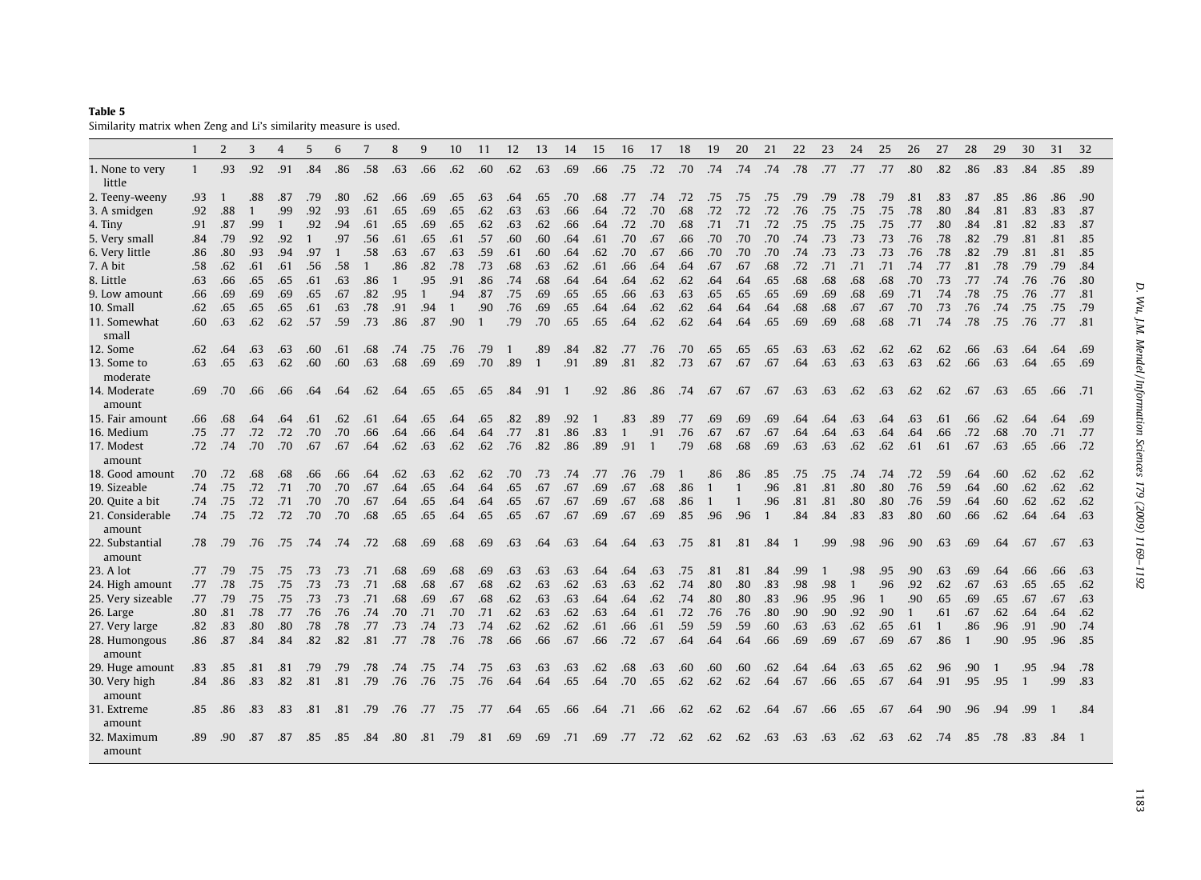**Table 5**
Similarity matrix when Zeng and Li's similarity measure is used.

| | 1 | 2 | 3 | 4 | 5 | 6 | 7 | 8 | 9 | 10 | 11 | 12 | 13 | 14 | 15 | 16 | 17 | 18 | 19 | 20 | 21 | 22 | 23 | 24 | 25 | 26 | 27 | 28 | 29 | 30 | 31 | 32 |
|---|---|---|---|---|---|---|---|---|---|---|---|---|---|---|---|---|---|---|---|---|---|---|---|---|---|---|---|---|---|---|---|---|
| 1. None to very little | 1 | .93 | .92 | .91 | .84 | .86 | .58 | .63 | .66 | .62 | .60 | .62 | .63 | .69 | .66 | .75 | .72 | .70 | .74 | .74 | .74 | .78 | .77 | .77 | .77 | .80 | .82 | .86 | .83 | .84 | .85 | .89 |
| 2. Teeny-weeny | .93 | 1 | .88 | .87 | .79 | .80 | .62 | .66 | .69 | .65 | .63 | .64 | .65 | .70 | .68 | .77 | .74 | .72 | .75 | .75 | .75 | .79 | .79 | .78 | .79 | .81 | .83 | .87 | .85 | .86 | .86 | .90 |
| 3. A smidgen | .92 | .88 | 1 | .99 | .92 | .93 | .61 | .65 | .69 | .65 | .62 | .63 | .63 | .66 | .64 | .72 | .70 | .68 | .72 | .72 | .72 | .76 | .75 | .75 | .75 | .78 | .80 | .84 | .81 | .83 | .83 | .87 |
| 4. Tiny | .91 | .87 | .99 | 1 | .92 | .94 | .61 | .65 | .69 | .65 | .62 | .63 | .62 | .66 | .64 | .72 | .70 | .68 | .71 | .71 | .72 | .75 | .75 | .75 | .75 | .77 | .80 | .84 | .81 | .82 | .83 | .87 |
| 5. Very small | .84 | .79 | .92 | .92 | 1 | .97 | .56 | .61 | .65 | .61 | .57 | .60 | .60 | .64 | .61 | .70 | .67 | .66 | .70 | .70 | .70 | .74 | .73 | .73 | .73 | .76 | .78 | .82 | .79 | .81 | .81 | .85 |
| 6. Very little | .86 | .80 | .93 | .94 | .97 | 1 | .58 | .63 | .67 | .63 | .59 | .61 | .60 | .64 | .62 | .70 | .67 | .66 | .70 | .70 | .70 | .74 | .73 | .73 | .73 | .76 | .78 | .82 | .79 | .81 | .81 | .85 |
| 7. A bit | .58 | .62 | .61 | .61 | .56 | .58 | 1 | .86 | .82 | .78 | .73 | .68 | .63 | .62 | .61 | .66 | .64 | .64 | .67 | .67 | .68 | .72 | .71 | .71 | .71 | .74 | .77 | .81 | .78 | .79 | .79 | .84 |
| 8. Little | .63 | .66 | .65 | .65 | .61 | .63 | .86 | 1 | .95 | .91 | .86 | .74 | .68 | .64 | .64 | .64 | .62 | .62 | .64 | .64 | .65 | .68 | .68 | .68 | .68 | .70 | .73 | .77 | .74 | .76 | .76 | .80 |
| 9. Low amount | .66 | .69 | .69 | .69 | .65 | .67 | .82 | .95 | 1 | .94 | .87 | .75 | .69 | .65 | .65 | .66 | .63 | .63 | .65 | .65 | .65 | .69 | .69 | .68 | .69 | .71 | .74 | .78 | .75 | .76 | .77 | .81 |
| 10. Small | .62 | .65 | .65 | .65 | .61 | .63 | .78 | .91 | .94 | 1 | .90 | .76 | .69 | .65 | .64 | .64 | .62 | .62 | .64 | .64 | .64 | .68 | .68 | .67 | .67 | .70 | .73 | .76 | .74 | .75 | .75 | .79 |
| 11. Somewhat small | .60 | .63 | .62 | .62 | .57 | .59 | .73 | .86 | .87 | .90 | 1 | .79 | .70 | .65 | .65 | .64 | .62 | .62 | .64 | .64 | .65 | .69 | .69 | .68 | .68 | .71 | .74 | .78 | .75 | .76 | .77 | .81 |
| 12. Some | .62 | .64 | .63 | .63 | .60 | .61 | .68 | .74 | .75 | .76 | .79 | 1 | .89 | .84 | .82 | .77 | .76 | .70 | .65 | .65 | .65 | .63 | .63 | .62 | .62 | .62 | .62 | .66 | .63 | .64 | .64 | .69 |
| 13. Some to moderate | .63 | .65 | .63 | .62 | .60 | .60 | .63 | .68 | .69 | .69 | .70 | .89 | 1 | .91 | .89 | .81 | .82 | .73 | .67 | .67 | .67 | .64 | .63 | .63 | .63 | .63 | .62 | .66 | .63 | .64 | .65 | .69 |
| 14. Moderate amount | .69 | .70 | .66 | .66 | .64 | .64 | .62 | .64 | .65 | .65 | .65 | .84 | .91 | 1 | .92 | .86 | .86 | .74 | .67 | .67 | .67 | .63 | .63 | .62 | .63 | .62 | .62 | .67 | .63 | .65 | .66 | .71 |
| 15. Fair amount | .66 | .68 | .64 | .64 | .61 | .62 | .61 | .64 | .65 | .64 | .65 | .82 | .89 | .92 | 1 | .83 | .89 | .77 | .69 | .69 | .69 | .64 | .64 | .63 | .64 | .63 | .61 | .66 | .62 | .64 | .64 | .69 |
| 16. Medium | .75 | .77 | .72 | .72 | .70 | .70 | .66 | .64 | .66 | .64 | .64 | .77 | .81 | .86 | .83 | 1 | .91 | .76 | .67 | .67 | .67 | .64 | .64 | .63 | .64 | .64 | .66 | .72 | .68 | .70 | .71 | .77 |
| 17. Modest amount | .72 | .74 | .70 | .70 | .67 | .67 | .64 | .62 | .63 | .62 | .62 | .76 | .82 | .86 | .89 | .91 | 1 | .79 | .68 | .68 | .69 | .63 | .63 | .62 | .62 | .61 | .61 | .67 | .63 | .65 | .66 | .72 |
| 18. Good amount | .70 | .72 | .68 | .68 | .66 | .66 | .64 | .62 | .63 | .62 | .62 | .70 | .73 | .74 | .77 | .76 | .79 | 1 | .86 | .86 | .85 | .75 | .75 | .74 | .74 | .72 | .59 | .64 | .60 | .62 | .62 | .62 |
| 19. Sizeable | .74 | .75 | .72 | .71 | .70 | .70 | .67 | .64 | .65 | .64 | .64 | .65 | .67 | .67 | .69 | .67 | .68 | .86 | 1 | 1 | .96 | .81 | .81 | .80 | .80 | .76 | .59 | .64 | .60 | .62 | .62 | .62 |
| 20. Quite a bit | .74 | .75 | .72 | .71 | .70 | .70 | .67 | .64 | .65 | .64 | .64 | .65 | .67 | .67 | .69 | .67 | .68 | .86 | 1 | 1 | .96 | .81 | .81 | .80 | .80 | .76 | .59 | .64 | .60 | .62 | .62 | .62 |
| 21. Considerable amount | .74 | .75 | .72 | .72 | .70 | .70 | .68 | .65 | .65 | .64 | .65 | .65 | .67 | .67 | .69 | .67 | .69 | .85 | .96 | .96 | 1 | .84 | .84 | .83 | .83 | .80 | .60 | .66 | .62 | .64 | .64 | .63 |
| 22. Substantial amount | .78 | .79 | .76 | .75 | .74 | .74 | .72 | .68 | .69 | .68 | .69 | .63 | .64 | .63 | .64 | .64 | .63 | .75 | .81 | .81 | .84 | 1 | .99 | .98 | .96 | .90 | .63 | .69 | .64 | .67 | .67 | .63 |
| 23. A lot | .77 | .79 | .75 | .75 | .73 | .73 | .71 | .68 | .69 | .68 | .69 | .63 | .63 | .63 | .64 | .64 | .63 | .75 | .81 | .81 | .84 | .99 | 1 | .98 | .95 | .90 | .63 | .69 | .64 | .66 | .66 | .63 |
| 24. High amount | .77 | .78 | .75 | .75 | .73 | .73 | .71 | .68 | .68 | .67 | .68 | .62 | .63 | .62 | .63 | .63 | .62 | .74 | .80 | .80 | .83 | .98 | .98 | 1 | .96 | .92 | .62 | .67 | .63 | .65 | .65 | .62 |
| 25. Very sizeable | .77 | .79 | .75 | .75 | .73 | .73 | .71 | .68 | .69 | .67 | .68 | .62 | .63 | .63 | .64 | .64 | .62 | .74 | .80 | .80 | .83 | .96 | .95 | .96 | 1 | .90 | .65 | .69 | .65 | .67 | .67 | .63 |
| 26. Large | .80 | .81 | .78 | .77 | .76 | .76 | .74 | .70 | .71 | .70 | .71 | .62 | .63 | .62 | .63 | .64 | .61 | .72 | .76 | .76 | .80 | .90 | .90 | .92 | .90 | 1 | .61 | .67 | .62 | .64 | .64 | .62 |
| 27. Very large | .82 | .83 | .80 | .80 | .78 | .78 | .77 | .73 | .74 | .73 | .74 | .62 | .62 | .62 | .61 | .66 | .61 | .59 | .59 | .59 | .60 | .63 | .63 | .62 | .65 | .61 | 1 | .86 | .96 | .91 | .90 | .74 |
| 28. Humongous amount | .86 | .87 | .84 | .84 | .82 | .82 | .81 | .77 | .78 | .76 | .78 | .66 | .66 | .67 | .66 | .72 | .67 | .64 | .64 | .64 | .66 | .69 | .69 | .67 | .69 | .67 | .86 | 1 | .90 | .95 | .96 | .85 |
| 29. Huge amount | .83 | .85 | .81 | .81 | .79 | .79 | .78 | .74 | .75 | .74 | .75 | .63 | .63 | .63 | .62 | .68 | .63 | .60 | .60 | .60 | .62 | .64 | .64 | .63 | .65 | .62 | .96 | .90 | 1 | .95 | .94 | .78 |
| 30. Very high amount | .84 | .86 | .83 | .82 | .81 | .81 | .79 | .76 | .76 | .75 | .76 | .64 | .64 | .65 | .64 | .70 | .65 | .62 | .62 | .62 | .64 | .67 | .66 | .65 | .67 | .64 | .91 | .95 | .95 | 1 | .99 | .83 |
| 31. Extreme amount | .85 | .86 | .83 | .83 | .81 | .81 | .79 | .76 | .77 | .75 | .77 | .64 | .65 | .66 | .64 | .71 | .66 | .62 | .62 | .62 | .64 | .67 | .66 | .65 | .67 | .64 | .90 | .96 | .94 | .99 | 1 | .84 |
| 32. Maximum amount | .89 | .90 | .87 | .87 | .85 | .85 | .84 | .80 | .81 | .79 | .81 | .69 | .69 | .71 | .69 | .77 | .72 | .62 | .62 | .62 | .63 | .63 | .63 | .62 | .63 | .62 | .74 | .85 | .78 | .83 | .84 | 1 |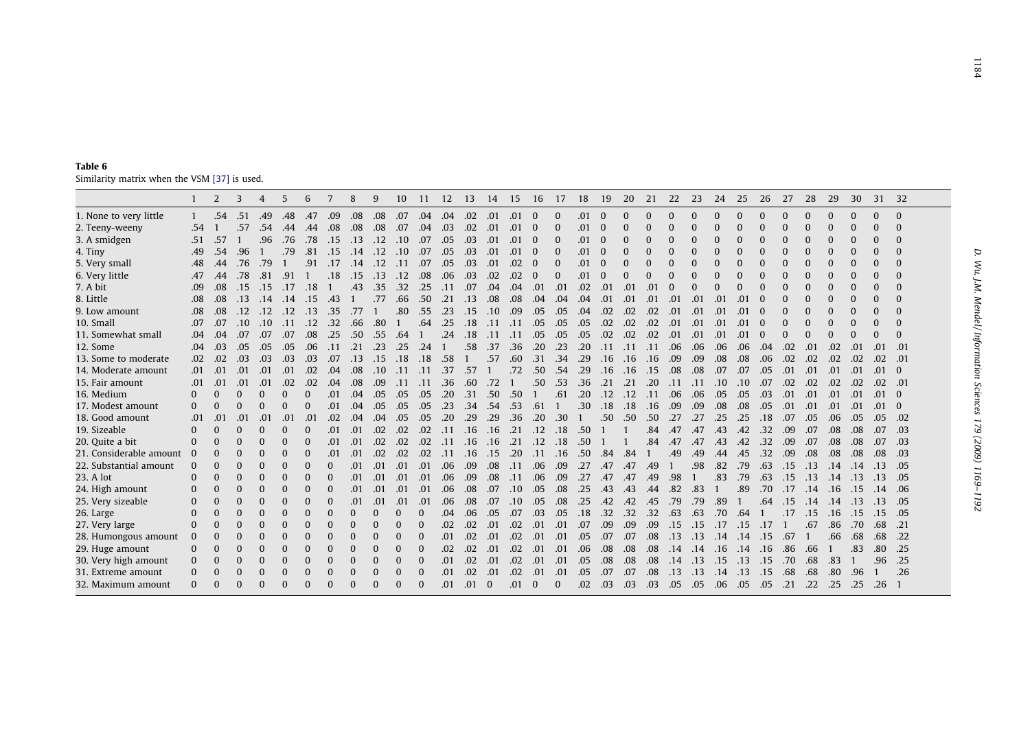**Table 6**
Similarity matrix when the VSM [37] is used.

| | 1 | 2 | 3 | 4 | 5 | 6 | 7 | 8 | 9 | 10 | 11 | 12 | 13 | 14 | 15 | 16 | 17 | 18 | 19 | 20 | 21 | 22 | 23 | 24 | 25 | 26 | 27 | 28 | 29 | 30 | 31 | 32 |
|---|---|---|---|---|---|---|---|---|---|---|---|---|---|---|---|---|---|---|---|---|---|---|---|---|---|---|---|---|---|---|---|---|
| 1. None to very little | 1 | .54 | .51 | .49 | .48 | .47 | .09 | .08 | .08 | .07 | .04 | .04 | .02 | .01 | .01 | 0 | 0 | .01 | 0 | 0 | 0 | 0 | 0 | 0 | 0 | 0 | 0 | 0 | 0 | 0 | 0 | 0 |
| 2. Teeny-weeny | .54 | 1 | .57 | .54 | .44 | .44 | .08 | .08 | .08 | .07 | .04 | .03 | .02 | .01 | .01 | 0 | 0 | .01 | 0 | 0 | 0 | 0 | 0 | 0 | 0 | 0 | 0 | 0 | 0 | 0 | 0 | 0 |
| 3. A smidgen | .51 | .57 | 1 | .96 | .76 | .78 | .15 | .13 | .12 | .10 | .07 | .05 | .03 | .01 | .01 | 0 | 0 | .01 | 0 | 0 | 0 | 0 | 0 | 0 | 0 | 0 | 0 | 0 | 0 | 0 | 0 | 0 |
| 4. Tiny | .49 | .54 | .96 | 1 | .79 | .81 | .15 | .14 | .12 | .10 | .07 | .05 | .03 | .01 | .01 | 0 | 0 | .01 | 0 | 0 | 0 | 0 | 0 | 0 | 0 | 0 | 0 | 0 | 0 | 0 | 0 | 0 |
| 5. Very small | .48 | .44 | .76 | .79 | 1 | .91 | .17 | .14 | .12 | .11 | .07 | .05 | .03 | .01 | .02 | 0 | 0 | .01 | 0 | 0 | 0 | 0 | 0 | 0 | 0 | 0 | 0 | 0 | 0 | 0 | 0 | 0 |
| 6. Very little | .47 | .44 | .78 | .81 | .91 | 1 | .18 | .15 | .13 | .12 | .08 | .06 | .03 | .02 | .02 | 0 | 0 | .01 | 0 | 0 | 0 | 0 | 0 | 0 | 0 | 0 | 0 | 0 | 0 | 0 | 0 | 0 |
| 7. A bit | .09 | .08 | .15 | .15 | .17 | .18 | 1 | .43 | .35 | .32 | .25 | .11 | .07 | .04 | .04 | .01 | .01 | .02 | .01 | .01 | .01 | 0 | 0 | 0 | 0 | 0 | 0 | 0 | 0 | 0 | 0 | 0 |
| 8. Little | .08 | .08 | .13 | .14 | .14 | .15 | .43 | 1 | .77 | .66 | .50 | .21 | .13 | .08 | .08 | .04 | .04 | .04 | .01 | .01 | .01 | .01 | .01 | .01 | .01 | 0 | 0 | 0 | 0 | 0 | 0 | 0 |
| 9. Low amount | .08 | .08 | .12 | .12 | .12 | .13 | .35 | .77 | 1 | .80 | .55 | .23 | .15 | .10 | .09 | .05 | .05 | .04 | .02 | .02 | .02 | .01 | .01 | .01 | .01 | 0 | 0 | 0 | 0 | 0 | 0 | 0 |
| 10. Small | .07 | .07 | .10 | .10 | .11 | .12 | .32 | .66 | .80 | 1 | .64 | .25 | .18 | .11 | .11 | .05 | .05 | .05 | .02 | .02 | .02 | .01 | .01 | .01 | .01 | 0 | 0 | 0 | 0 | 0 | 0 | 0 |
| 11. Somewhat small | .04 | .04 | .07 | .07 | .07 | .08 | .25 | .50 | .55 | .64 | 1 | .24 | .18 | .11 | .11 | .05 | .05 | .05 | .02 | .02 | .02 | .01 | .01 | .01 | .01 | 0 | 0 | 0 | 0 | 0 | 0 | 0 |
| 12. Some | .04 | .03 | .05 | .05 | .05 | .06 | .11 | .21 | .23 | .25 | .24 | 1 | .58 | .37 | .36 | .20 | .23 | .20 | .11 | .11 | .11 | .06 | .06 | .06 | .06 | .04 | .02 | .01 | .02 | .01 | .01 | .01 |
| 13. Some to moderate | .02 | .02 | .03 | .03 | .03 | .03 | .07 | .13 | .15 | .18 | .18 | .58 | 1 | .57 | .60 | .31 | .34 | .29 | .16 | .16 | .16 | .09 | .09 | .08 | .08 | .06 | .02 | .02 | .02 | .02 | .02 | .01 |
| 14. Moderate amount | .01 | .01 | .01 | .01 | .01 | .02 | .04 | .08 | .10 | .11 | .11 | .37 | .57 | 1 | .72 | .50 | .54 | .29 | .16 | .16 | .15 | .08 | .08 | .07 | .07 | .05 | .01 | .01 | .01 | .01 | .01 | 0 |
| 15. Fair amount | .01 | .01 | .01 | .01 | .02 | .02 | .04 | .08 | .09 | .11 | .11 | .36 | .60 | .72 | 1 | .50 | .53 | .36 | .21 | .21 | .20 | .11 | .11 | .10 | .10 | .07 | .02 | .02 | .02 | .02 | .02 | .01 |
| 16. Medium | 0 | 0 | 0 | 0 | 0 | 0 | .01 | .04 | .05 | .05 | .05 | .20 | .31 | .50 | .50 | 1 | .61 | .20 | .12 | .12 | .11 | .06 | .06 | .05 | .05 | .03 | .01 | .01 | .01 | .01 | .01 | 0 |
| 17. Modest amount | 0 | 0 | 0 | 0 | 0 | 0 | .01 | .04 | .05 | .05 | .05 | .23 | .34 | .54 | .53 | .61 | 1 | .30 | .18 | .18 | .16 | .09 | .09 | .08 | .08 | .05 | .01 | .01 | .01 | .01 | .01 | 0 |
| 18. Good amount | .01 | .01 | .01 | .01 | .01 | .01 | .02 | .04 | .04 | .05 | .05 | .20 | .29 | .29 | .36 | .20 | .30 | 1 | .50 | .50 | .50 | .27 | .27 | .25 | .25 | .18 | .07 | .05 | .06 | .05 | .05 | .02 |
| 19. Sizeable | 0 | 0 | 0 | 0 | 0 | 0 | .01 | .01 | .02 | .02 | .02 | .11 | .16 | .16 | .21 | .12 | .18 | .50 | 1 | 1 | .84 | .47 | .47 | .43 | .42 | .32 | .09 | .07 | .08 | .08 | .07 | .03 |
| 20. Quite a bit | 0 | 0 | 0 | 0 | 0 | 0 | .01 | .01 | .02 | .02 | .02 | .11 | .16 | .16 | .21 | .12 | .18 | .50 | 1 | 1 | .84 | .47 | .47 | .43 | .42 | .32 | .09 | .07 | .08 | .08 | .07 | .03 |
| 21. Considerable amount | 0 | 0 | 0 | 0 | 0 | 0 | .01 | .01 | .02 | .02 | .02 | .11 | .16 | .15 | .20 | .11 | .16 | .50 | .84 | .84 | 1 | .49 | .49 | .44 | .45 | .32 | .09 | .08 | .08 | .08 | .08 | .03 |
| 22. Substantial amount | 0 | 0 | 0 | 0 | 0 | 0 | 0 | .01 | .01 | .01 | .01 | .06 | .09 | .08 | .11 | .06 | .09 | .27 | .47 | .47 | .49 | 1 | .98 | .82 | .79 | .63 | .15 | .13 | .14 | .14 | .13 | .05 |
| 23. A lot | 0 | 0 | 0 | 0 | 0 | 0 | 0 | .01 | .01 | .01 | .01 | .06 | .09 | .08 | .11 | .06 | .09 | .27 | .47 | .47 | .49 | .98 | 1 | .83 | .79 | .63 | .15 | .13 | .14 | .13 | .13 | .05 |
| 24. High amount | 0 | 0 | 0 | 0 | 0 | 0 | 0 | .01 | .01 | .01 | .01 | .06 | .08 | .07 | .10 | .05 | .08 | .25 | .43 | .43 | .44 | .82 | .83 | 1 | .89 | .70 | .17 | .14 | .16 | .15 | .14 | .06 |
| 25. Very sizeable | 0 | 0 | 0 | 0 | 0 | 0 | 0 | .01 | .01 | .01 | .01 | .06 | .08 | .07 | .10 | .05 | .08 | .25 | .42 | .42 | .45 | .79 | .79 | .89 | 1 | .64 | .15 | .14 | .14 | .13 | .13 | .05 |
| 26. Large | 0 | 0 | 0 | 0 | 0 | 0 | 0 | 0 | 0 | 0 | 0 | .04 | .06 | .05 | .07 | .03 | .05 | .18 | .32 | .32 | .32 | .63 | .63 | .70 | .64 | 1 | .17 | .15 | .16 | .15 | .15 | .05 |
| 27. Very large | 0 | 0 | 0 | 0 | 0 | 0 | 0 | 0 | 0 | 0 | 0 | .02 | .02 | .01 | .02 | .01 | .01 | .07 | .09 | .09 | .09 | .15 | .15 | .17 | .15 | .17 | 1 | .67 | .86 | .70 | .68 | .21 |
| 28. Humongous amount | 0 | 0 | 0 | 0 | 0 | 0 | 0 | 0 | 0 | 0 | 0 | .01 | .02 | .01 | .02 | .01 | .01 | .05 | .07 | .07 | .08 | .13 | .13 | .14 | .14 | .15 | .67 | 1 | .66 | .68 | .68 | .22 |
| 29. Huge amount | 0 | 0 | 0 | 0 | 0 | 0 | 0 | 0 | 0 | 0 | 0 | .02 | .02 | .01 | .02 | .01 | .01 | .06 | .08 | .08 | .08 | .14 | .14 | .16 | .14 | .16 | .86 | .66 | 1 | .83 | .80 | .25 |
| 30. Very high amount | 0 | 0 | 0 | 0 | 0 | 0 | 0 | 0 | 0 | 0 | 0 | .01 | .02 | .01 | .02 | .01 | .01 | .05 | .08 | .08 | .08 | .14 | .13 | .15 | .13 | .15 | .70 | .68 | .83 | 1 | .96 | .25 |
| 31. Extreme amount | 0 | 0 | 0 | 0 | 0 | 0 | 0 | 0 | 0 | 0 | 0 | .01 | .02 | .01 | .02 | .01 | .01 | .05 | .07 | .07 | .08 | .13 | .13 | .14 | .13 | .15 | .68 | .68 | .80 | .96 | 1 | .26 |
| 32. Maximum amount | 0 | 0 | 0 | 0 | 0 | 0 | 0 | 0 | 0 | 0 | 0 | .01 | .01 | 0 | .01 | 0 | 0 | .02 | .03 | .03 | .03 | .05 | .05 | .06 | .05 | .05 | .21 | .22 | .25 | .25 | .26 | 1 |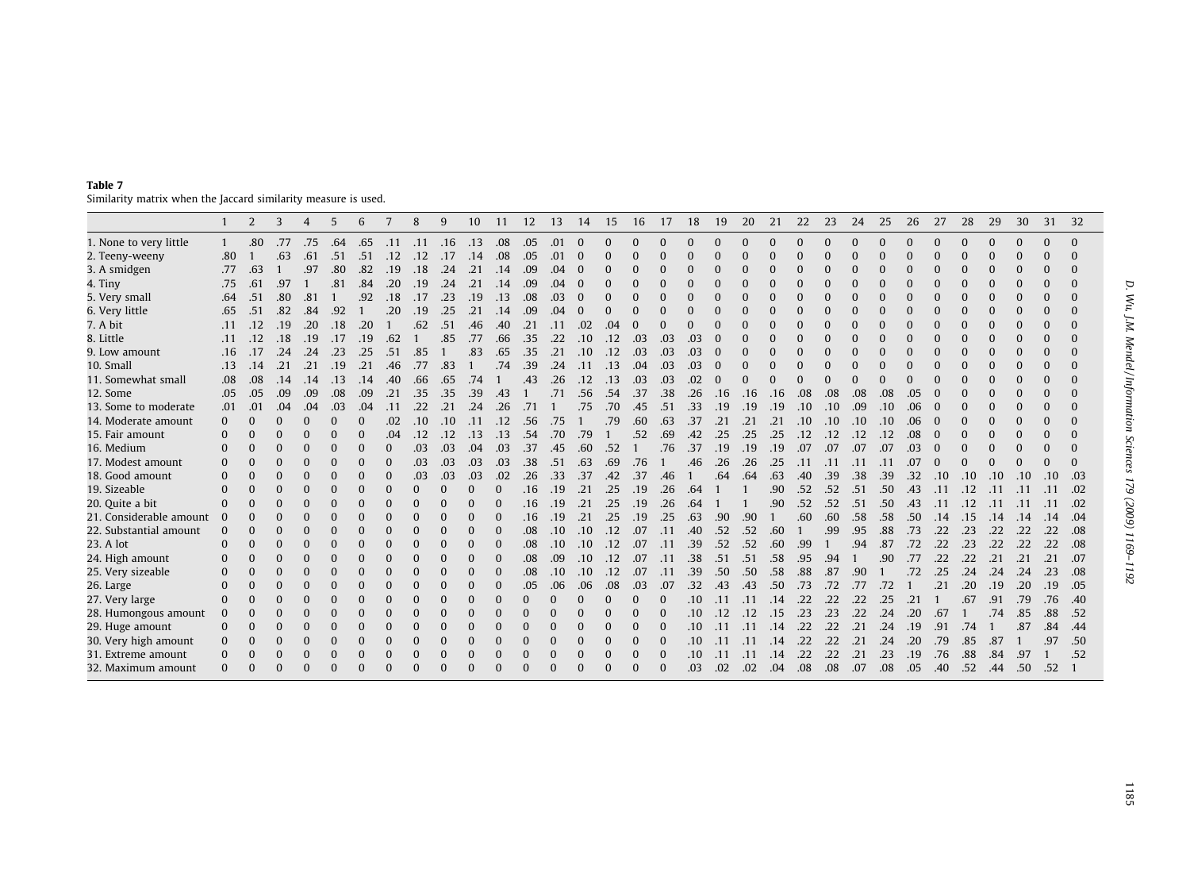**Table 7**
Similarity matrix when the Jaccard similarity measure is used.

| | 1 | 2 | 3 | 4 | 5 | 6 | 7 | 8 | 9 | 10 | 11 | 12 | 13 | 14 | 15 | 16 | 17 | 18 | 19 | 20 | 21 | 22 | 23 | 24 | 25 | 26 | 27 | 28 | 29 | 30 | 31 | 32 |
|---|---|---|---|---|---|---|---|---|---|---|---|---|---|---|---|---|---|---|---|---|---|---|---|---|---|---|---|---|---|---|---|---|
| 1. None to very little | 1 | .80 | .77 | .75 | .64 | .65 | .11 | .11 | .16 | .13 | .08 | .05 | .01 | 0 | 0 | 0 | 0 | 0 | 0 | 0 | 0 | 0 | 0 | 0 | 0 | 0 | 0 | 0 | 0 | 0 | 0 | 0 |
| 2. Teeny-weeny | .80 | 1 | .63 | .61 | .51 | .51 | .12 | .12 | .17 | .14 | .08 | .05 | .01 | 0 | 0 | 0 | 0 | 0 | 0 | 0 | 0 | 0 | 0 | 0 | 0 | 0 | 0 | 0 | 0 | 0 | 0 | 0 |
| 3. A smidgen | .77 | .63 | 1 | .97 | .80 | .82 | .19 | .18 | .24 | .21 | .14 | .09 | .04 | 0 | 0 | 0 | 0 | 0 | 0 | 0 | 0 | 0 | 0 | 0 | 0 | 0 | 0 | 0 | 0 | 0 | 0 | 0 |
| 4. Tiny | .75 | .61 | .97 | 1 | .81 | .84 | .20 | .19 | .24 | .21 | .14 | .09 | .04 | 0 | 0 | 0 | 0 | 0 | 0 | 0 | 0 | 0 | 0 | 0 | 0 | 0 | 0 | 0 | 0 | 0 | 0 | 0 |
| 5. Very small | .64 | .51 | .80 | .81 | 1 | .92 | .18 | .17 | .23 | .19 | .13 | .08 | .03 | 0 | 0 | 0 | 0 | 0 | 0 | 0 | 0 | 0 | 0 | 0 | 0 | 0 | 0 | 0 | 0 | 0 | 0 | 0 |
| 6. Very little | .65 | .51 | .82 | .84 | .92 | 1 | .20 | .19 | .25 | .21 | .14 | .09 | .04 | 0 | 0 | 0 | 0 | 0 | 0 | 0 | 0 | 0 | 0 | 0 | 0 | 0 | 0 | 0 | 0 | 0 | 0 | 0 |
| 7. A bit | .11 | .12 | .19 | .20 | .18 | .20 | 1 | .62 | .51 | .46 | .40 | .21 | .11 | .02 | .04 | 0 | 0 | 0 | 0 | 0 | 0 | 0 | 0 | 0 | 0 | 0 | 0 | 0 | 0 | 0 | 0 | 0 |
| 8. Little | .11 | .12 | .18 | .19 | .17 | .19 | .62 | 1 | .85 | .77 | .66 | .35 | .22 | .10 | .12 | .03 | .03 | .03 | 0 | 0 | 0 | 0 | 0 | 0 | 0 | 0 | 0 | 0 | 0 | 0 | 0 | 0 |
| 9. Low amount | .16 | .17 | .24 | .24 | .23 | .25 | .51 | .85 | 1 | .83 | .65 | .35 | .21 | .10 | .12 | .03 | .03 | .03 | 0 | 0 | 0 | 0 | 0 | 0 | 0 | 0 | 0 | 0 | 0 | 0 | 0 | 0 |
| 10. Small | .13 | .14 | .21 | .21 | .19 | .21 | .46 | .77 | .83 | 1 | .74 | .39 | .24 | .11 | .13 | .04 | .03 | .03 | 0 | 0 | 0 | 0 | 0 | 0 | 0 | 0 | 0 | 0 | 0 | 0 | 0 | 0 |
| 11. Somewhat small | .08 | .08 | .14 | .14 | .13 | .14 | .40 | .66 | .65 | .74 | 1 | .43 | .26 | .12 | .13 | .03 | .03 | .02 | 0 | 0 | 0 | 0 | 0 | 0 | 0 | 0 | 0 | 0 | 0 | 0 | 0 | 0 |
| 12. Some | .05 | .05 | .09 | .09 | .08 | .09 | .21 | .35 | .35 | .39 | .43 | 1 | .71 | .56 | .54 | .37 | .38 | .26 | .16 | .16 | .16 | .08 | .08 | .08 | .08 | .05 | 0 | 0 | 0 | 0 | 0 | 0 |
| 13. Some to moderate | .01 | .01 | .04 | .04 | .03 | .04 | .11 | .22 | .21 | .24 | .26 | .71 | 1 | .75 | .70 | .45 | .51 | .33 | .19 | .19 | .19 | .10 | .10 | .09 | .10 | .06 | 0 | 0 | 0 | 0 | 0 | 0 |
| 14. Moderate amount | 0 | 0 | 0 | 0 | 0 | 0 | .02 | .10 | .10 | .11 | .12 | .56 | .75 | 1 | .79 | .60 | .63 | .37 | .21 | .21 | .21 | .10 | .10 | .10 | .10 | .06 | 0 | 0 | 0 | 0 | 0 | 0 |
| 15. Fair amount | 0 | 0 | 0 | 0 | 0 | 0 | .04 | .12 | .12 | .13 | .13 | .54 | .70 | .79 | 1 | .52 | .69 | .42 | .25 | .25 | .25 | .12 | .12 | .12 | .12 | .08 | 0 | 0 | 0 | 0 | 0 | 0 |
| 16. Medium | 0 | 0 | 0 | 0 | 0 | 0 | 0 | .03 | .03 | .04 | .03 | .37 | .45 | .60 | .52 | 1 | .76 | .37 | .19 | .19 | .19 | .07 | .07 | .07 | .07 | .03 | 0 | 0 | 0 | 0 | 0 | 0 |
| 17. Modest amount | 0 | 0 | 0 | 0 | 0 | 0 | 0 | .03 | .03 | .03 | .03 | .38 | .51 | .63 | .69 | .76 | 1 | .46 | .26 | .26 | .25 | .11 | .11 | .11 | .11 | .07 | 0 | 0 | 0 | 0 | 0 | 0 |
| 18. Good amount | 0 | 0 | 0 | 0 | 0 | 0 | 0 | .03 | .03 | .03 | .02 | .26 | .33 | .37 | .42 | .37 | .46 | 1 | .64 | .64 | .63 | .40 | .39 | .38 | .39 | .32 | .10 | .10 | .10 | .10 | .10 | .03 |
| 19. Sizeable | 0 | 0 | 0 | 0 | 0 | 0 | 0 | 0 | 0 | 0 | 0 | .16 | .19 | .21 | .25 | .19 | .26 | .64 | 1 | 1 | .90 | .52 | .52 | .51 | .50 | .43 | .11 | .12 | .11 | .11 | .11 | .02 |
| 20. Quite a bit | 0 | 0 | 0 | 0 | 0 | 0 | 0 | 0 | 0 | 0 | 0 | .16 | .19 | .21 | .25 | .19 | .26 | .64 | 1 | 1 | .90 | .52 | .52 | .51 | .50 | .43 | .11 | .12 | .11 | .11 | .11 | .02 |
| 21. Considerable amount | 0 | 0 | 0 | 0 | 0 | 0 | 0 | 0 | 0 | 0 | 0 | .16 | .19 | .21 | .25 | .19 | .25 | .63 | .90 | .90 | 1 | .60 | .60 | .58 | .58 | .50 | .14 | .15 | .14 | .14 | .14 | .04 |
| 22. Substantial amount | 0 | 0 | 0 | 0 | 0 | 0 | 0 | 0 | 0 | 0 | 0 | .08 | .10 | .10 | .12 | .07 | .11 | .40 | .52 | .52 | .60 | 1 | .99 | .95 | .88 | .73 | .22 | .23 | .22 | .22 | .22 | .08 |
| 23. A lot | 0 | 0 | 0 | 0 | 0 | 0 | 0 | 0 | 0 | 0 | 0 | .08 | .10 | .10 | .12 | .07 | .11 | .39 | .52 | .52 | .60 | .99 | 1 | .94 | .87 | .72 | .22 | .23 | .22 | .22 | .22 | .08 |
| 24. High amount | 0 | 0 | 0 | 0 | 0 | 0 | 0 | 0 | 0 | 0 | 0 | .08 | .09 | .10 | .12 | .07 | .11 | .38 | .51 | .51 | .58 | .95 | .94 | 1 | .90 | .77 | .22 | .22 | .21 | .21 | .21 | .07 |
| 25. Very sizeable | 0 | 0 | 0 | 0 | 0 | 0 | 0 | 0 | 0 | 0 | 0 | .08 | .10 | .10 | .12 | .07 | .11 | .39 | .50 | .50 | .58 | .88 | .87 | .90 | 1 | .72 | .25 | .24 | .24 | .24 | .23 | .08 |
| 26. Large | 0 | 0 | 0 | 0 | 0 | 0 | 0 | 0 | 0 | 0 | 0 | .05 | .06 | .06 | .08 | .03 | .07 | .32 | .43 | .43 | .50 | .73 | .72 | .77 | .72 | 1 | .21 | .20 | .19 | .20 | .19 | .05 |
| 27. Very large | 0 | 0 | 0 | 0 | 0 | 0 | 0 | 0 | 0 | 0 | 0 | 0 | 0 | 0 | 0 | 0 | 0 | .10 | .11 | .11 | .14 | .22 | .22 | .22 | .25 | .21 | 1 | .67 | .91 | .79 | .76 | .40 |
| 28. Humongous amount | 0 | 0 | 0 | 0 | 0 | 0 | 0 | 0 | 0 | 0 | 0 | 0 | 0 | 0 | 0 | 0 | 0 | .10 | .12 | .12 | .15 | .23 | .23 | .22 | .24 | .20 | .67 | 1 | .74 | .85 | .88 | .52 |
| 29. Huge amount | 0 | 0 | 0 | 0 | 0 | 0 | 0 | 0 | 0 | 0 | 0 | 0 | 0 | 0 | 0 | 0 | 0 | .10 | .11 | .11 | .14 | .22 | .22 | .21 | .24 | .19 | .91 | .74 | 1 | .87 | .84 | .44 |
| 30. Very high amount | 0 | 0 | 0 | 0 | 0 | 0 | 0 | 0 | 0 | 0 | 0 | 0 | 0 | 0 | 0 | 0 | 0 | .10 | .11 | .11 | .14 | .22 | .22 | .21 | .24 | .20 | .79 | .85 | .87 | 1 | .97 | .50 |
| 31. Extreme amount | 0 | 0 | 0 | 0 | 0 | 0 | 0 | 0 | 0 | 0 | 0 | 0 | 0 | 0 | 0 | 0 | 0 | .10 | .11 | .11 | .14 | .22 | .22 | .21 | .23 | .19 | .76 | .88 | .84 | .97 | 1 | .52 |
| 32. Maximum amount | 0 | 0 | 0 | 0 | 0 | 0 | 0 | 0 | 0 | 0 | 0 | 0 | 0 | 0 | 0 | 0 | 0 | .03 | .02 | .02 | .04 | .08 | .08 | .07 | .08 | .05 | .40 | .52 | .44 | .50 | .52 | 1 |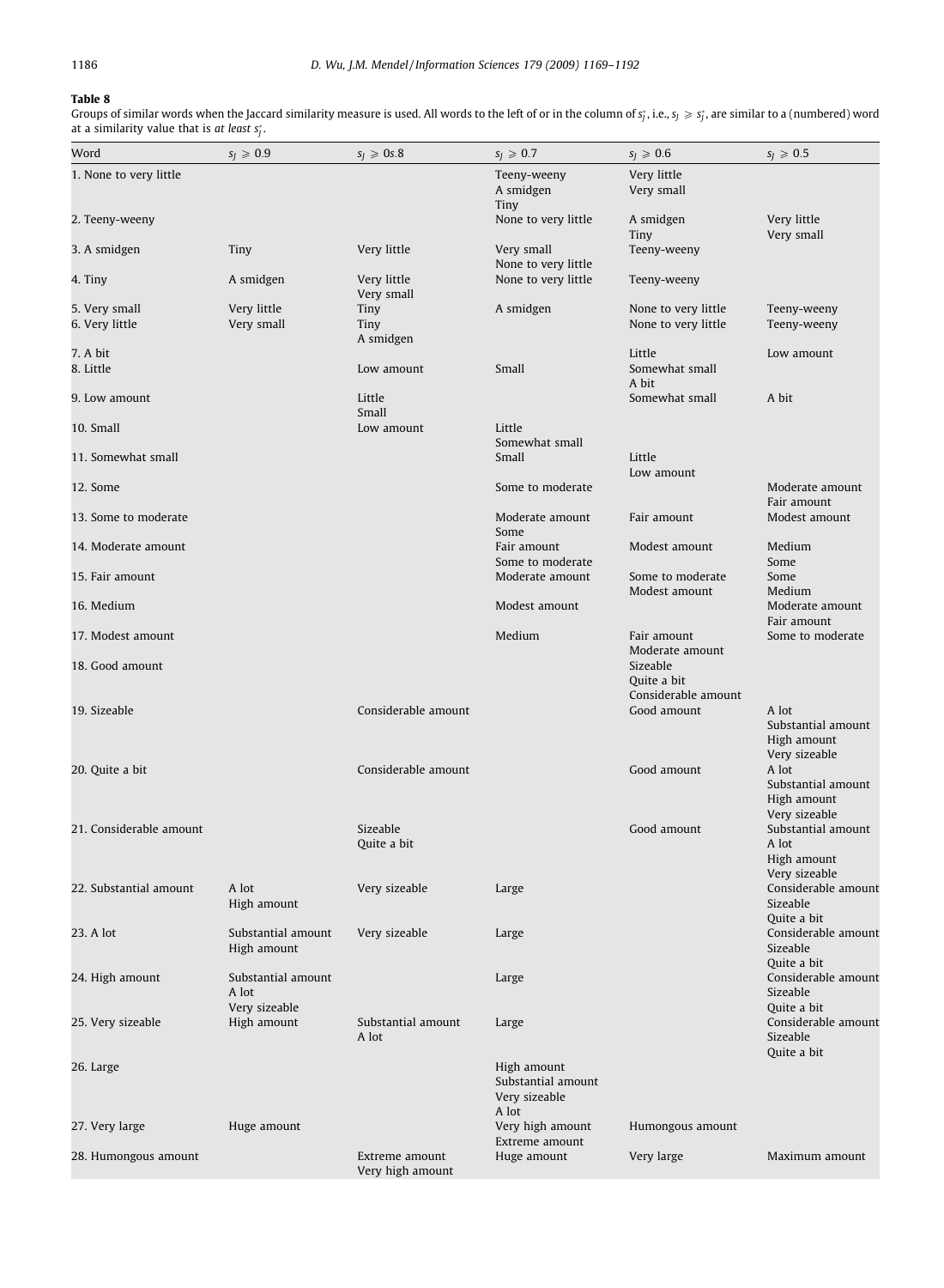**Table 8**

Groups of similar words when the Jaccard similarity measure is used. All words to the left of or in the column of $s_J^*$, i.e., $s_J \geqslant s_J^*$, are similar to a (numbered) word at a similarity value that is *at least* $s_J^*$.

| Word | $s_J \geqslant 0.9$ | $s_J \geqslant 0s.8$ | $s_J \geqslant 0.7$ | $s_J \geqslant 0.6$ | $s_J \geqslant 0.5$ |
|---|---|---|---|---|---|
| 1. None to very little | | | Teeny-weeny<br>A smidgen<br>Tiny | Very little<br>Very small | |
| 2. Teeny-weeny | | | None to very little | A smidgen<br>Tiny | Very little<br>Very small |
| 3. A smidgen | Tiny | Very little | Very small<br>None to very little | Teeny-weeny | |
| 4. Tiny | A smidgen | Very little<br>Very small | None to very little | Teeny-weeny | |
| 5. Very small | Very little | Tiny | A smidgen | None to very little | Teeny-weeny |
| 6. Very little | Very small | Tiny<br>A smidgen | | None to very little | Teeny-weeny |
| 7. A bit | | | | Little | Low amount |
| 8. Little | | Low amount | Small | Somewhat small<br>A bit | |
| 9. Low amount | | Little<br>Small | | Somewhat small | A bit |
| 10. Small | | Low amount | Little<br>Somewhat small | | |
| 11. Somewhat small | | | Small | Little<br>Low amount | |
| 12. Some | | | Some to moderate | | Moderate amount<br>Fair amount |
| 13. Some to moderate | | | Moderate amount<br>Some | Fair amount | Modest amount |
| 14. Moderate amount | | | Fair amount<br>Some to moderate | Modest amount | Medium<br>Some |
| 15. Fair amount | | | Moderate amount | Some to moderate<br>Modest amount | Some<br>Medium |
| 16. Medium | | | Modest amount | | Moderate amount<br>Fair amount |
| 17. Modest amount | | | Medium | Fair amount<br>Moderate amount | Some to moderate |
| 18. Good amount | | | | Sizeable<br>Quite a bit<br>Considerable amount | |
| 19. Sizeable | | Considerable amount | | Good amount | A lot<br>Substantial amount<br>High amount<br>Very sizeable |
| 20. Quite a bit | | Considerable amount | | Good amount | A lot<br>Substantial amount<br>High amount<br>Very sizeable |
| 21. Considerable amount | | Sizeable<br>Quite a bit | | Good amount | Substantial amount<br>A lot<br>High amount<br>Very sizeable |
| 22. Substantial amount | A lot<br>High amount | Very sizeable | Large | | Considerable amount<br>Sizeable<br>Quite a bit |
| 23. A lot | Substantial amount<br>High amount | Very sizeable | Large | | Considerable amount<br>Sizeable<br>Quite a bit |
| 24. High amount | Substantial amount<br>A lot<br>Very sizeable | | Large | | Considerable amount<br>Sizeable<br>Quite a bit |
| 25. Very sizeable | High amount | Substantial amount<br>A lot | Large | | Considerable amount<br>Sizeable<br>Quite a bit |
| 26. Large | | | High amount<br>Substantial amount<br>Very sizeable<br>A lot | | |
| 27. Very large | Huge amount | | Very high amount<br>Extreme amount | Humongous amount | |
| 28. Humongous amount | | Extreme amount<br>Very high amount | Huge amount | Very large | Maximum amount |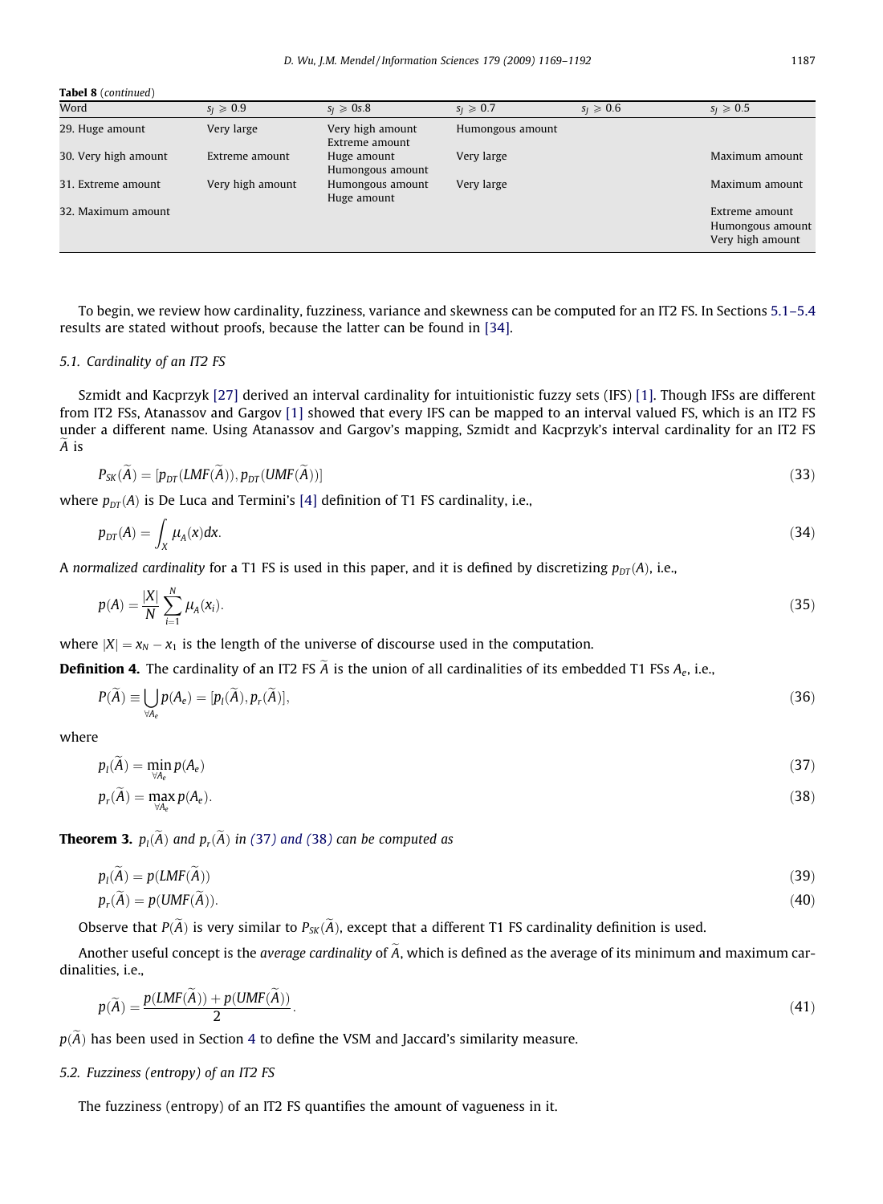**Tabel 8** (*continued*)

| Word | $s_J \geqslant 0.9$ | $s_J \geqslant 0s.8$ | $s_J \geqslant 0.7$ | $s_J \geqslant 0.6$ | $s_J \geqslant 0.5$ |
|---|---|---|---|---|---|
| 29. Huge amount | Very large | Very high amount<br>Extreme amount | Humongous amount | | |
| 30. Very high amount | Extreme amount | Huge amount<br>Humongous amount | Very large | | Maximum amount |
| 31. Extreme amount | Very high amount | Humongous amount<br>Huge amount | Very large | | Maximum amount |
| 32. Maximum amount | | | | | Extreme amount<br>Humongous amount<br>Very high amount |

To begin, we review how cardinality, fuzziness, variance and skewness can be computed for an IT2 FS. In Sections 5.1–5.4 results are stated without proofs, because the latter can be found in [34].

### 5.1. Cardinality of an IT2 FS

Szmidt and Kacprzyk [27] derived an interval cardinality for intuitionistic fuzzy sets (IFS) [1]. Though IFSs are different from IT2 FSs, Atanassov and Gargov [1] showed that every IFS can be mapped to an interval valued FS, which is an IT2 FS under a different name. Using Atanassov and Gargov's mapping, Szmidt and Kacprzyk's interval cardinality for an IT2 FS $\widetilde{A}$ is

$$P_{SK}(\widetilde{A}) = [p_{DT}(LMF(\widetilde{A})), p_{DT}(UMF(\widetilde{A}))] \tag{33}$$

where $p_{DT}(A)$ is De Luca and Termini's [4] definition of T1 FS cardinality, i.e.,

$$p_{DT}(A) = \int_X \mu_A(x)dx. \tag{34}$$

A *normalized cardinality* for a T1 FS is used in this paper, and it is defined by discretizing $p_{DT}(A)$, i.e.,

$$p(A) = \frac{|X|}{N}\sum_{i=1}^{N}\mu_A(x_i). \tag{35}$$

where $|X| = x_N - x_1$ is the length of the universe of discourse used in the computation.

**Definition 4.** The cardinality of an IT2 FS $\widetilde{A}$ is the union of all cardinalities of its embedded T1 FSs $A_e$, i.e.,

$$P(\widetilde{A}) \equiv \bigcup_{\forall A_e} p(A_e) = [p_l(\widetilde{A}), p_r(\widetilde{A})], \tag{36}$$

where

$$p_l(\widetilde{A}) = \min_{\forall A_e} p(A_e) \tag{37}$$

$$p_r(\widetilde{A}) = \max_{\forall A_e} p(A_e). \tag{38}$$

**Theorem 3.** *$p_l(\widetilde{A})$ and $p_r(\widetilde{A})$ in (37) and (38) can be computed as*

$$p_l(\widetilde{A}) = p(LMF(\widetilde{A})) \tag{39}$$

$$p_r(\widetilde{A}) = p(UMF(\widetilde{A})). \tag{40}$$

Observe that $P(\widetilde{A})$ is very similar to $P_{SK}(\widetilde{A})$, except that a different T1 FS cardinality definition is used.

Another useful concept is the *average cardinality* of $\widetilde{A}$, which is defined as the average of its minimum and maximum cardinalities, i.e.,

$$p(\widetilde{A}) = \frac{p(LMF(\widetilde{A})) + p(UMF(\widetilde{A}))}{2}. \tag{41}$$

$p(\widetilde{A})$ has been used in Section 4 to define the VSM and Jaccard's similarity measure.

### 5.2. Fuzziness (entropy) of an IT2 FS

The fuzziness (entropy) of an IT2 FS quantifies the amount of vagueness in it.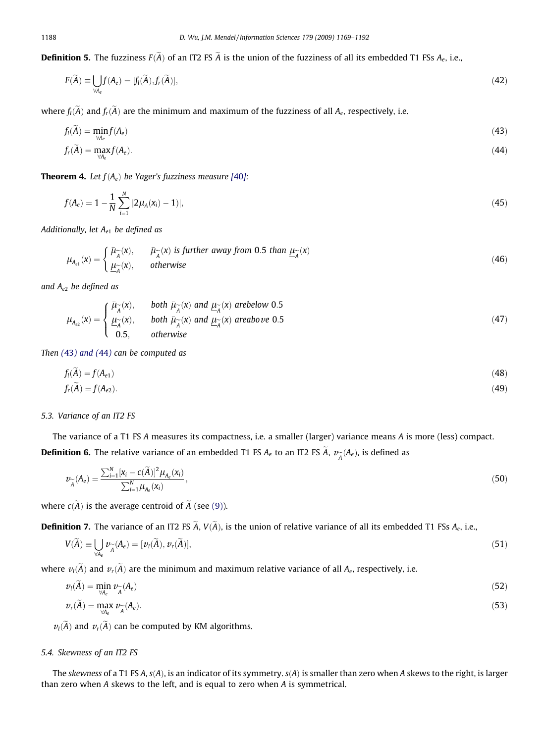**Definition 5.** The fuzziness $F(\widetilde{A})$ of an IT2 FS $\widetilde{A}$ is the union of the fuzziness of all its embedded T1 FSs $A_e$, i.e.,

$$F(\widetilde{A}) \equiv \bigcup_{\forall A_e} f(A_e) = [f_l(\widetilde{A}), f_r(\widetilde{A})], \tag{42}$$

where $f_l(\widetilde{A})$ and $f_r(\widetilde{A})$ are the minimum and maximum of the fuzziness of all $A_e$, respectively, i.e.

$$f_l(\widetilde{A}) = \min_{\forall A_e} f(A_e) \tag{43}$$

$$f_r(\widetilde{A}) = \max_{\forall A_e} f(A_e). \tag{44}$$

**Theorem 4.** *Let $f(A_e)$ be Yager's fuzziness measure [40]:*

$$f(A_e) = 1 - \frac{1}{N}\sum_{i=1}^{N} |2\mu_A(x_i) - 1)|, \tag{45}$$

*Additionally, let $A_{e1}$ be defined as*

$$\mu_{A_{e1}}(x) = \begin{cases} \bar{\mu}_{\widetilde{A}}(x), & \bar{\mu}_{\widetilde{A}}(x) \text{ is further away from } 0.5 \text{ than } \underline{\mu}_{\widetilde{A}}(x) \\ \underline{\mu}_{\widetilde{A}}(x), & \text{otherwise} \end{cases} \tag{46}$$

*and $A_{e2}$ be defined as*

$$\mu_{A_{e2}}(x) = \begin{cases} \bar{\mu}_{\widetilde{A}}(x), & \text{both } \bar{\mu}_{\widetilde{A}}(x) \text{ and } \underline{\mu}_{\widetilde{A}}(x) \text{ arebelow } 0.5 \\ \underline{\mu}_{\widetilde{A}}(x), & \text{both } \bar{\mu}_{\widetilde{A}}(x) \text{ and } \underline{\mu}_{\widetilde{A}}(x) \text{ areabove } 0.5 \\ 0.5, & \text{otherwise} \end{cases} \tag{47}$$

*Then (43) and (44) can be computed as*

$$f_l(\widetilde{A}) = f(A_{e1}) \tag{48}$$

$$f_r(\widetilde{A}) = f(A_{e2}). \tag{49}$$

### 5.3. Variance of an IT2 FS

The variance of a T1 FS $A$ measures its compactness, i.e. a smaller (larger) variance means $A$ is more (less) compact.

**Definition 6.** The relative variance of an embedded T1 FS $A_e$ to an IT2 FS $\widetilde{A}$, $v_{\widetilde{A}}(A_e)$, is defined as

$$v_{\widetilde{A}}(A_e) = \frac{\sum_{i=1}^{N}[x_i - c(\widetilde{A})]^2 \mu_{A_e}(x_i)}{\sum_{i=1}^{N}\mu_{A_e}(x_i)}, \tag{50}$$

where $c(\widetilde{A})$ is the average centroid of $\widetilde{A}$ (see (9)).

**Definition 7.** The variance of an IT2 FS $\widetilde{A}$, $V(\widetilde{A})$, is the union of relative variance of all its embedded T1 FSs $A_e$, i.e.,

$$V(\widetilde{A}) \equiv \bigcup_{\forall A_e} v_{\widetilde{A}}(A_e) = [v_l(\widetilde{A}), v_r(\widetilde{A})], \tag{51}$$

where $v_l(\widetilde{A})$ and $v_r(\widetilde{A})$ are the minimum and maximum relative variance of all $A_e$, respectively, i.e.

$$v_l(\widetilde{A}) = \min_{\forall A_e} v_{\widetilde{A}}(A_e) \tag{52}$$

$$v_r(\widetilde{A}) = \max_{\forall A_e} v_{\widetilde{A}}(A_e). \tag{53}$$

$v_l(\widetilde{A})$ and $v_r(\widetilde{A})$ can be computed by KM algorithms.

### 5.4. Skewness of an IT2 FS

The *skewness* of a T1 FS $A$, $s(A)$, is an indicator of its symmetry. $s(A)$ is smaller than zero when $A$ skews to the right, is larger than zero when $A$ skews to the left, and is equal to zero when $A$ is symmetrical.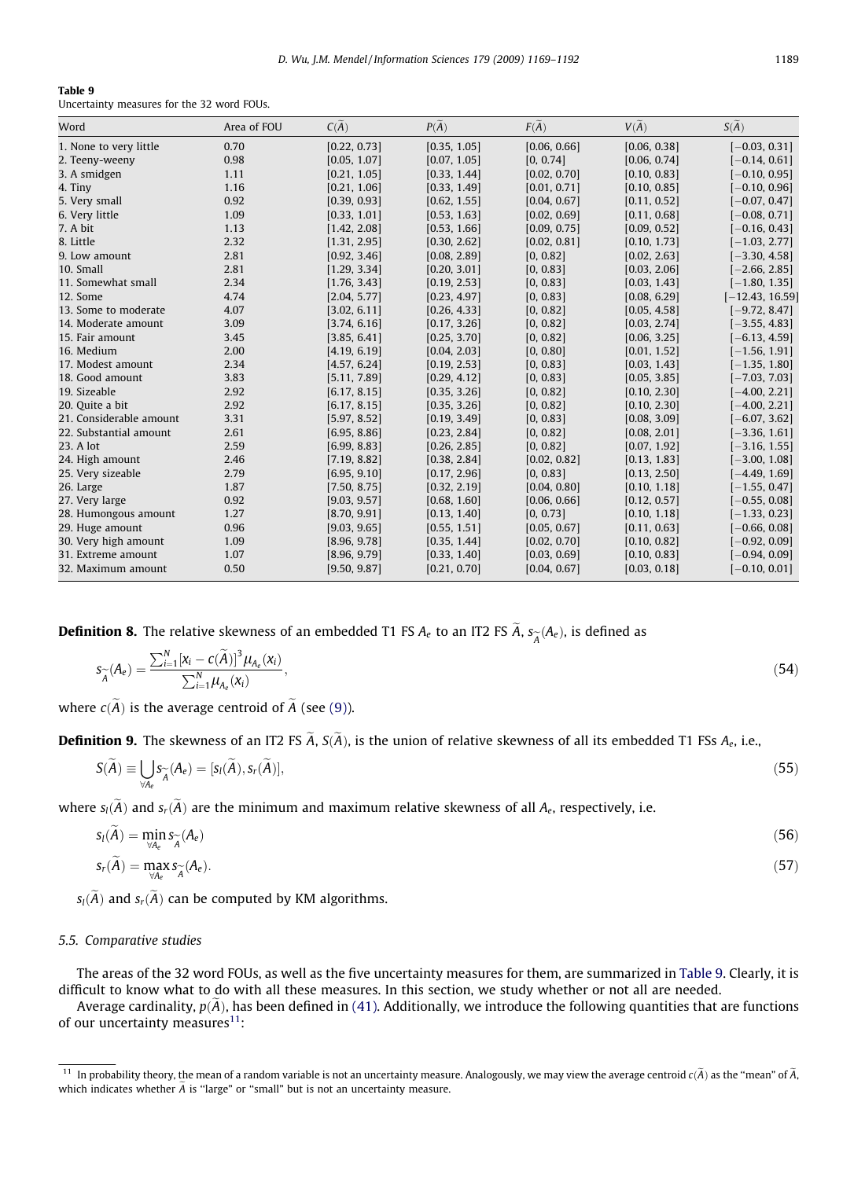**Table 9**
Uncertainty measures for the 32 word FOUs.

| Word | Area of FOU | $C(\widetilde{A})$ | $P(\widetilde{A})$ | $F(\widetilde{A})$ | $V(\widetilde{A})$ | $S(\widetilde{A})$ |
|---|---|---|---|---|---|---|
| 1. None to very little | 0.70 | [0.22, 0.73] | [0.35, 1.05] | [0.06, 0.66] | [0.06, 0.38] | [−0.03, 0.31] |
| 2. Teeny-weeny | 0.98 | [0.05, 1.07] | [0.07, 1.05] | [0, 0.74] | [0.06, 0.74] | [−0.14, 0.61] |
| 3. A smidgen | 1.11 | [0.21, 1.05] | [0.33, 1.44] | [0.02, 0.70] | [0.10, 0.83] | [−0.10, 0.95] |
| 4. Tiny | 1.16 | [0.21, 1.06] | [0.33, 1.49] | [0.01, 0.71] | [0.10, 0.85] | [−0.10, 0.96] |
| 5. Very small | 0.92 | [0.39, 0.93] | [0.62, 1.55] | [0.04, 0.67] | [0.11, 0.52] | [−0.07, 0.47] |
| 6. Very little | 1.09 | [0.33, 1.01] | [0.53, 1.63] | [0.02, 0.69] | [0.11, 0.68] | [−0.08, 0.71] |
| 7. A bit | 1.13 | [1.42, 2.08] | [0.53, 1.66] | [0.09, 0.75] | [0.09, 0.52] | [−0.16, 0.43] |
| 8. Little | 2.32 | [1.31, 2.95] | [0.30, 2.62] | [0.02, 0.81] | [0.10, 1.73] | [−1.03, 2.77] |
| 9. Low amount | 2.81 | [0.92, 3.46] | [0.08, 2.89] | [0, 0.82] | [0.02, 2.63] | [−3.30, 4.58] |
| 10. Small | 2.81 | [1.29, 3.34] | [0.20, 3.01] | [0, 0.83] | [0.03, 2.06] | [−2.66, 2.85] |
| 11. Somewhat small | 2.34 | [1.76, 3.43] | [0.19, 2.53] | [0, 0.83] | [0.03, 1.43] | [−1.80, 1.35] |
| 12. Some | 4.74 | [2.04, 5.77] | [0.23, 4.97] | [0, 0.83] | [0.08, 6.29] | [−12.43, 16.59] |
| 13. Some to moderate | 4.07 | [3.02, 6.11] | [0.26, 4.33] | [0, 0.82] | [0.05, 4.58] | [−9.72, 8.47] |
| 14. Moderate amount | 3.09 | [3.74, 6.16] | [0.17, 3.26] | [0, 0.82] | [0.03, 2.74] | [−3.55, 4.83] |
| 15. Fair amount | 3.45 | [3.85, 6.41] | [0.25, 3.70] | [0, 0.82] | [0.06, 3.25] | [−6.13, 4.59] |
| 16. Medium | 2.00 | [4.19, 6.19] | [0.04, 2.03] | [0, 0.80] | [0.01, 1.52] | [−1.56, 1.91] |
| 17. Modest amount | 2.34 | [4.57, 6.24] | [0.19, 2.53] | [0, 0.83] | [0.03, 1.43] | [−1.35, 1.80] |
| 18. Good amount | 3.83 | [5.11, 7.89] | [0.29, 4.12] | [0, 0.83] | [0.05, 3.85] | [−7.03, 7.03] |
| 19. Sizeable | 2.92 | [6.17, 8.15] | [0.35, 3.26] | [0, 0.82] | [0.10, 2.30] | [−4.00, 2.21] |
| 20. Quite a bit | 2.92 | [6.17, 8.15] | [0.35, 3.26] | [0, 0.82] | [0.10, 2.30] | [−4.00, 2.21] |
| 21. Considerable amount | 3.31 | [5.97, 8.52] | [0.19, 3.49] | [0, 0.83] | [0.08, 3.09] | [−6.07, 3.62] |
| 22. Substantial amount | 2.61 | [6.95, 8.86] | [0.23, 2.84] | [0, 0.82] | [0.08, 2.01] | [−3.36, 1.61] |
| 23. A lot | 2.59 | [6.99, 8.83] | [0.26, 2.85] | [0, 0.82] | [0.07, 1.92] | [−3.16, 1.55] |
| 24. High amount | 2.46 | [7.19, 8.82] | [0.38, 2.84] | [0.02, 0.82] | [0.13, 1.83] | [−3.00, 1.08] |
| 25. Very sizeable | 2.79 | [6.95, 9.10] | [0.17, 2.96] | [0, 0.83] | [0.13, 2.50] | [−4.49, 1.69] |
| 26. Large | 1.87 | [7.50, 8.75] | [0.32, 2.19] | [0.04, 0.80] | [0.10, 1.18] | [−1.55, 0.47] |
| 27. Very large | 0.92 | [9.03, 9.57] | [0.68, 1.60] | [0.06, 0.66] | [0.12, 0.57] | [−0.55, 0.08] |
| 28. Humongous amount | 1.27 | [8.70, 9.91] | [0.13, 1.40] | [0, 0.73] | [0.10, 1.18] | [−1.33, 0.23] |
| 29. Huge amount | 0.96 | [9.03, 9.65] | [0.55, 1.51] | [0.05, 0.67] | [0.11, 0.63] | [−0.66, 0.08] |
| 30. Very high amount | 1.09 | [8.96, 9.78] | [0.35, 1.44] | [0.02, 0.70] | [0.10, 0.82] | [−0.92, 0.09] |
| 31. Extreme amount | 1.07 | [8.96, 9.79] | [0.33, 1.40] | [0.03, 0.69] | [0.10, 0.83] | [−0.94, 0.09] |
| 32. Maximum amount | 0.50 | [9.50, 9.87] | [0.21, 0.70] | [0.04, 0.67] | [0.03, 0.18] | [−0.10, 0.01] |

**Definition 8.** The relative skewness of an embedded T1 FS $A_e$ to an IT2 FS $\widetilde{A}$, $s_{\widetilde{A}}(A_e)$, is defined as

$$s_{\widetilde{A}}(A_e) = \frac{\sum_{i=1}^{N}[x_i - c(\widetilde{A})]^3 \mu_{A_e}(x_i)}{\sum_{i=1}^{N}\mu_{A_e}(x_i)}, \tag{54}$$

where $c(\widetilde{A})$ is the average centroid of $\widetilde{A}$ (see (9)).

**Definition 9.** The skewness of an IT2 FS $\widetilde{A}$, $S(\widetilde{A})$, is the union of relative skewness of all its embedded T1 FSs $A_e$, i.e.,

$$S(\widetilde{A}) \equiv \bigcup_{\forall A_e} s_{\widetilde{A}}(A_e) = [s_l(\widetilde{A}), s_r(\widetilde{A})], \tag{55}$$

where $s_l(\widetilde{A})$ and $s_r(\widetilde{A})$ are the minimum and maximum relative skewness of all $A_e$, respectively, i.e.

$$s_l(\widetilde{A}) = \min_{\forall A_e} s_{\widetilde{A}}(A_e) \tag{56}$$

$$s_r(\widetilde{A}) = \max_{\forall A_e} s_{\widetilde{A}}(A_e). \tag{57}$$

$s_l(\widetilde{A})$ and $s_r(\widetilde{A})$ can be computed by KM algorithms.

### 5.5. Comparative studies

The areas of the 32 word FOUs, as well as the five uncertainty measures for them, are summarized in Table 9. Clearly, it is difficult to know what to do with all these measures. In this section, we study whether or not all are needed.

Average cardinality, $p(\widetilde{A})$, has been defined in (41). Additionally, we introduce the following quantities that are functions of our uncertainty measures[11]:

[11] In probability theory, the mean of a random variable is not an uncertainty measure. Analogously, we may view the average centroid $c(\widetilde{A})$ as the "mean" of $\widetilde{A}$, which indicates whether $\widetilde{A}$ is "large" or "small" but is not an uncertainty measure.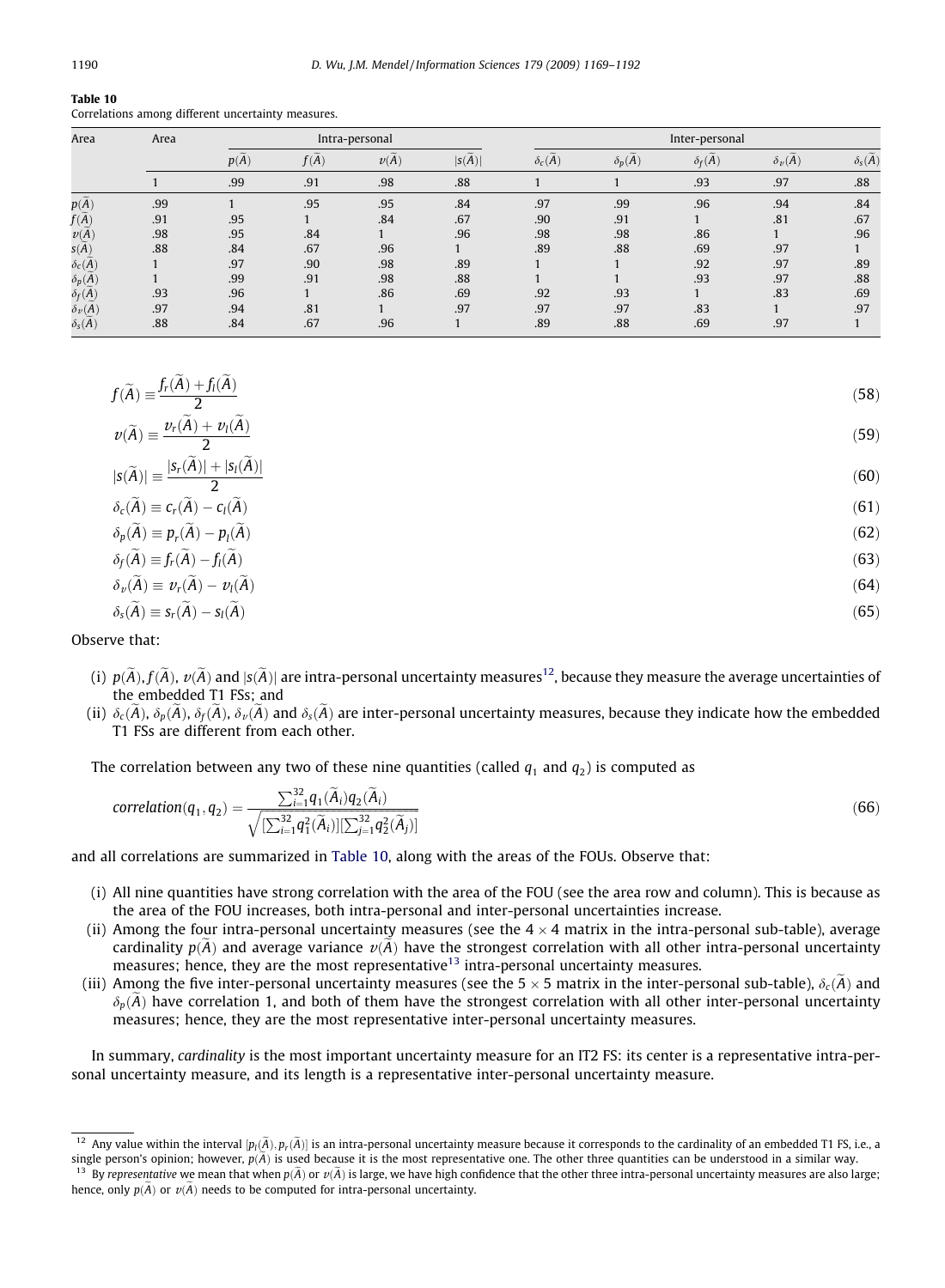**Table 10**
Correlations among different uncertainty measures.

| Area | Area | Intra-personal | | | | Inter-personal | | | | |
|---|---|---|---|---|---|---|---|---|---|---|
| | | $p(\widetilde{A})$ | $f(\widetilde{A})$ | $v(\widetilde{A})$ | $\lvert s(\widetilde{A})\rvert$ | $\delta_c(\widetilde{A})$ | $\delta_p(\widetilde{A})$ | $\delta_f(\widetilde{A})$ | $\delta_v(\widetilde{A})$ | $\delta_s(\widetilde{A})$ |
| | 1 | .99 | .91 | .98 | .88 | 1 | 1 | .93 | .97 | .88 |
| $p(\widetilde{A})$ | .99 | 1 | .95 | .95 | .84 | .97 | .99 | .96 | .94 | .84 |
| $f(\widetilde{A})$ | .91 | .95 | 1 | .84 | .67 | .90 | .91 | 1 | .81 | .67 |
| $v(\widetilde{A})$ | .98 | .95 | .84 | 1 | .96 | .98 | .98 | .86 | 1 | .96 |
| $s(\widetilde{A})$ | .88 | .84 | .67 | .96 | 1 | .89 | .88 | .69 | .97 | 1 |
| $\delta_c(\widetilde{A})$ | 1 | .97 | .90 | .98 | .89 | 1 | 1 | .92 | .97 | .89 |
| $\delta_p(\widetilde{A})$ | 1 | .99 | .91 | .98 | .88 | 1 | 1 | .93 | .97 | .88 |
| $\delta_f(\widetilde{A})$ | .93 | .96 | 1 | .86 | .69 | .92 | .93 | 1 | .83 | .69 |
| $\delta_v(\widetilde{A})$ | .97 | .94 | .81 | 1 | .97 | .97 | .97 | .83 | 1 | .97 |
| $\delta_s(\widetilde{A})$ | .88 | .84 | .67 | .96 | 1 | .89 | .88 | .69 | .97 | 1 |

$$f(\widetilde{A}) \equiv \frac{f_r(\widetilde{A}) + f_l(\widetilde{A})}{2} \tag{58}$$

$$v(\widetilde{A}) \equiv \frac{v_r(\widetilde{A}) + v_l(\widetilde{A})}{2} \tag{59}$$

$$|s(\widetilde{A})| \equiv \frac{|s_r(\widetilde{A})| + |s_l(\widetilde{A})|}{2} \tag{60}$$

$$\delta_c(\widetilde{A}) \equiv c_r(\widetilde{A}) - c_l(\widetilde{A}) \tag{61}$$

$$\delta_p(\widetilde{A}) \equiv p_r(\widetilde{A}) - p_l(\widetilde{A}) \tag{62}$$

$$\delta_f(\widetilde{A}) \equiv f_r(\widetilde{A}) - f_l(\widetilde{A}) \tag{63}$$

$$\delta_v(\widetilde{A}) \equiv v_r(\widetilde{A}) - v_l(\widetilde{A}) \tag{64}$$

$$\delta_s(\widetilde{A}) \equiv s_r(\widetilde{A}) - s_l(\widetilde{A}) \tag{65}$$

Observe that:

(i) $p(\widetilde{A}), f(\widetilde{A})$, $v(\widetilde{A})$ and $|s(\widetilde{A})|$ are intra-personal uncertainty measures[12], because they measure the average uncertainties of the embedded T1 FSs; and

(ii) $\delta_c(\widetilde{A})$, $\delta_p(\widetilde{A})$, $\delta_f(\widetilde{A})$, $\delta_v(\widetilde{A})$ and $\delta_s(\widetilde{A})$ are inter-personal uncertainty measures, because they indicate how the embedded T1 FSs are different from each other.

The correlation between any two of these nine quantities (called $q_1$ and $q_2$) is computed as

$$correlation(q_1, q_2) = \frac{\sum_{i=1}^{32} q_1(\widetilde{A}_i) q_2(\widetilde{A}_i)}{\sqrt{[\sum_{i=1}^{32} q_1^2(\widetilde{A}_i)][\sum_{j=1}^{32} q_2^2(\widetilde{A}_j)]}} \tag{66}$$

and all correlations are summarized in Table 10, along with the areas of the FOUs. Observe that:

(i) All nine quantities have strong correlation with the area of the FOU (see the area row and column). This is because as the area of the FOU increases, both intra-personal and inter-personal uncertainties increase.

(ii) Among the four intra-personal uncertainty measures (see the $4 \times 4$ matrix in the intra-personal sub-table), average cardinality $p(\widetilde{A})$ and average variance $v(\widetilde{A})$ have the strongest correlation with all other intra-personal uncertainty measures; hence, they are the most representative[13] intra-personal uncertainty measures.

(iii) Among the five inter-personal uncertainty measures (see the $5 \times 5$ matrix in the inter-personal sub-table), $\delta_c(\widetilde{A})$ and $\delta_p(\widetilde{A})$ have correlation 1, and both of them have the strongest correlation with all other inter-personal uncertainty measures; hence, they are the most representative inter-personal uncertainty measures.

In summary, *cardinality* is the most important uncertainty measure for an IT2 FS: its center is a representative intra-personal uncertainty measure, and its length is a representative inter-personal uncertainty measure.

---

[12] Any value within the interval $[p_l(\widetilde{A}), p_r(\widetilde{A})]$ is an intra-personal uncertainty measure because it corresponds to the cardinality of an embedded T1 FS, i.e., a single person's opinion; however, $p(\widetilde{A})$ is used because it is the most representative one. The other three quantities can be understood in a similar way.

[13] By *representative* we mean that when $p(\widetilde{A})$ or $v(\widetilde{A})$ is large, we have high confidence that the other three intra-personal uncertainty measures are also large; hence, only $p(\widetilde{A})$ or $v(\widetilde{A})$ needs to be computed for intra-personal uncertainty.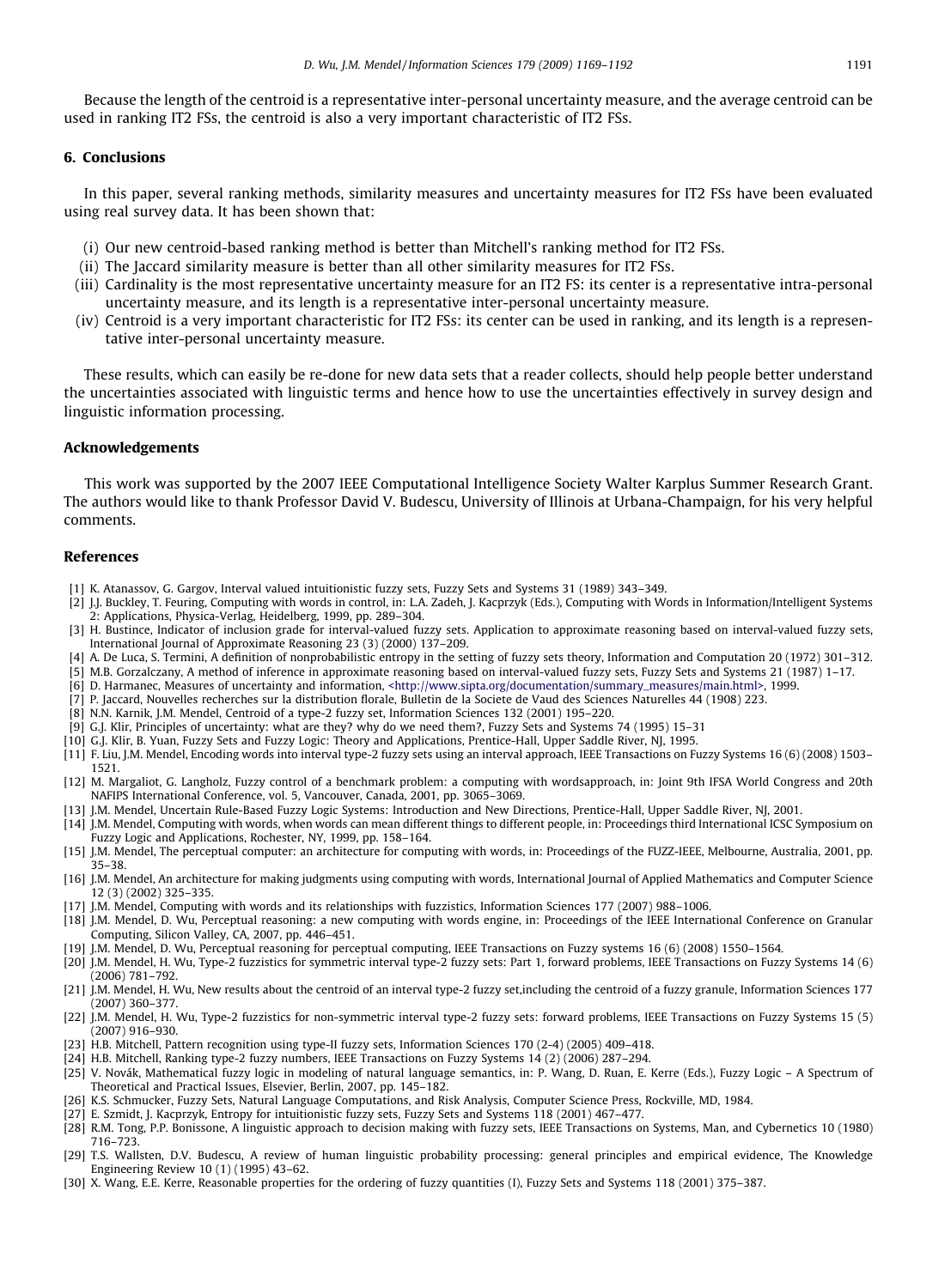Because the length of the centroid is a representative inter-personal uncertainty measure, and the average centroid can be used in ranking IT2 FSs, the centroid is also a very important characteristic of IT2 FSs.

## 6. Conclusions

In this paper, several ranking methods, similarity measures and uncertainty measures for IT2 FSs have been evaluated using real survey data. It has been shown that:

(i) Our new centroid-based ranking method is better than Mitchell's ranking method for IT2 FSs.
(ii) The Jaccard similarity measure is better than all other similarity measures for IT2 FSs.
(iii) Cardinality is the most representative uncertainty measure for an IT2 FS: its center is a representative intra-personal uncertainty measure, and its length is a representative inter-personal uncertainty measure.
(iv) Centroid is a very important characteristic for IT2 FSs: its center can be used in ranking, and its length is a representative inter-personal uncertainty measure.

These results, which can easily be re-done for new data sets that a reader collects, should help people better understand the uncertainties associated with linguistic terms and hence how to use the uncertainties effectively in survey design and linguistic information processing.

## Acknowledgements

This work was supported by the 2007 IEEE Computational Intelligence Society Walter Karplus Summer Research Grant. The authors would like to thank Professor David V. Budescu, University of Illinois at Urbana-Champaign, for his very helpful comments.

## References

[1] K. Atanassov, G. Gargov, Interval valued intuitionistic fuzzy sets, Fuzzy Sets and Systems 31 (1989) 343–349.
[2] J.J. Buckley, T. Feuring, Computing with words in control, in: L.A. Zadeh, J. Kacprzyk (Eds.), Computing with Words in Information/Intelligent Systems 2: Applications, Physica-Verlag, Heidelberg, 1999, pp. 289–304.
[3] H. Bustince, Indicator of inclusion grade for interval-valued fuzzy sets. Application to approximate reasoning based on interval-valued fuzzy sets, International Journal of Approximate Reasoning 23 (3) (2000) 137–209.
[4] A. De Luca, S. Termini, A definition of nonprobabilistic entropy in the setting of fuzzy sets theory, Information and Computation 20 (1972) 301–312.
[5] M.B. Gorzalczany, A method of inference in approximate reasoning based on interval-valued fuzzy sets, Fuzzy Sets and Systems 21 (1987) 1–17.
[6] D. Harmanec, Measures of uncertainty and information, <http://www.sipta.org/documentation/summary_measures/main.html>, 1999.
[7] P. Jaccard, Nouvelles recherches sur la distribution florale, Bulletin de la Societe de Vaud des Sciences Naturelles 44 (1908) 223.
[8] N.N. Karnik, J.M. Mendel, Centroid of a type-2 fuzzy set, Information Sciences 132 (2001) 195–220.
[9] G.J. Klir, Principles of uncertainty: what are they? why do we need them?, Fuzzy Sets and Systems 74 (1995) 15–31
[10] G.J. Klir, B. Yuan, Fuzzy Sets and Fuzzy Logic: Theory and Applications, Prentice-Hall, Upper Saddle River, NJ, 1995.
[11] F. Liu, J.M. Mendel, Encoding words into interval type-2 fuzzy sets using an interval approach, IEEE Transactions on Fuzzy Systems 16 (6) (2008) 1503–1521.
[12] M. Margaliot, G. Langholz, Fuzzy control of a benchmark problem: a computing with wordsapproach, in: Joint 9th IFSA World Congress and 20th NAFIPS International Conference, vol. 5, Vancouver, Canada, 2001, pp. 3065–3069.
[13] J.M. Mendel, Uncertain Rule-Based Fuzzy Logic Systems: Introduction and New Directions, Prentice-Hall, Upper Saddle River, NJ, 2001.
[14] J.M. Mendel, Computing with words, when words can mean different things to different people, in: Proceedings third International ICSC Symposium on Fuzzy Logic and Applications, Rochester, NY, 1999, pp. 158–164.
[15] J.M. Mendel, The perceptual computer: an architecture for computing with words, in: Proceedings of the FUZZ-IEEE, Melbourne, Australia, 2001, pp. 35–38.
[16] J.M. Mendel, An architecture for making judgments using computing with words, International Journal of Applied Mathematics and Computer Science 12 (3) (2002) 325–335.
[17] J.M. Mendel, Computing with words and its relationships with fuzzistics, Information Sciences 177 (2007) 988–1006.
[18] J.M. Mendel, D. Wu, Perceptual reasoning: a new computing with words engine, in: Proceedings of the IEEE International Conference on Granular Computing, Silicon Valley, CA, 2007, pp. 446–451.
[19] J.M. Mendel, D. Wu, Perceptual reasoning for perceptual computing, IEEE Transactions on Fuzzy systems 16 (6) (2008) 1550–1564.
[20] J.M. Mendel, H. Wu, Type-2 fuzzistics for symmetric interval type-2 fuzzy sets: Part 1, forward problems, IEEE Transactions on Fuzzy Systems 14 (6) (2006) 781–792.
[21] J.M. Mendel, H. Wu, New results about the centroid of an interval type-2 fuzzy set,including the centroid of a fuzzy granule, Information Sciences 177 (2007) 360–377.
[22] J.M. Mendel, H. Wu, Type-2 fuzzistics for non-symmetric interval type-2 fuzzy sets: forward problems, IEEE Transactions on Fuzzy Systems 15 (5) (2007) 916–930.
[23] H.B. Mitchell, Pattern recognition using type-II fuzzy sets, Information Sciences 170 (2-4) (2005) 409–418.
[24] H.B. Mitchell, Ranking type-2 fuzzy numbers, IEEE Transactions on Fuzzy Systems 14 (2) (2006) 287–294.
[25] V. Novák, Mathematical fuzzy logic in modeling of natural language semantics, in: P. Wang, D. Ruan, E. Kerre (Eds.), Fuzzy Logic – A Spectrum of Theoretical and Practical Issues, Elsevier, Berlin, 2007, pp. 145–182.
[26] K.S. Schmucker, Fuzzy Sets, Natural Language Computations, and Risk Analysis, Computer Science Press, Rockville, MD, 1984.
[27] E. Szmidt, J. Kacprzyk, Entropy for intuitionistic fuzzy sets, Fuzzy Sets and Systems 118 (2001) 467–477.
[28] R.M. Tong, P.P. Bonissone, A linguistic approach to decision making with fuzzy sets, IEEE Transactions on Systems, Man, and Cybernetics 10 (1980) 716–723.
[29] T.S. Wallsten, D.V. Budescu, A review of human linguistic probability processing: general principles and empirical evidence, The Knowledge Engineering Review 10 (1) (1995) 43–62.
[30] X. Wang, E.E. Kerre, Reasonable properties for the ordering of fuzzy quantities (I), Fuzzy Sets and Systems 118 (2001) 375–387.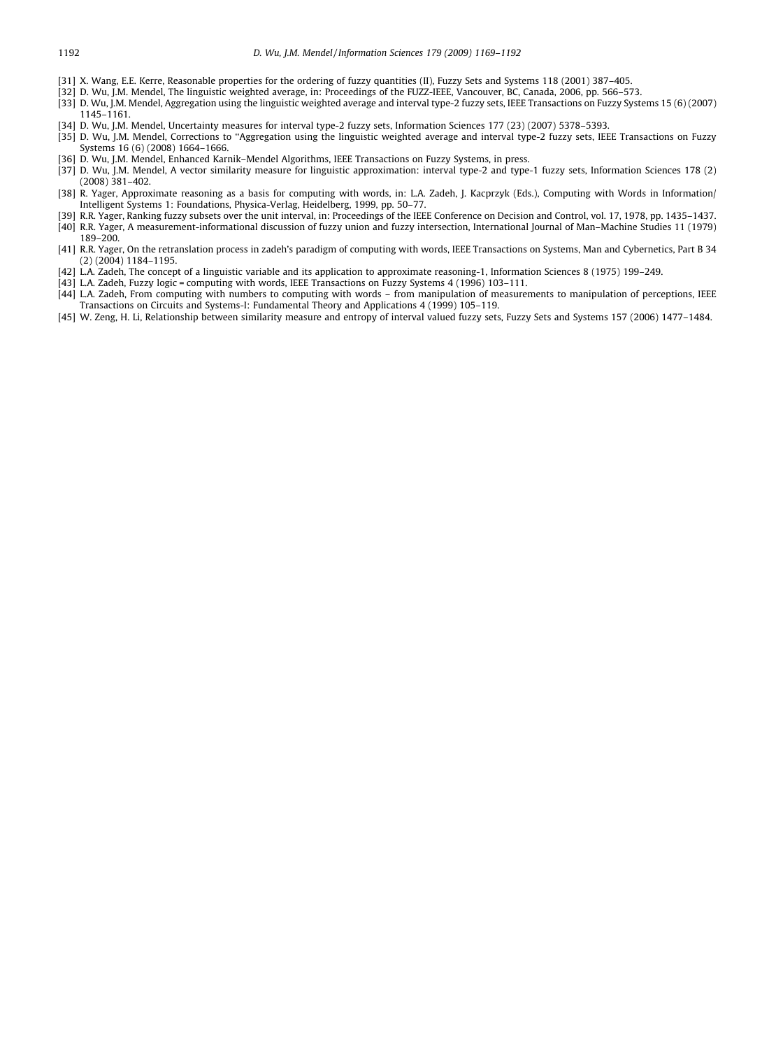[31] X. Wang, E.E. Kerre, Reasonable properties for the ordering of fuzzy quantities (II), Fuzzy Sets and Systems 118 (2001) 387–405.

[32] D. Wu, J.M. Mendel, The linguistic weighted average, in: Proceedings of the FUZZ-IEEE, Vancouver, BC, Canada, 2006, pp. 566–573.

[33] D. Wu, J.M. Mendel, Aggregation using the linguistic weighted average and interval type-2 fuzzy sets, IEEE Transactions on Fuzzy Systems 15 (6) (2007) 1145–1161.

[34] D. Wu, J.M. Mendel, Uncertainty measures for interval type-2 fuzzy sets, Information Sciences 177 (23) (2007) 5378–5393.

[35] D. Wu, J.M. Mendel, Corrections to "Aggregation using the linguistic weighted average and interval type-2 fuzzy sets, IEEE Transactions on Fuzzy Systems 16 (6) (2008) 1664–1666.

[36] D. Wu, J.M. Mendel, Enhanced Karnik–Mendel Algorithms, IEEE Transactions on Fuzzy Systems, in press.

[37] D. Wu, J.M. Mendel, A vector similarity measure for linguistic approximation: interval type-2 and type-1 fuzzy sets, Information Sciences 178 (2) (2008) 381–402.

[38] R. Yager, Approximate reasoning as a basis for computing with words, in: L.A. Zadeh, J. Kacprzyk (Eds.), Computing with Words in Information/ Intelligent Systems 1: Foundations, Physica-Verlag, Heidelberg, 1999, pp. 50–77.

[39] R.R. Yager, Ranking fuzzy subsets over the unit interval, in: Proceedings of the IEEE Conference on Decision and Control, vol. 17, 1978, pp. 1435–1437.

[40] R.R. Yager, A measurement-informational discussion of fuzzy union and fuzzy intersection, International Journal of Man–Machine Studies 11 (1979) 189–200.

[41] R.R. Yager, On the retranslation process in zadeh's paradigm of computing with words, IEEE Transactions on Systems, Man and Cybernetics, Part B 34 (2) (2004) 1184–1195.

[42] L.A. Zadeh, The concept of a linguistic variable and its application to approximate reasoning-1, Information Sciences 8 (1975) 199–249.

[43] L.A. Zadeh, Fuzzy logic = computing with words, IEEE Transactions on Fuzzy Systems 4 (1996) 103–111.

[44] L.A. Zadeh, From computing with numbers to computing with words – from manipulation of measurements to manipulation of perceptions, IEEE Transactions on Circuits and Systems-I: Fundamental Theory and Applications 4 (1999) 105–119.

[45] W. Zeng, H. Li, Relationship between similarity measure and entropy of interval valued fuzzy sets, Fuzzy Sets and Systems 157 (2006) 1477–1484.